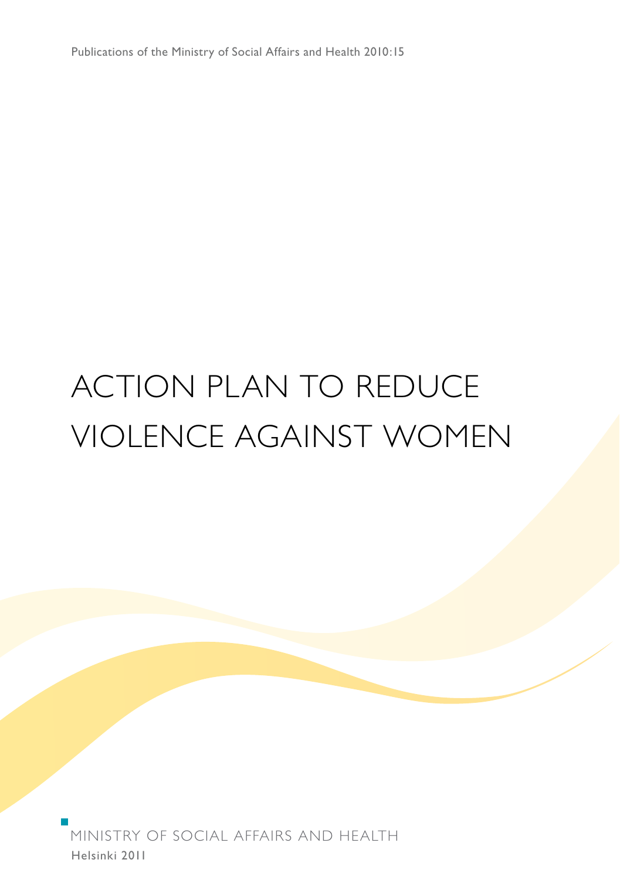Publications of the Ministry of Social Affairs and Health 2010:15

# ACTION PLAN TO REDUCE VIOLENCE AGAINST WOMEN

MINISTRY OF SOCIAL AFFAIRS AND HEALTH

Helsinki 2011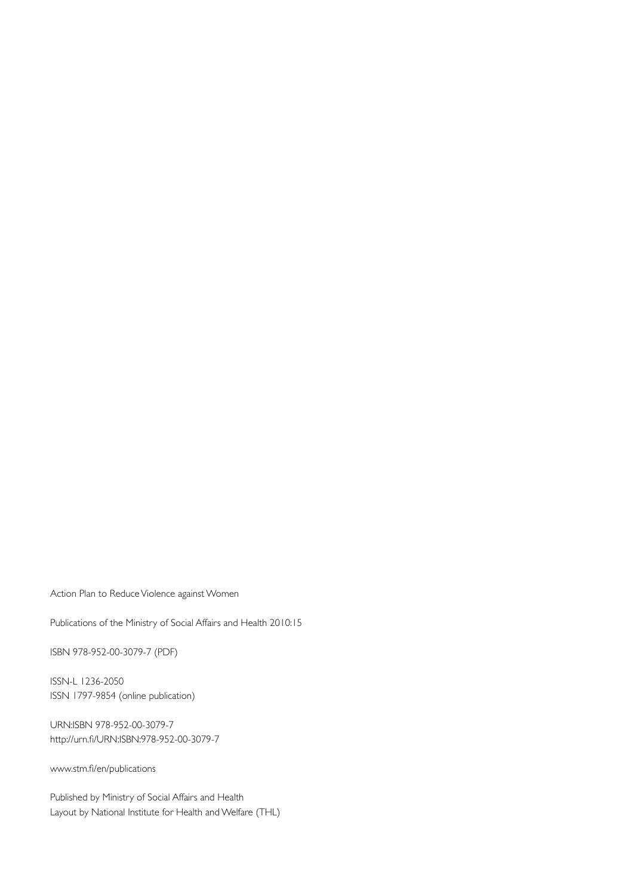Action Plan to Reduce Violence against Women

Publications of the Ministry of Social Affairs and Health 2010:15

ISBN 978-952-00-3079-7 (PDF)

ISSN-L 1236-2050
ISSN 1797-9854 (online publication)

URN:ISBN 978-952-00-3079-7
http://urn.fi/URN:ISBN:978-952-00-3079-7

www.stm.fi/en/publications

Published by Ministry of Social Affairs and Health
Layout by National Institute for Health and Welfare (THL)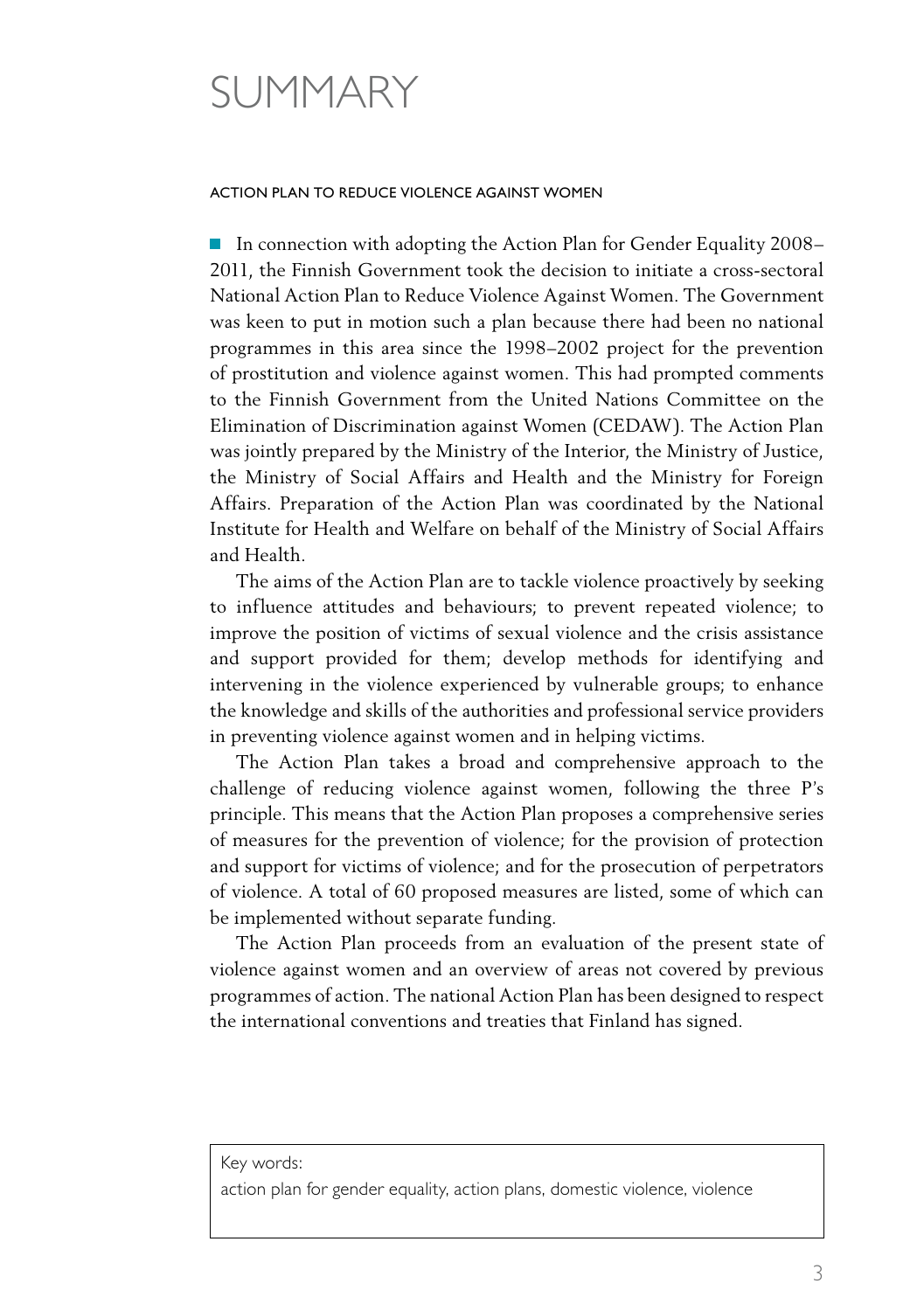# SUMMARY

ACTION PLAN TO REDUCE VIOLENCE AGAINST WOMEN

In connection with adopting the Action Plan for Gender Equality 2008–2011, the Finnish Government took the decision to initiate a cross-sectoral National Action Plan to Reduce Violence Against Women. The Government was keen to put in motion such a plan because there had been no national programmes in this area since the 1998–2002 project for the prevention of prostitution and violence against women. This had prompted comments to the Finnish Government from the United Nations Committee on the Elimination of Discrimination against Women (CEDAW). The Action Plan was jointly prepared by the Ministry of the Interior, the Ministry of Justice, the Ministry of Social Affairs and Health and the Ministry for Foreign Affairs. Preparation of the Action Plan was coordinated by the National Institute for Health and Welfare on behalf of the Ministry of Social Affairs and Health.

The aims of the Action Plan are to tackle violence proactively by seeking to influence attitudes and behaviours; to prevent repeated violence; to improve the position of victims of sexual violence and the crisis assistance and support provided for them; develop methods for identifying and intervening in the violence experienced by vulnerable groups; to enhance the knowledge and skills of the authorities and professional service providers in preventing violence against women and in helping victims.

The Action Plan takes a broad and comprehensive approach to the challenge of reducing violence against women, following the three P's principle. This means that the Action Plan proposes a comprehensive series of measures for the prevention of violence; for the provision of protection and support for victims of violence; and for the prosecution of perpetrators of violence. A total of 60 proposed measures are listed, some of which can be implemented without separate funding.

The Action Plan proceeds from an evaluation of the present state of violence against women and an overview of areas not covered by previous programmes of action. The national Action Plan has been designed to respect the international conventions and treaties that Finland has signed.

Key words:
action plan for gender equality, action plans, domestic violence, violence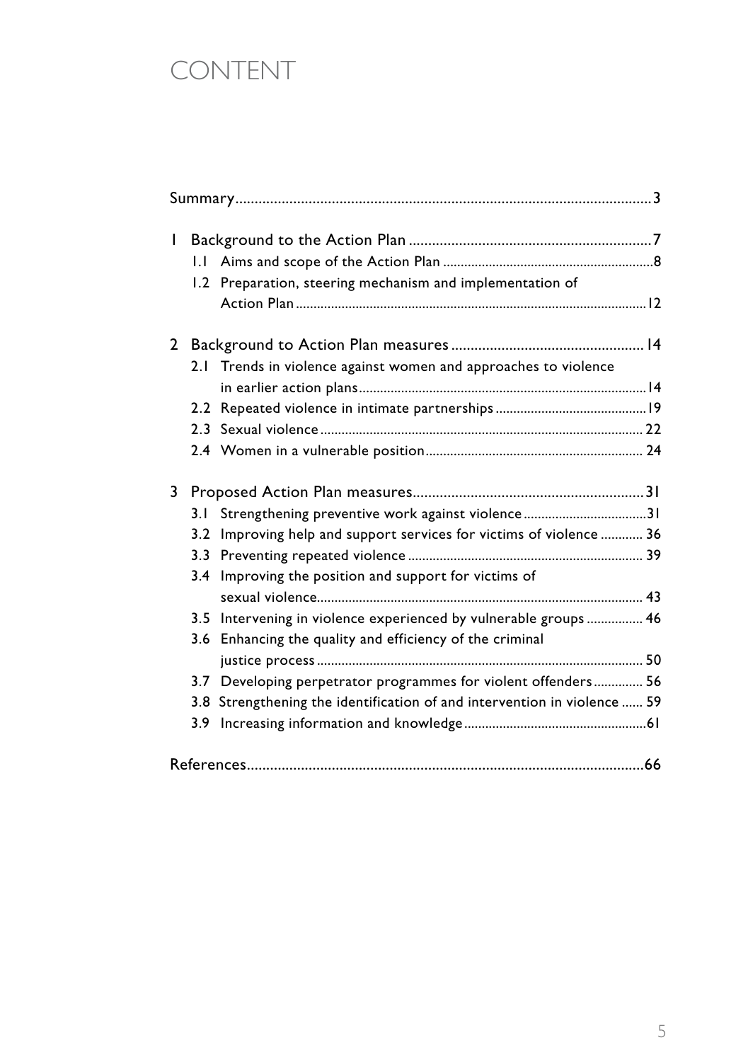# CONTENT

Summary.......................................................................................................3

1 Background to the Action Plan ..............................................................7
   1.1 Aims and scope of the Action Plan ...........................................................8
   1.2 Preparation, steering mechanism and implementation of Action Plan ..................................................................................................12

2 Background to Action Plan measures ................................................. 14
   2.1 Trends in violence against women and approaches to violence in earlier action plans.................................................................................14
   2.2 Repeated violence in intimate partnerships ..........................................19
   2.3 Sexual violence .......................................................................................... 22
   2.4 Women in a vulnerable position............................................................ 24

3 Proposed Action Plan measures...........................................................31
   3.1 Strengthening preventive work against violence ..................................31
   3.2 Improving help and support services for victims of violence ............ 36
   3.3 Preventing repeated violence .................................................................. 39
   3.4 Improving the position and support for victims of sexual violence............................................................................................ 43
   3.5 Intervening in violence experienced by vulnerable groups ................ 46
   3.6 Enhancing the quality and efficiency of the criminal justice process ............................................................................................ 50
   3.7 Developing perpetrator programmes for violent offenders.............. 56
   3.8 Strengthening the identification of and intervention in violence ...... 59
   3.9 Increasing information and knowledge...................................................61

References.....................................................................................................66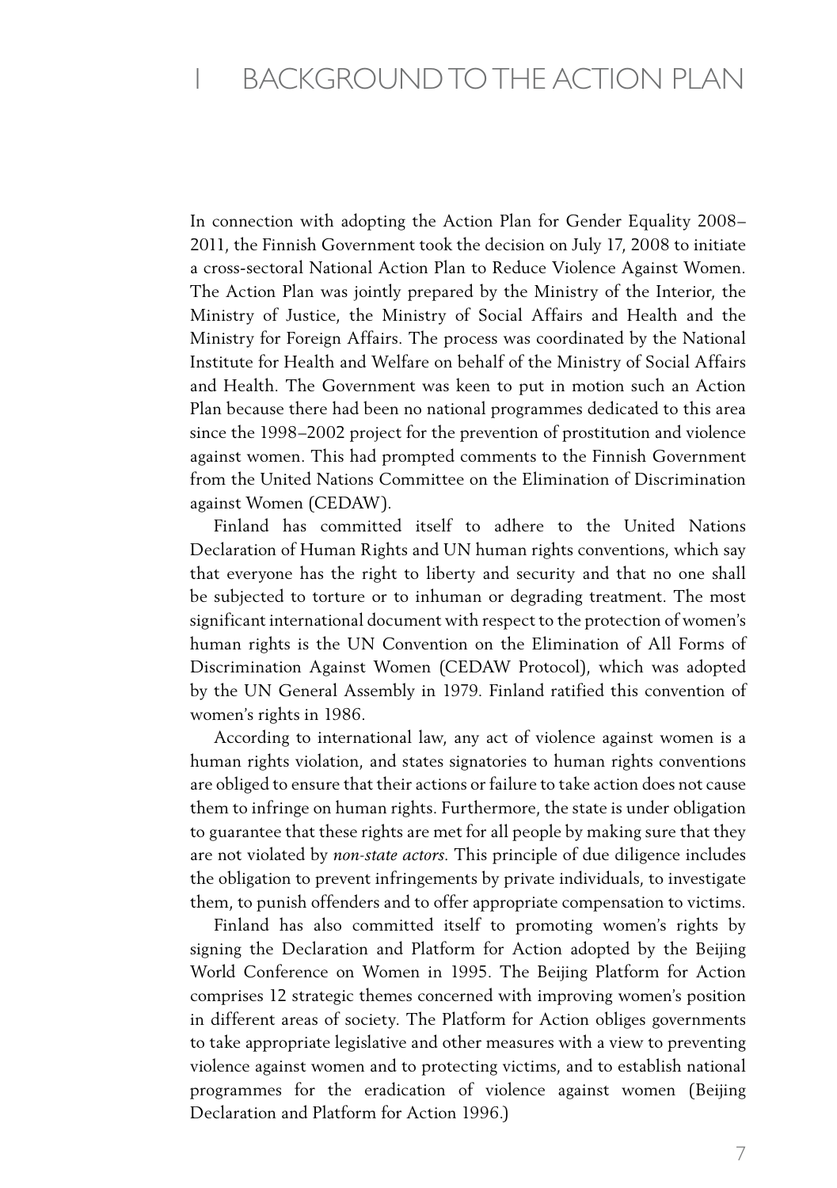# 1 BACKGROUND TO THE ACTION PLAN

In connection with adopting the Action Plan for Gender Equality 2008–2011, the Finnish Government took the decision on July 17, 2008 to initiate a cross-sectoral National Action Plan to Reduce Violence Against Women. The Action Plan was jointly prepared by the Ministry of the Interior, the Ministry of Justice, the Ministry of Social Affairs and Health and the Ministry for Foreign Affairs. The process was coordinated by the National Institute for Health and Welfare on behalf of the Ministry of Social Affairs and Health. The Government was keen to put in motion such an Action Plan because there had been no national programmes dedicated to this area since the 1998–2002 project for the prevention of prostitution and violence against women. This had prompted comments to the Finnish Government from the United Nations Committee on the Elimination of Discrimination against Women (CEDAW).

Finland has committed itself to adhere to the United Nations Declaration of Human Rights and UN human rights conventions, which say that everyone has the right to liberty and security and that no one shall be subjected to torture or to inhuman or degrading treatment. The most significant international document with respect to the protection of women's human rights is the UN Convention on the Elimination of All Forms of Discrimination Against Women (CEDAW Protocol), which was adopted by the UN General Assembly in 1979. Finland ratified this convention of women's rights in 1986.

According to international law, any act of violence against women is a human rights violation, and states signatories to human rights conventions are obliged to ensure that their actions or failure to take action does not cause them to infringe on human rights. Furthermore, the state is under obligation to guarantee that these rights are met for all people by making sure that they are not violated by *non-state actors*. This principle of due diligence includes the obligation to prevent infringements by private individuals, to investigate them, to punish offenders and to offer appropriate compensation to victims.

Finland has also committed itself to promoting women's rights by signing the Declaration and Platform for Action adopted by the Beijing World Conference on Women in 1995. The Beijing Platform for Action comprises 12 strategic themes concerned with improving women's position in different areas of society. The Platform for Action obliges governments to take appropriate legislative and other measures with a view to preventing violence against women and to protecting victims, and to establish national programmes for the eradication of violence against women (Beijing Declaration and Platform for Action 1996.)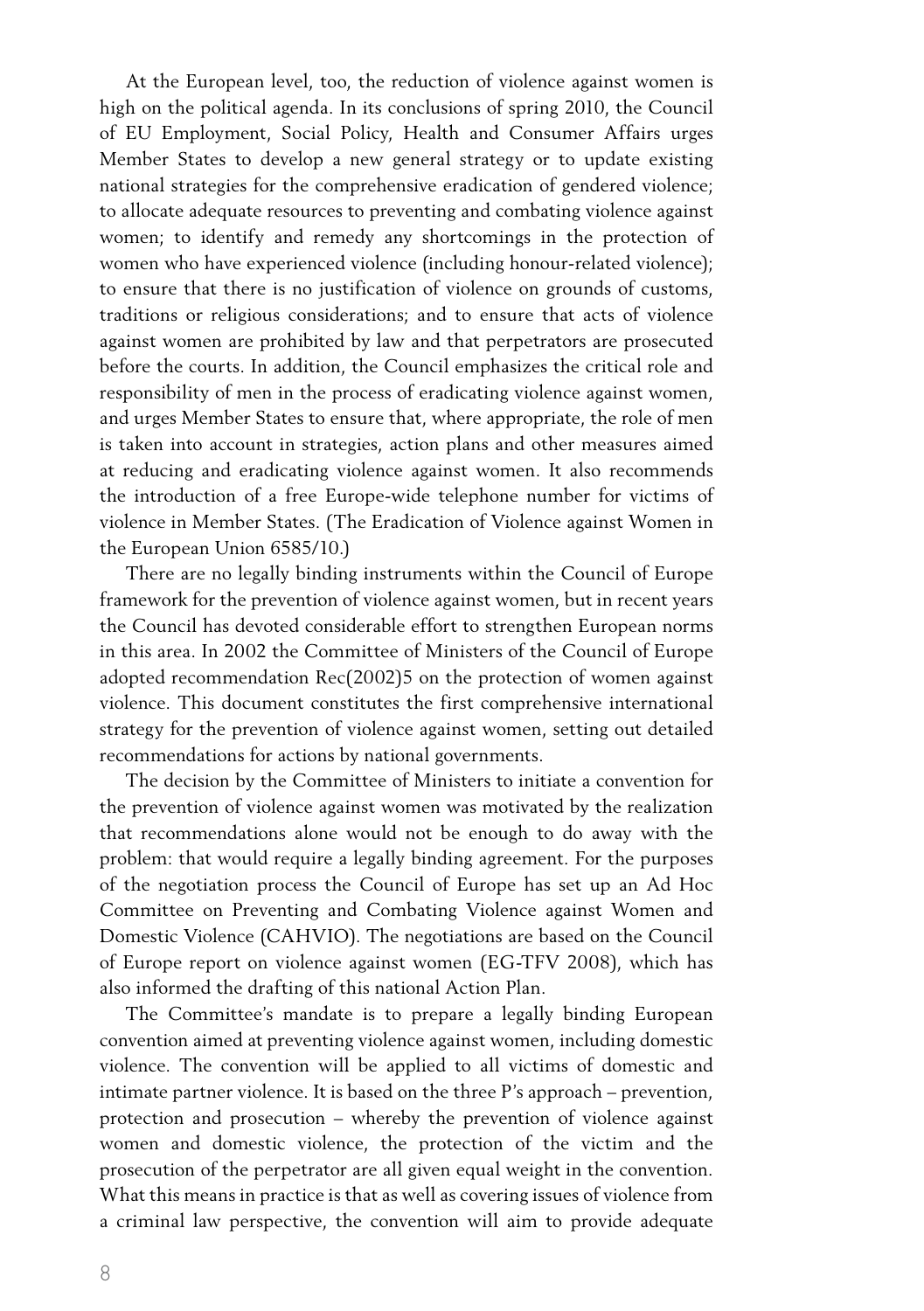At the European level, too, the reduction of violence against women is high on the political agenda. In its conclusions of spring 2010, the Council of EU Employment, Social Policy, Health and Consumer Affairs urges Member States to develop a new general strategy or to update existing national strategies for the comprehensive eradication of gendered violence; to allocate adequate resources to preventing and combating violence against women; to identify and remedy any shortcomings in the protection of women who have experienced violence (including honour-related violence); to ensure that there is no justification of violence on grounds of customs, traditions or religious considerations; and to ensure that acts of violence against women are prohibited by law and that perpetrators are prosecuted before the courts. In addition, the Council emphasizes the critical role and responsibility of men in the process of eradicating violence against women, and urges Member States to ensure that, where appropriate, the role of men is taken into account in strategies, action plans and other measures aimed at reducing and eradicating violence against women. It also recommends the introduction of a free Europe-wide telephone number for victims of violence in Member States. (The Eradication of Violence against Women in the European Union 6585/10.)

There are no legally binding instruments within the Council of Europe framework for the prevention of violence against women, but in recent years the Council has devoted considerable effort to strengthen European norms in this area. In 2002 the Committee of Ministers of the Council of Europe adopted recommendation Rec(2002)5 on the protection of women against violence. This document constitutes the first comprehensive international strategy for the prevention of violence against women, setting out detailed recommendations for actions by national governments.

The decision by the Committee of Ministers to initiate a convention for the prevention of violence against women was motivated by the realization that recommendations alone would not be enough to do away with the problem: that would require a legally binding agreement. For the purposes of the negotiation process the Council of Europe has set up an Ad Hoc Committee on Preventing and Combating Violence against Women and Domestic Violence (CAHVIO). The negotiations are based on the Council of Europe report on violence against women (EG-TFV 2008), which has also informed the drafting of this national Action Plan.

The Committee's mandate is to prepare a legally binding European convention aimed at preventing violence against women, including domestic violence. The convention will be applied to all victims of domestic and intimate partner violence. It is based on the three P's approach – prevention, protection and prosecution – whereby the prevention of violence against women and domestic violence, the protection of the victim and the prosecution of the perpetrator are all given equal weight in the convention. What this means in practice is that as well as covering issues of violence from a criminal law perspective, the convention will aim to provide adequate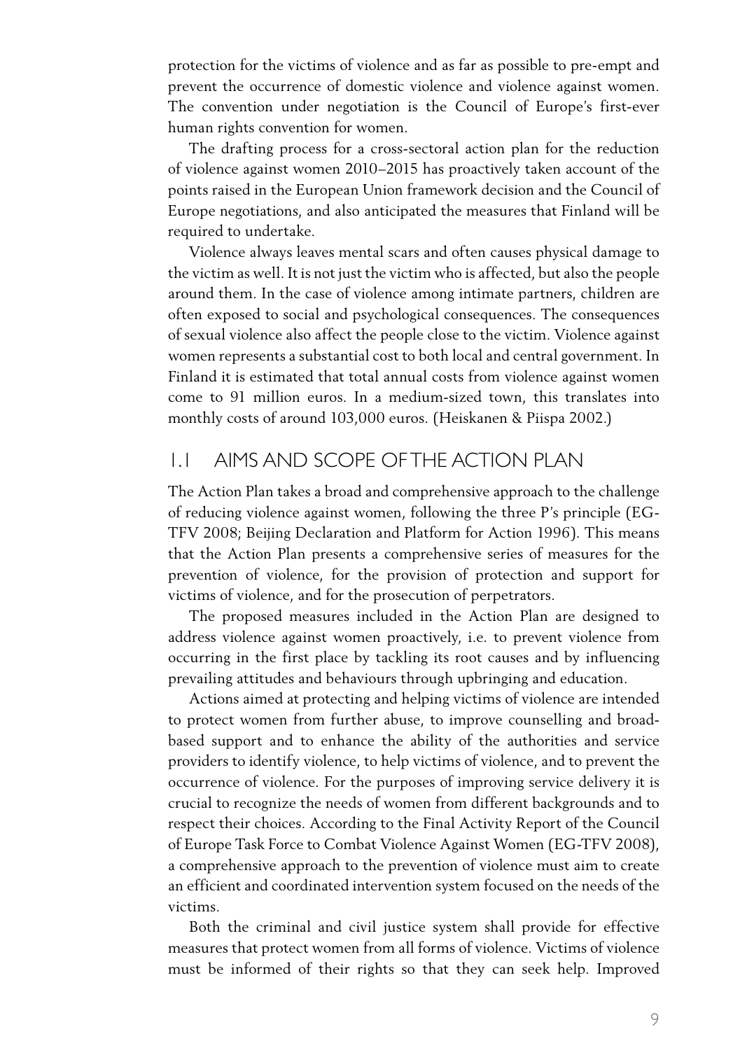protection for the victims of violence and as far as possible to pre-empt and prevent the occurrence of domestic violence and violence against women. The convention under negotiation is the Council of Europe's first-ever human rights convention for women.

The drafting process for a cross-sectoral action plan for the reduction of violence against women 2010–2015 has proactively taken account of the points raised in the European Union framework decision and the Council of Europe negotiations, and also anticipated the measures that Finland will be required to undertake.

Violence always leaves mental scars and often causes physical damage to the victim as well. It is not just the victim who is affected, but also the people around them. In the case of violence among intimate partners, children are often exposed to social and psychological consequences. The consequences of sexual violence also affect the people close to the victim. Violence against women represents a substantial cost to both local and central government. In Finland it is estimated that total annual costs from violence against women come to 91 million euros. In a medium-sized town, this translates into monthly costs of around 103,000 euros. (Heiskanen & Piispa 2002.)

## 1.1 AIMS AND SCOPE OF THE ACTION PLAN

The Action Plan takes a broad and comprehensive approach to the challenge of reducing violence against women, following the three P's principle (EG-TFV 2008; Beijing Declaration and Platform for Action 1996). This means that the Action Plan presents a comprehensive series of measures for the prevention of violence, for the provision of protection and support for victims of violence, and for the prosecution of perpetrators.

The proposed measures included in the Action Plan are designed to address violence against women proactively, i.e. to prevent violence from occurring in the first place by tackling its root causes and by influencing prevailing attitudes and behaviours through upbringing and education.

Actions aimed at protecting and helping victims of violence are intended to protect women from further abuse, to improve counselling and broad-based support and to enhance the ability of the authorities and service providers to identify violence, to help victims of violence, and to prevent the occurrence of violence. For the purposes of improving service delivery it is crucial to recognize the needs of women from different backgrounds and to respect their choices. According to the Final Activity Report of the Council of Europe Task Force to Combat Violence Against Women (EG-TFV 2008), a comprehensive approach to the prevention of violence must aim to create an efficient and coordinated intervention system focused on the needs of the victims.

Both the criminal and civil justice system shall provide for effective measures that protect women from all forms of violence. Victims of violence must be informed of their rights so that they can seek help. Improved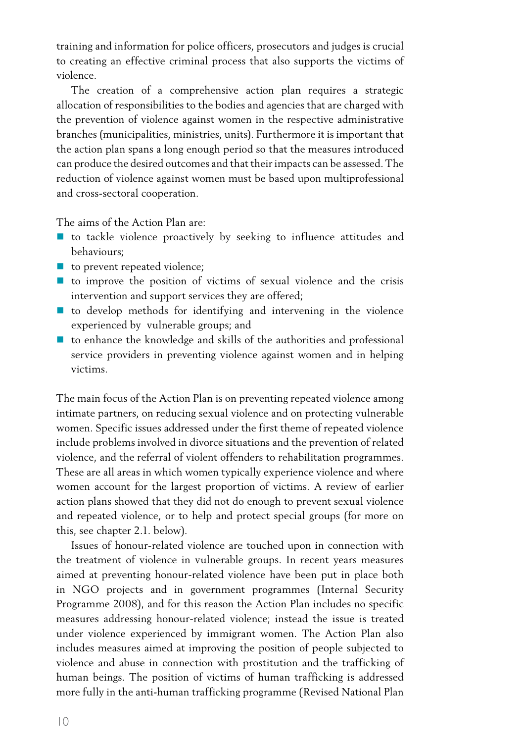training and information for police officers, prosecutors and judges is crucial to creating an effective criminal process that also supports the victims of violence.

The creation of a comprehensive action plan requires a strategic allocation of responsibilities to the bodies and agencies that are charged with the prevention of violence against women in the respective administrative branches (municipalities, ministries, units). Furthermore it is important that the action plan spans a long enough period so that the measures introduced can produce the desired outcomes and that their impacts can be assessed. The reduction of violence against women must be based upon multiprofessional and cross-sectoral cooperation.

The aims of the Action Plan are:

- to tackle violence proactively by seeking to influence attitudes and behaviours;
- to prevent repeated violence;
- to improve the position of victims of sexual violence and the crisis intervention and support services they are offered;
- to develop methods for identifying and intervening in the violence experienced by vulnerable groups; and
- to enhance the knowledge and skills of the authorities and professional service providers in preventing violence against women and in helping victims.

The main focus of the Action Plan is on preventing repeated violence among intimate partners, on reducing sexual violence and on protecting vulnerable women. Specific issues addressed under the first theme of repeated violence include problems involved in divorce situations and the prevention of related violence, and the referral of violent offenders to rehabilitation programmes. These are all areas in which women typically experience violence and where women account for the largest proportion of victims. A review of earlier action plans showed that they did not do enough to prevent sexual violence and repeated violence, or to help and protect special groups (for more on this, see chapter 2.1. below).

Issues of honour-related violence are touched upon in connection with the treatment of violence in vulnerable groups. In recent years measures aimed at preventing honour-related violence have been put in place both in NGO projects and in government programmes (Internal Security Programme 2008), and for this reason the Action Plan includes no specific measures addressing honour-related violence; instead the issue is treated under violence experienced by immigrant women. The Action Plan also includes measures aimed at improving the position of people subjected to violence and abuse in connection with prostitution and the trafficking of human beings. The position of victims of human trafficking is addressed more fully in the anti-human trafficking programme (Revised National Plan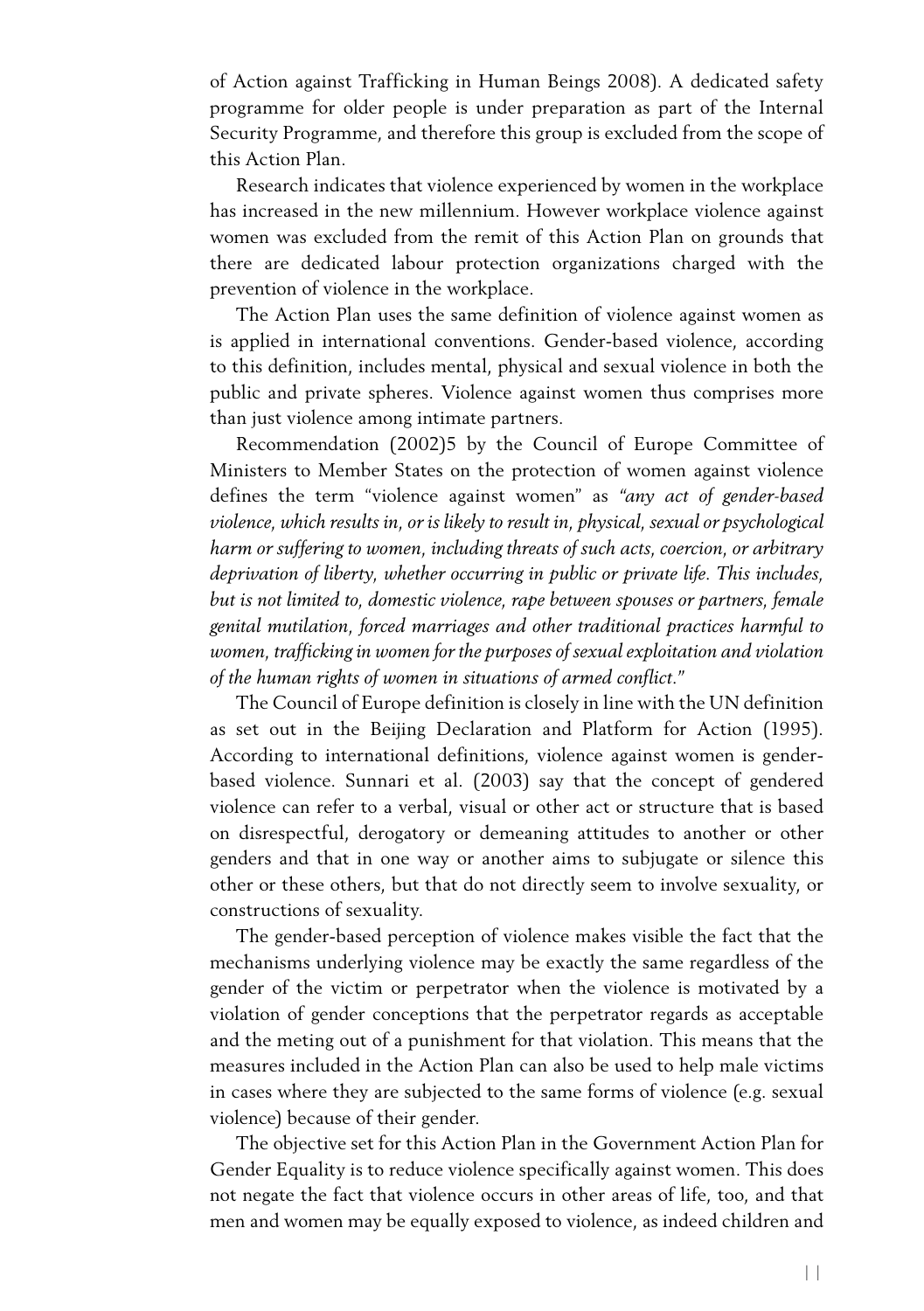of Action against Trafficking in Human Beings 2008). A dedicated safety programme for older people is under preparation as part of the Internal Security Programme, and therefore this group is excluded from the scope of this Action Plan.

Research indicates that violence experienced by women in the workplace has increased in the new millennium. However workplace violence against women was excluded from the remit of this Action Plan on grounds that there are dedicated labour protection organizations charged with the prevention of violence in the workplace.

The Action Plan uses the same definition of violence against women as is applied in international conventions. Gender-based violence, according to this definition, includes mental, physical and sexual violence in both the public and private spheres. Violence against women thus comprises more than just violence among intimate partners.

Recommendation (2002)5 by the Council of Europe Committee of Ministers to Member States on the protection of women against violence defines the term "violence against women" as *"any act of gender-based violence, which results in, or is likely to result in, physical, sexual or psychological harm or suffering to women, including threats of such acts, coercion, or arbitrary deprivation of liberty, whether occurring in public or private life. This includes, but is not limited to, domestic violence, rape between spouses or partners, female genital mutilation, forced marriages and other traditional practices harmful to women, trafficking in women for the purposes of sexual exploitation and violation of the human rights of women in situations of armed conflict."*

The Council of Europe definition is closely in line with the UN definition as set out in the Beijing Declaration and Platform for Action (1995). According to international definitions, violence against women is gender-based violence. Sunnari et al. (2003) say that the concept of gendered violence can refer to a verbal, visual or other act or structure that is based on disrespectful, derogatory or demeaning attitudes to another or other genders and that in one way or another aims to subjugate or silence this other or these others, but that do not directly seem to involve sexuality, or constructions of sexuality.

The gender-based perception of violence makes visible the fact that the mechanisms underlying violence may be exactly the same regardless of the gender of the victim or perpetrator when the violence is motivated by a violation of gender conceptions that the perpetrator regards as acceptable and the meting out of a punishment for that violation. This means that the measures included in the Action Plan can also be used to help male victims in cases where they are subjected to the same forms of violence (e.g. sexual violence) because of their gender.

The objective set for this Action Plan in the Government Action Plan for Gender Equality is to reduce violence specifically against women. This does not negate the fact that violence occurs in other areas of life, too, and that men and women may be equally exposed to violence, as indeed children and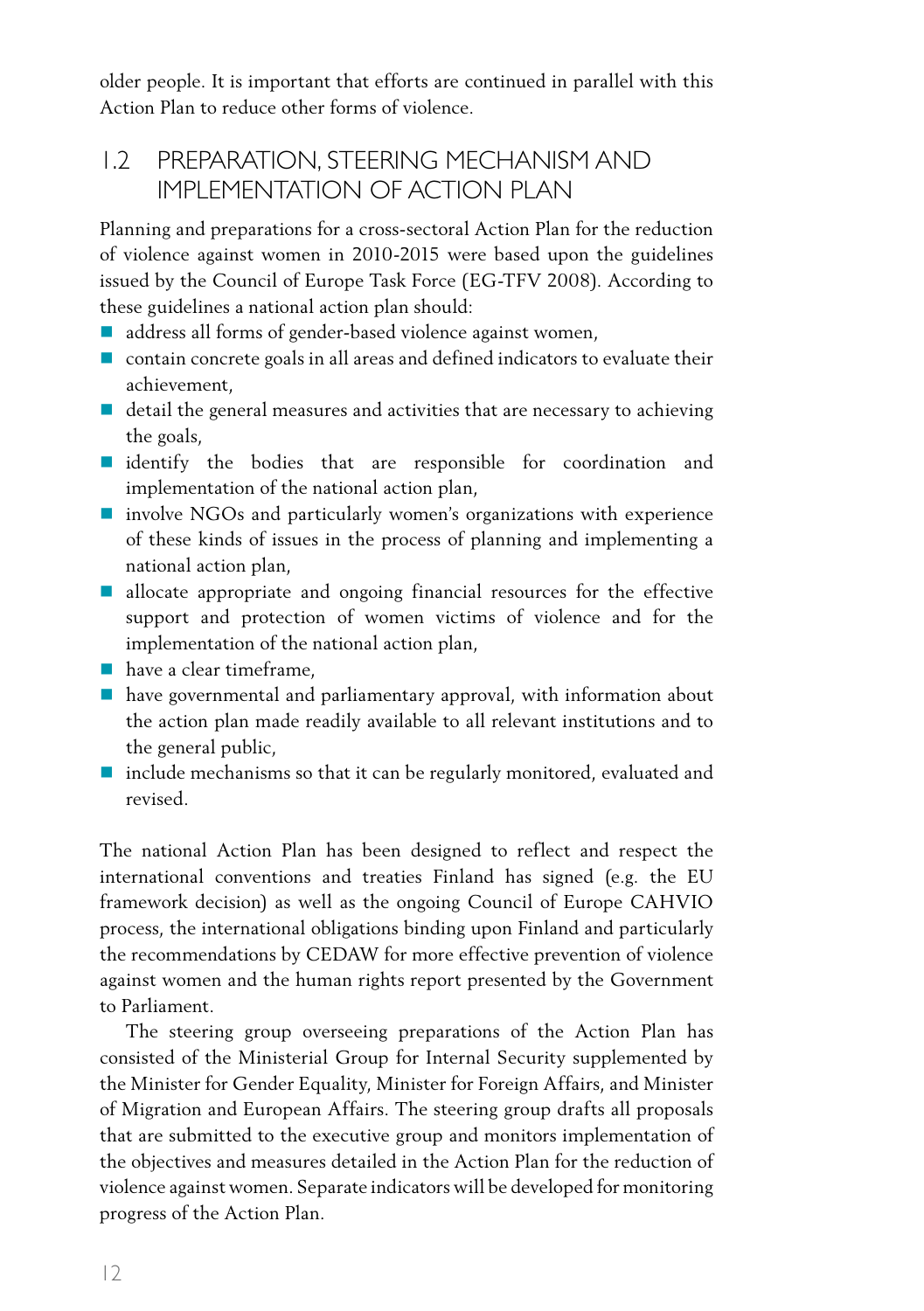older people. It is important that efforts are continued in parallel with this Action Plan to reduce other forms of violence.

## 1.2 PREPARATION, STEERING MECHANISM AND IMPLEMENTATION OF ACTION PLAN

Planning and preparations for a cross-sectoral Action Plan for the reduction of violence against women in 2010-2015 were based upon the guidelines issued by the Council of Europe Task Force (EG-TFV 2008). According to these guidelines a national action plan should:

- address all forms of gender-based violence against women,
- contain concrete goals in all areas and defined indicators to evaluate their achievement,
- detail the general measures and activities that are necessary to achieving the goals,
- identify the bodies that are responsible for coordination and implementation of the national action plan,
- involve NGOs and particularly women's organizations with experience of these kinds of issues in the process of planning and implementing a national action plan,
- allocate appropriate and ongoing financial resources for the effective support and protection of women victims of violence and for the implementation of the national action plan,
- have a clear timeframe,
- have governmental and parliamentary approval, with information about the action plan made readily available to all relevant institutions and to the general public,
- include mechanisms so that it can be regularly monitored, evaluated and revised.

The national Action Plan has been designed to reflect and respect the international conventions and treaties Finland has signed (e.g. the EU framework decision) as well as the ongoing Council of Europe CAHVIO process, the international obligations binding upon Finland and particularly the recommendations by CEDAW for more effective prevention of violence against women and the human rights report presented by the Government to Parliament.

The steering group overseeing preparations of the Action Plan has consisted of the Ministerial Group for Internal Security supplemented by the Minister for Gender Equality, Minister for Foreign Affairs, and Minister of Migration and European Affairs. The steering group drafts all proposals that are submitted to the executive group and monitors implementation of the objectives and measures detailed in the Action Plan for the reduction of violence against women. Separate indicators will be developed for monitoring progress of the Action Plan.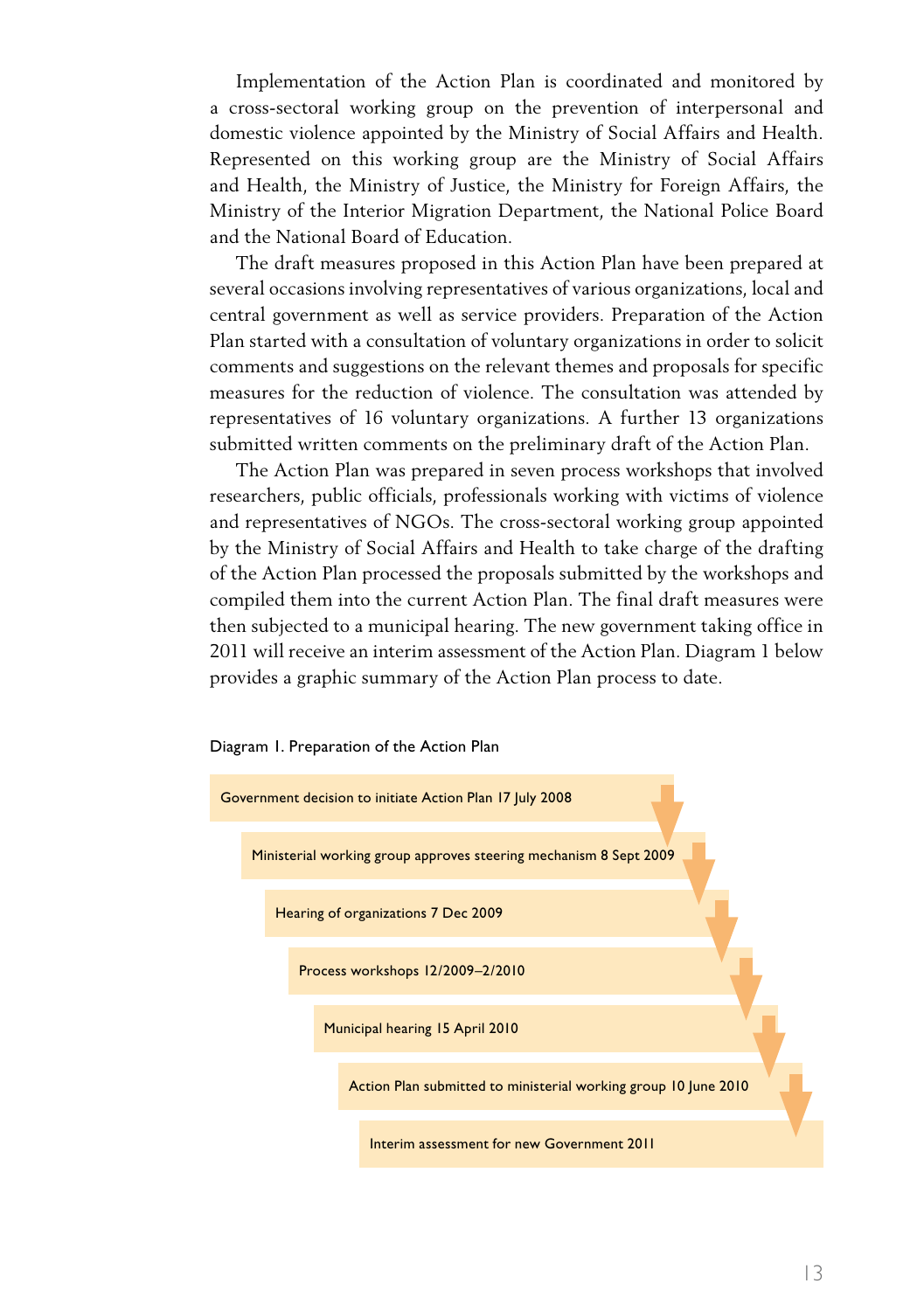Implementation of the Action Plan is coordinated and monitored by a cross-sectoral working group on the prevention of interpersonal and domestic violence appointed by the Ministry of Social Affairs and Health. Represented on this working group are the Ministry of Social Affairs and Health, the Ministry of Justice, the Ministry for Foreign Affairs, the Ministry of the Interior Migration Department, the National Police Board and the National Board of Education.

The draft measures proposed in this Action Plan have been prepared at several occasions involving representatives of various organizations, local and central government as well as service providers. Preparation of the Action Plan started with a consultation of voluntary organizations in order to solicit comments and suggestions on the relevant themes and proposals for specific measures for the reduction of violence. The consultation was attended by representatives of 16 voluntary organizations. A further 13 organizations submitted written comments on the preliminary draft of the Action Plan.

The Action Plan was prepared in seven process workshops that involved researchers, public officials, professionals working with victims of violence and representatives of NGOs. The cross-sectoral working group appointed by the Ministry of Social Affairs and Health to take charge of the drafting of the Action Plan processed the proposals submitted by the workshops and compiled them into the current Action Plan. The final draft measures were then subjected to a municipal hearing. The new government taking office in 2011 will receive an interim assessment of the Action Plan. Diagram 1 below provides a graphic summary of the Action Plan process to date.

Diagram 1. Preparation of the Action Plan

- Government decision to initiate Action Plan 17 July 2008
- Ministerial working group approves steering mechanism 8 Sept 2009
- Hearing of organizations 7 Dec 2009
- Process workshops 12/2009–2/2010
- Municipal hearing 15 April 2010
- Action Plan submitted to ministerial working group 10 June 2010
- Interim assessment for new Government 2011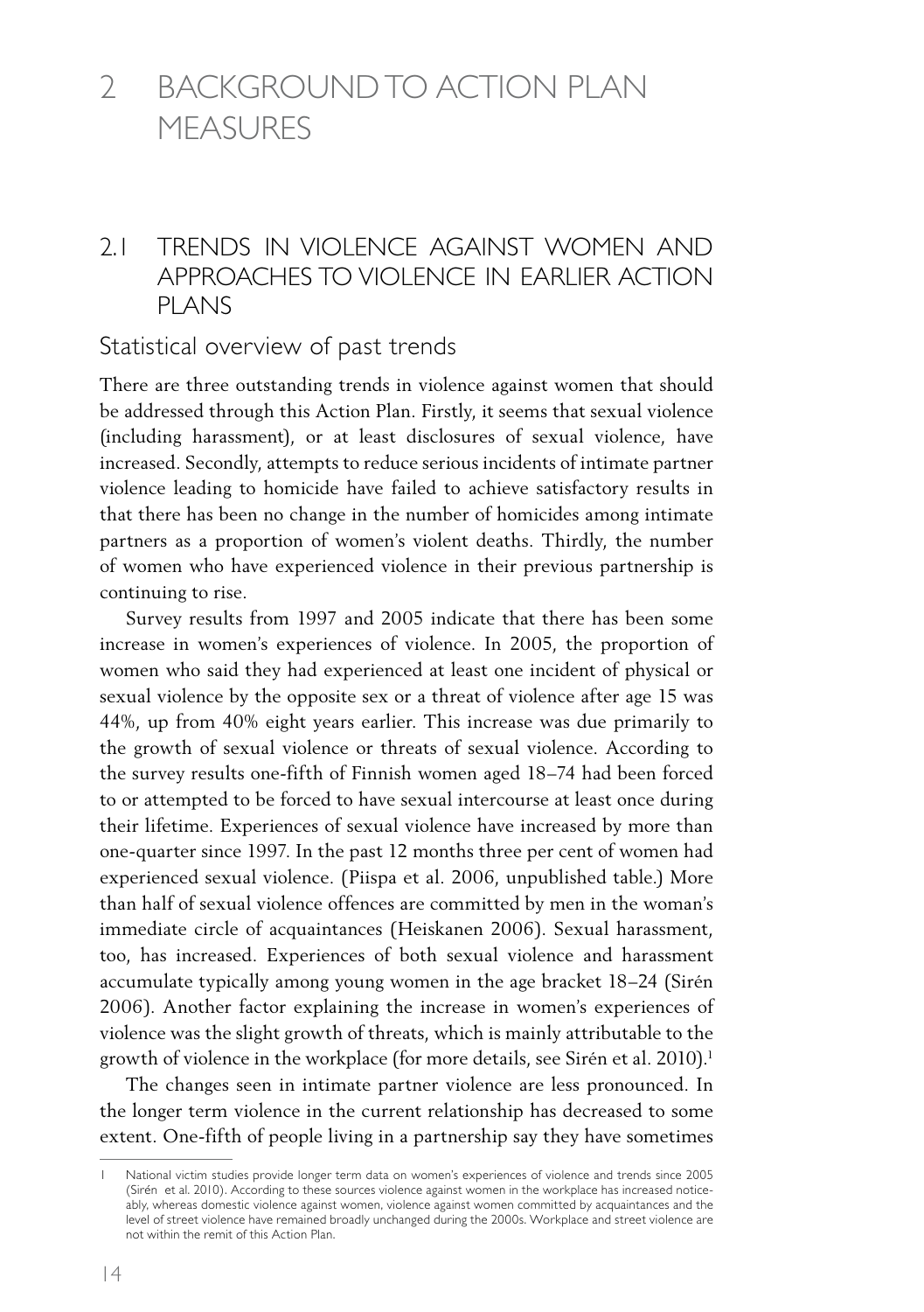# 2 BACKGROUND TO ACTION PLAN MEASURES

## 2.1 TRENDS IN VIOLENCE AGAINST WOMEN AND APPROACHES TO VIOLENCE IN EARLIER ACTION PLANS

### Statistical overview of past trends

There are three outstanding trends in violence against women that should be addressed through this Action Plan. Firstly, it seems that sexual violence (including harassment), or at least disclosures of sexual violence, have increased. Secondly, attempts to reduce serious incidents of intimate partner violence leading to homicide have failed to achieve satisfactory results in that there has been no change in the number of homicides among intimate partners as a proportion of women's violent deaths. Thirdly, the number of women who have experienced violence in their previous partnership is continuing to rise.

Survey results from 1997 and 2005 indicate that there has been some increase in women's experiences of violence. In 2005, the proportion of women who said they had experienced at least one incident of physical or sexual violence by the opposite sex or a threat of violence after age 15 was 44%, up from 40% eight years earlier. This increase was due primarily to the growth of sexual violence or threats of sexual violence. According to the survey results one-fifth of Finnish women aged 18–74 had been forced to or attempted to be forced to have sexual intercourse at least once during their lifetime. Experiences of sexual violence have increased by more than one-quarter since 1997. In the past 12 months three per cent of women had experienced sexual violence. (Piispa et al. 2006, unpublished table.) More than half of sexual violence offences are committed by men in the woman's immediate circle of acquaintances (Heiskanen 2006). Sexual harassment, too, has increased. Experiences of both sexual violence and harassment accumulate typically among young women in the age bracket 18–24 (Sirén 2006). Another factor explaining the increase in women's experiences of violence was the slight growth of threats, which is mainly attributable to the growth of violence in the workplace (for more details, see Sirén et al. 2010).[1]

The changes seen in intimate partner violence are less pronounced. In the longer term violence in the current relationship has decreased to some extent. One-fifth of people living in a partnership say they have sometimes

---

[1] National victim studies provide longer term data on women's experiences of violence and trends since 2005 (Sirén et al. 2010). According to these sources violence against women in the workplace has increased noticeably, whereas domestic violence against women, violence against women committed by acquaintances and the level of street violence have remained broadly unchanged during the 2000s. Workplace and street violence are not within the remit of this Action Plan.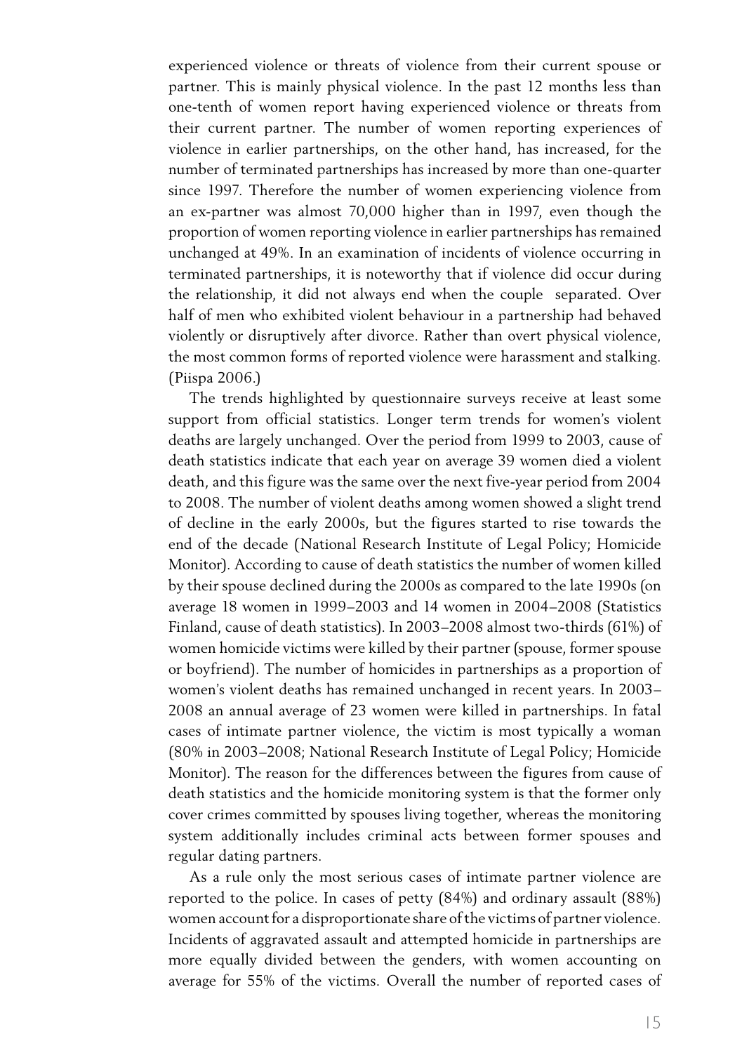experienced violence or threats of violence from their current spouse or partner. This is mainly physical violence. In the past 12 months less than one-tenth of women report having experienced violence or threats from their current partner. The number of women reporting experiences of violence in earlier partnerships, on the other hand, has increased, for the number of terminated partnerships has increased by more than one-quarter since 1997. Therefore the number of women experiencing violence from an ex-partner was almost 70,000 higher than in 1997, even though the proportion of women reporting violence in earlier partnerships has remained unchanged at 49%. In an examination of incidents of violence occurring in terminated partnerships, it is noteworthy that if violence did occur during the relationship, it did not always end when the couple separated. Over half of men who exhibited violent behaviour in a partnership had behaved violently or disruptively after divorce. Rather than overt physical violence, the most common forms of reported violence were harassment and stalking. (Piispa 2006.)

The trends highlighted by questionnaire surveys receive at least some support from official statistics. Longer term trends for women's violent deaths are largely unchanged. Over the period from 1999 to 2003, cause of death statistics indicate that each year on average 39 women died a violent death, and this figure was the same over the next five-year period from 2004 to 2008. The number of violent deaths among women showed a slight trend of decline in the early 2000s, but the figures started to rise towards the end of the decade (National Research Institute of Legal Policy; Homicide Monitor). According to cause of death statistics the number of women killed by their spouse declined during the 2000s as compared to the late 1990s (on average 18 women in 1999–2003 and 14 women in 2004–2008 (Statistics Finland, cause of death statistics). In 2003–2008 almost two-thirds (61%) of women homicide victims were killed by their partner (spouse, former spouse or boyfriend). The number of homicides in partnerships as a proportion of women's violent deaths has remained unchanged in recent years. In 2003–2008 an annual average of 23 women were killed in partnerships. In fatal cases of intimate partner violence, the victim is most typically a woman (80% in 2003–2008; National Research Institute of Legal Policy; Homicide Monitor). The reason for the differences between the figures from cause of death statistics and the homicide monitoring system is that the former only cover crimes committed by spouses living together, whereas the monitoring system additionally includes criminal acts between former spouses and regular dating partners.

As a rule only the most serious cases of intimate partner violence are reported to the police. In cases of petty (84%) and ordinary assault (88%) women account for a disproportionate share of the victims of partner violence. Incidents of aggravated assault and attempted homicide in partnerships are more equally divided between the genders, with women accounting on average for 55% of the victims. Overall the number of reported cases of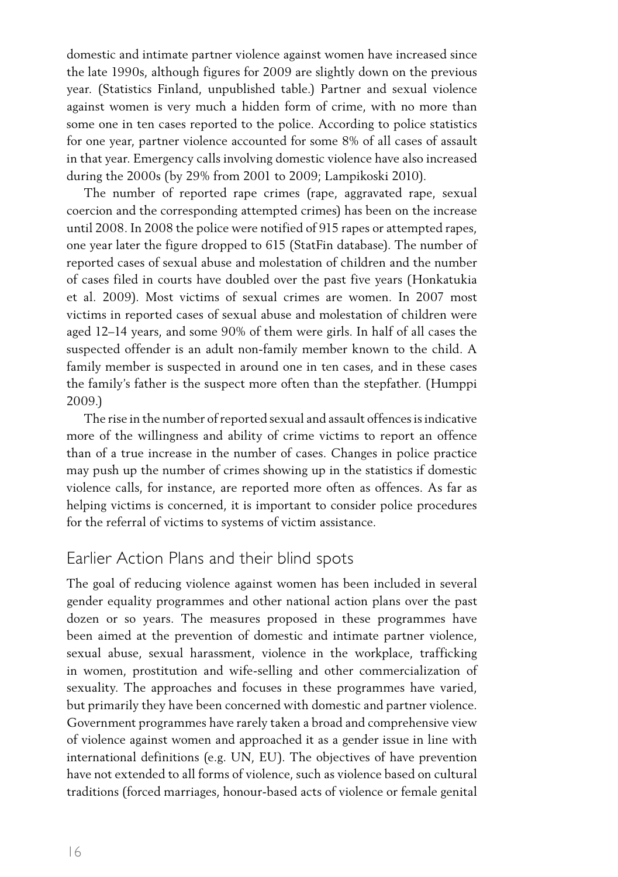domestic and intimate partner violence against women have increased since the late 1990s, although figures for 2009 are slightly down on the previous year. (Statistics Finland, unpublished table.) Partner and sexual violence against women is very much a hidden form of crime, with no more than some one in ten cases reported to the police. According to police statistics for one year, partner violence accounted for some 8% of all cases of assault in that year. Emergency calls involving domestic violence have also increased during the 2000s (by 29% from 2001 to 2009; Lampikoski 2010).

The number of reported rape crimes (rape, aggravated rape, sexual coercion and the corresponding attempted crimes) has been on the increase until 2008. In 2008 the police were notified of 915 rapes or attempted rapes, one year later the figure dropped to 615 (StatFin database). The number of reported cases of sexual abuse and molestation of children and the number of cases filed in courts have doubled over the past five years (Honkatukia et al. 2009). Most victims of sexual crimes are women. In 2007 most victims in reported cases of sexual abuse and molestation of children were aged 12–14 years, and some 90% of them were girls. In half of all cases the suspected offender is an adult non-family member known to the child. A family member is suspected in around one in ten cases, and in these cases the family's father is the suspect more often than the stepfather. (Humppi 2009.)

The rise in the number of reported sexual and assault offences is indicative more of the willingness and ability of crime victims to report an offence than of a true increase in the number of cases. Changes in police practice may push up the number of crimes showing up in the statistics if domestic violence calls, for instance, are reported more often as offences. As far as helping victims is concerned, it is important to consider police procedures for the referral of victims to systems of victim assistance.

## Earlier Action Plans and their blind spots

The goal of reducing violence against women has been included in several gender equality programmes and other national action plans over the past dozen or so years. The measures proposed in these programmes have been aimed at the prevention of domestic and intimate partner violence, sexual abuse, sexual harassment, violence in the workplace, trafficking in women, prostitution and wife-selling and other commercialization of sexuality. The approaches and focuses in these programmes have varied, but primarily they have been concerned with domestic and partner violence. Government programmes have rarely taken a broad and comprehensive view of violence against women and approached it as a gender issue in line with international definitions (e.g. UN, EU). The objectives of have prevention have not extended to all forms of violence, such as violence based on cultural traditions (forced marriages, honour-based acts of violence or female genital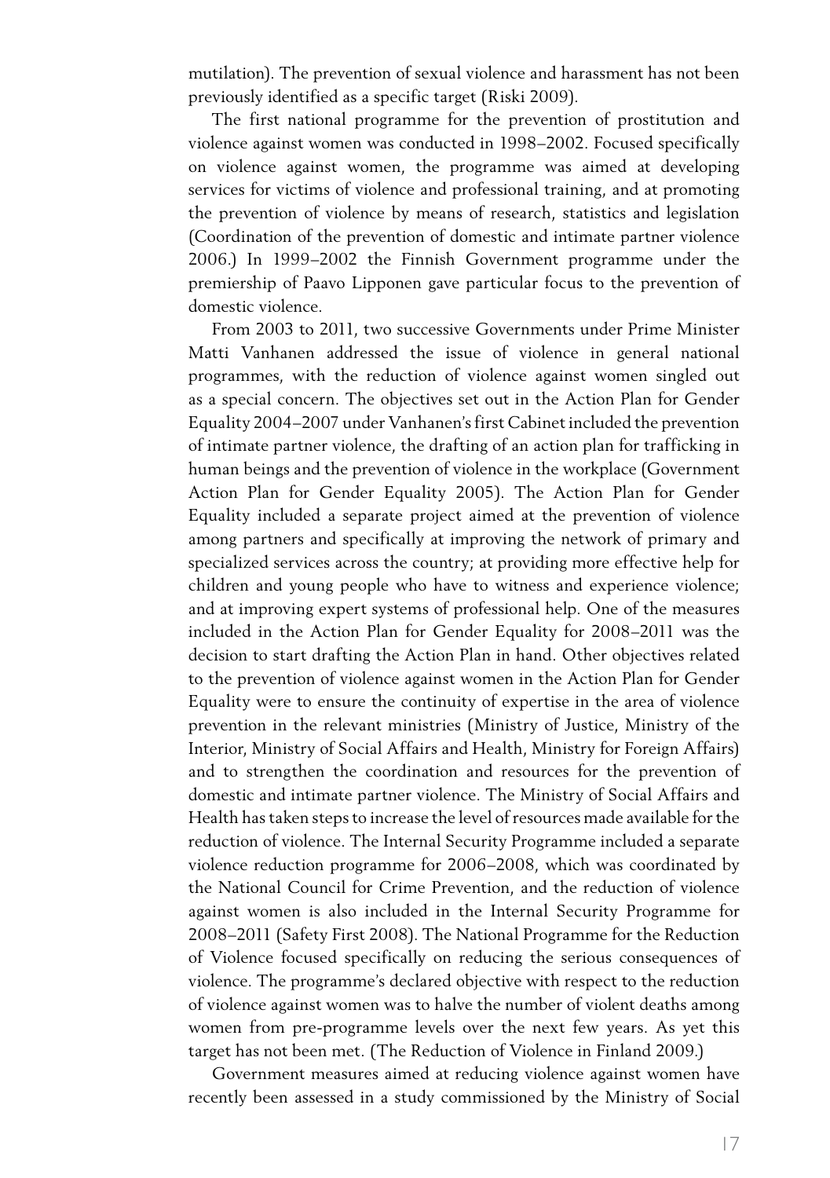mutilation). The prevention of sexual violence and harassment has not been previously identified as a specific target (Riski 2009).

The first national programme for the prevention of prostitution and violence against women was conducted in 1998–2002. Focused specifically on violence against women, the programme was aimed at developing services for victims of violence and professional training, and at promoting the prevention of violence by means of research, statistics and legislation (Coordination of the prevention of domestic and intimate partner violence 2006.) In 1999–2002 the Finnish Government programme under the premiership of Paavo Lipponen gave particular focus to the prevention of domestic violence.

From 2003 to 2011, two successive Governments under Prime Minister Matti Vanhanen addressed the issue of violence in general national programmes, with the reduction of violence against women singled out as a special concern. The objectives set out in the Action Plan for Gender Equality 2004–2007 under Vanhanen's first Cabinet included the prevention of intimate partner violence, the drafting of an action plan for trafficking in human beings and the prevention of violence in the workplace (Government Action Plan for Gender Equality 2005). The Action Plan for Gender Equality included a separate project aimed at the prevention of violence among partners and specifically at improving the network of primary and specialized services across the country; at providing more effective help for children and young people who have to witness and experience violence; and at improving expert systems of professional help. One of the measures included in the Action Plan for Gender Equality for 2008–2011 was the decision to start drafting the Action Plan in hand. Other objectives related to the prevention of violence against women in the Action Plan for Gender Equality were to ensure the continuity of expertise in the area of violence prevention in the relevant ministries (Ministry of Justice, Ministry of the Interior, Ministry of Social Affairs and Health, Ministry for Foreign Affairs) and to strengthen the coordination and resources for the prevention of domestic and intimate partner violence. The Ministry of Social Affairs and Health has taken steps to increase the level of resources made available for the reduction of violence. The Internal Security Programme included a separate violence reduction programme for 2006–2008, which was coordinated by the National Council for Crime Prevention, and the reduction of violence against women is also included in the Internal Security Programme for 2008–2011 (Safety First 2008). The National Programme for the Reduction of Violence focused specifically on reducing the serious consequences of violence. The programme's declared objective with respect to the reduction of violence against women was to halve the number of violent deaths among women from pre-programme levels over the next few years. As yet this target has not been met. (The Reduction of Violence in Finland 2009.)

Government measures aimed at reducing violence against women have recently been assessed in a study commissioned by the Ministry of Social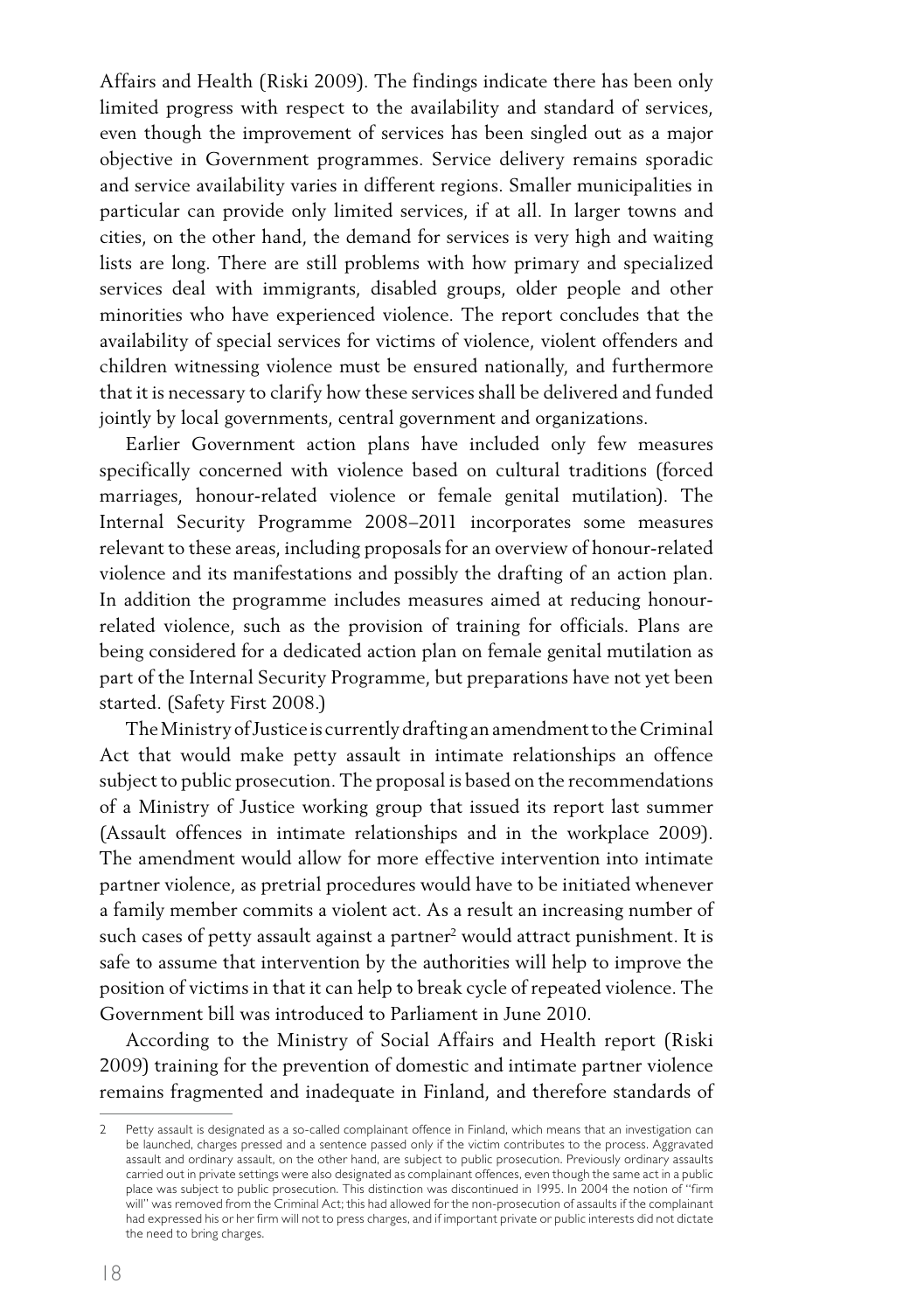Affairs and Health (Riski 2009). The findings indicate there has been only limited progress with respect to the availability and standard of services, even though the improvement of services has been singled out as a major objective in Government programmes. Service delivery remains sporadic and service availability varies in different regions. Smaller municipalities in particular can provide only limited services, if at all. In larger towns and cities, on the other hand, the demand for services is very high and waiting lists are long. There are still problems with how primary and specialized services deal with immigrants, disabled groups, older people and other minorities who have experienced violence. The report concludes that the availability of special services for victims of violence, violent offenders and children witnessing violence must be ensured nationally, and furthermore that it is necessary to clarify how these services shall be delivered and funded jointly by local governments, central government and organizations.

Earlier Government action plans have included only few measures specifically concerned with violence based on cultural traditions (forced marriages, honour-related violence or female genital mutilation). The Internal Security Programme 2008–2011 incorporates some measures relevant to these areas, including proposals for an overview of honour-related violence and its manifestations and possibly the drafting of an action plan. In addition the programme includes measures aimed at reducing honour-related violence, such as the provision of training for officials. Plans are being considered for a dedicated action plan on female genital mutilation as part of the Internal Security Programme, but preparations have not yet been started. (Safety First 2008.)

The Ministry of Justice is currently drafting an amendment to the Criminal Act that would make petty assault in intimate relationships an offence subject to public prosecution. The proposal is based on the recommendations of a Ministry of Justice working group that issued its report last summer (Assault offences in intimate relationships and in the workplace 2009). The amendment would allow for more effective intervention into intimate partner violence, as pretrial procedures would have to be initiated whenever a family member commits a violent act. As a result an increasing number of such cases of petty assault against a partner[2] would attract punishment. It is safe to assume that intervention by the authorities will help to improve the position of victims in that it can help to break cycle of repeated violence. The Government bill was introduced to Parliament in June 2010.

According to the Ministry of Social Affairs and Health report (Riski 2009) training for the prevention of domestic and intimate partner violence remains fragmented and inadequate in Finland, and therefore standards of

---

2 Petty assault is designated as a so-called complainant offence in Finland, which means that an investigation can be launched, charges pressed and a sentence passed only if the victim contributes to the process. Aggravated assault and ordinary assault, on the other hand, are subject to public prosecution. Previously ordinary assaults carried out in private settings were also designated as complainant offences, even though the same act in a public place was subject to public prosecution. This distinction was discontinued in 1995. In 2004 the notion of "firm will" was removed from the Criminal Act; this had allowed for the non-prosecution of assaults if the complainant had expressed his or her firm will not to press charges, and if important private or public interests did not dictate the need to bring charges.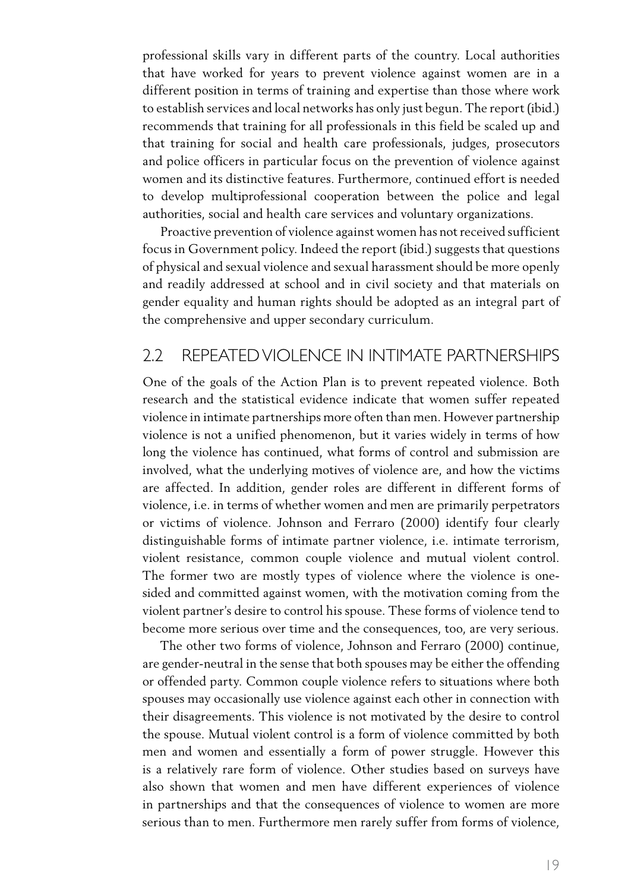professional skills vary in different parts of the country. Local authorities that have worked for years to prevent violence against women are in a different position in terms of training and expertise than those where work to establish services and local networks has only just begun. The report (ibid.) recommends that training for all professionals in this field be scaled up and that training for social and health care professionals, judges, prosecutors and police officers in particular focus on the prevention of violence against women and its distinctive features. Furthermore, continued effort is needed to develop multiprofessional cooperation between the police and legal authorities, social and health care services and voluntary organizations.

Proactive prevention of violence against women has not received sufficient focus in Government policy. Indeed the report (ibid.) suggests that questions of physical and sexual violence and sexual harassment should be more openly and readily addressed at school and in civil society and that materials on gender equality and human rights should be adopted as an integral part of the comprehensive and upper secondary curriculum.

## 2.2 REPEATED VIOLENCE IN INTIMATE PARTNERSHIPS

One of the goals of the Action Plan is to prevent repeated violence. Both research and the statistical evidence indicate that women suffer repeated violence in intimate partnerships more often than men. However partnership violence is not a unified phenomenon, but it varies widely in terms of how long the violence has continued, what forms of control and submission are involved, what the underlying motives of violence are, and how the victims are affected. In addition, gender roles are different in different forms of violence, i.e. in terms of whether women and men are primarily perpetrators or victims of violence. Johnson and Ferraro (2000) identify four clearly distinguishable forms of intimate partner violence, i.e. intimate terrorism, violent resistance, common couple violence and mutual violent control. The former two are mostly types of violence where the violence is one-sided and committed against women, with the motivation coming from the violent partner's desire to control his spouse. These forms of violence tend to become more serious over time and the consequences, too, are very serious.

The other two forms of violence, Johnson and Ferraro (2000) continue, are gender-neutral in the sense that both spouses may be either the offending or offended party. Common couple violence refers to situations where both spouses may occasionally use violence against each other in connection with their disagreements. This violence is not motivated by the desire to control the spouse. Mutual violent control is a form of violence committed by both men and women and essentially a form of power struggle. However this is a relatively rare form of violence. Other studies based on surveys have also shown that women and men have different experiences of violence in partnerships and that the consequences of violence to women are more serious than to men. Furthermore men rarely suffer from forms of violence,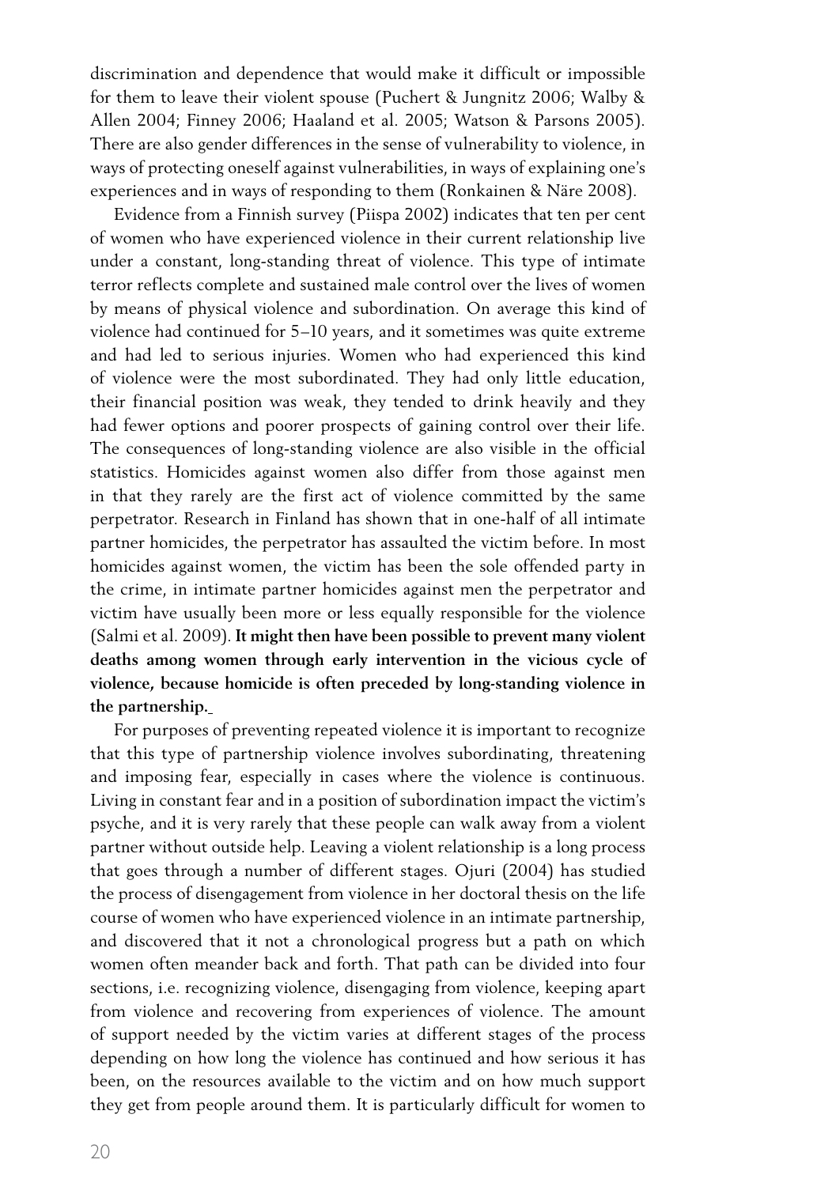discrimination and dependence that would make it difficult or impossible for them to leave their violent spouse (Puchert & Jungnitz 2006; Walby & Allen 2004; Finney 2006; Haaland et al. 2005; Watson & Parsons 2005). There are also gender differences in the sense of vulnerability to violence, in ways of protecting oneself against vulnerabilities, in ways of explaining one's experiences and in ways of responding to them (Ronkainen & Näre 2008).

Evidence from a Finnish survey (Piispa 2002) indicates that ten per cent of women who have experienced violence in their current relationship live under a constant, long-standing threat of violence. This type of intimate terror reflects complete and sustained male control over the lives of women by means of physical violence and subordination. On average this kind of violence had continued for 5–10 years, and it sometimes was quite extreme and had led to serious injuries. Women who had experienced this kind of violence were the most subordinated. They had only little education, their financial position was weak, they tended to drink heavily and they had fewer options and poorer prospects of gaining control over their life. The consequences of long-standing violence are also visible in the official statistics. Homicides against women also differ from those against men in that they rarely are the first act of violence committed by the same perpetrator. Research in Finland has shown that in one-half of all intimate partner homicides, the perpetrator has assaulted the victim before. In most homicides against women, the victim has been the sole offended party in the crime, in intimate partner homicides against men the perpetrator and victim have usually been more or less equally responsible for the violence (Salmi et al. 2009). **It might then have been possible to prevent many violent deaths among women through early intervention in the vicious cycle of violence, because homicide is often preceded by long-standing violence in the partnership.**

For purposes of preventing repeated violence it is important to recognize that this type of partnership violence involves subordinating, threatening and imposing fear, especially in cases where the violence is continuous. Living in constant fear and in a position of subordination impact the victim's psyche, and it is very rarely that these people can walk away from a violent partner without outside help. Leaving a violent relationship is a long process that goes through a number of different stages. Ojuri (2004) has studied the process of disengagement from violence in her doctoral thesis on the life course of women who have experienced violence in an intimate partnership, and discovered that it not a chronological progress but a path on which women often meander back and forth. That path can be divided into four sections, i.e. recognizing violence, disengaging from violence, keeping apart from violence and recovering from experiences of violence. The amount of support needed by the victim varies at different stages of the process depending on how long the violence has continued and how serious it has been, on the resources available to the victim and on how much support they get from people around them. It is particularly difficult for women to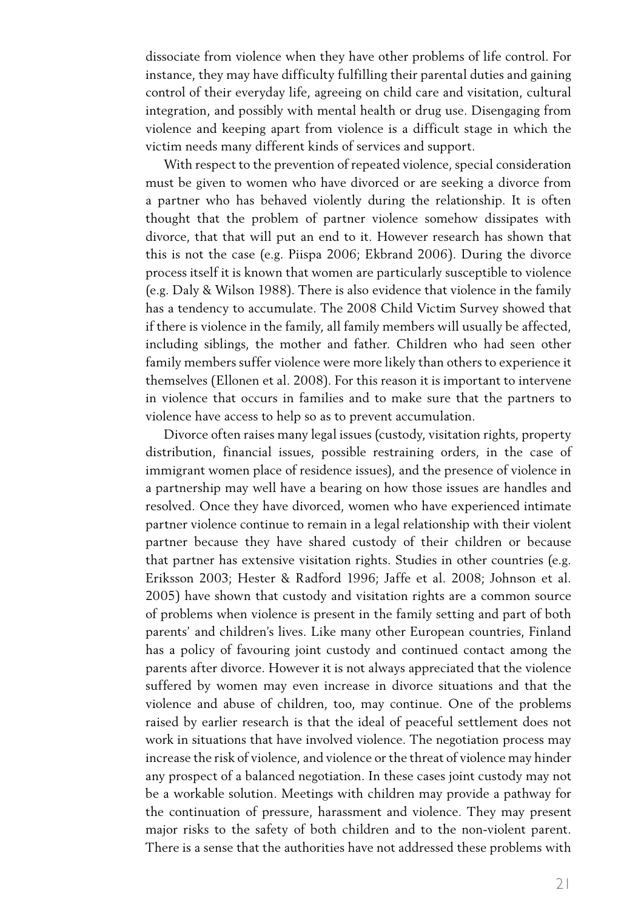dissociate from violence when they have other problems of life control. For instance, they may have difficulty fulfilling their parental duties and gaining control of their everyday life, agreeing on child care and visitation, cultural integration, and possibly with mental health or drug use. Disengaging from violence and keeping apart from violence is a difficult stage in which the victim needs many different kinds of services and support.

With respect to the prevention of repeated violence, special consideration must be given to women who have divorced or are seeking a divorce from a partner who has behaved violently during the relationship. It is often thought that the problem of partner violence somehow dissipates with divorce, that that will put an end to it. However research has shown that this is not the case (e.g. Piispa 2006; Ekbrand 2006). During the divorce process itself it is known that women are particularly susceptible to violence (e.g. Daly & Wilson 1988). There is also evidence that violence in the family has a tendency to accumulate. The 2008 Child Victim Survey showed that if there is violence in the family, all family members will usually be affected, including siblings, the mother and father. Children who had seen other family members suffer violence were more likely than others to experience it themselves (Ellonen et al. 2008). For this reason it is important to intervene in violence that occurs in families and to make sure that the partners to violence have access to help so as to prevent accumulation.

Divorce often raises many legal issues (custody, visitation rights, property distribution, financial issues, possible restraining orders, in the case of immigrant women place of residence issues), and the presence of violence in a partnership may well have a bearing on how those issues are handles and resolved. Once they have divorced, women who have experienced intimate partner violence continue to remain in a legal relationship with their violent partner because they have shared custody of their children or because that partner has extensive visitation rights. Studies in other countries (e.g. Eriksson 2003; Hester & Radford 1996; Jaffe et al. 2008; Johnson et al. 2005) have shown that custody and visitation rights are a common source of problems when violence is present in the family setting and part of both parents' and children's lives. Like many other European countries, Finland has a policy of favouring joint custody and continued contact among the parents after divorce. However it is not always appreciated that the violence suffered by women may even increase in divorce situations and that the violence and abuse of children, too, may continue. One of the problems raised by earlier research is that the ideal of peaceful settlement does not work in situations that have involved violence. The negotiation process may increase the risk of violence, and violence or the threat of violence may hinder any prospect of a balanced negotiation. In these cases joint custody may not be a workable solution. Meetings with children may provide a pathway for the continuation of pressure, harassment and violence. They may present major risks to the safety of both children and to the non-violent parent. There is a sense that the authorities have not addressed these problems with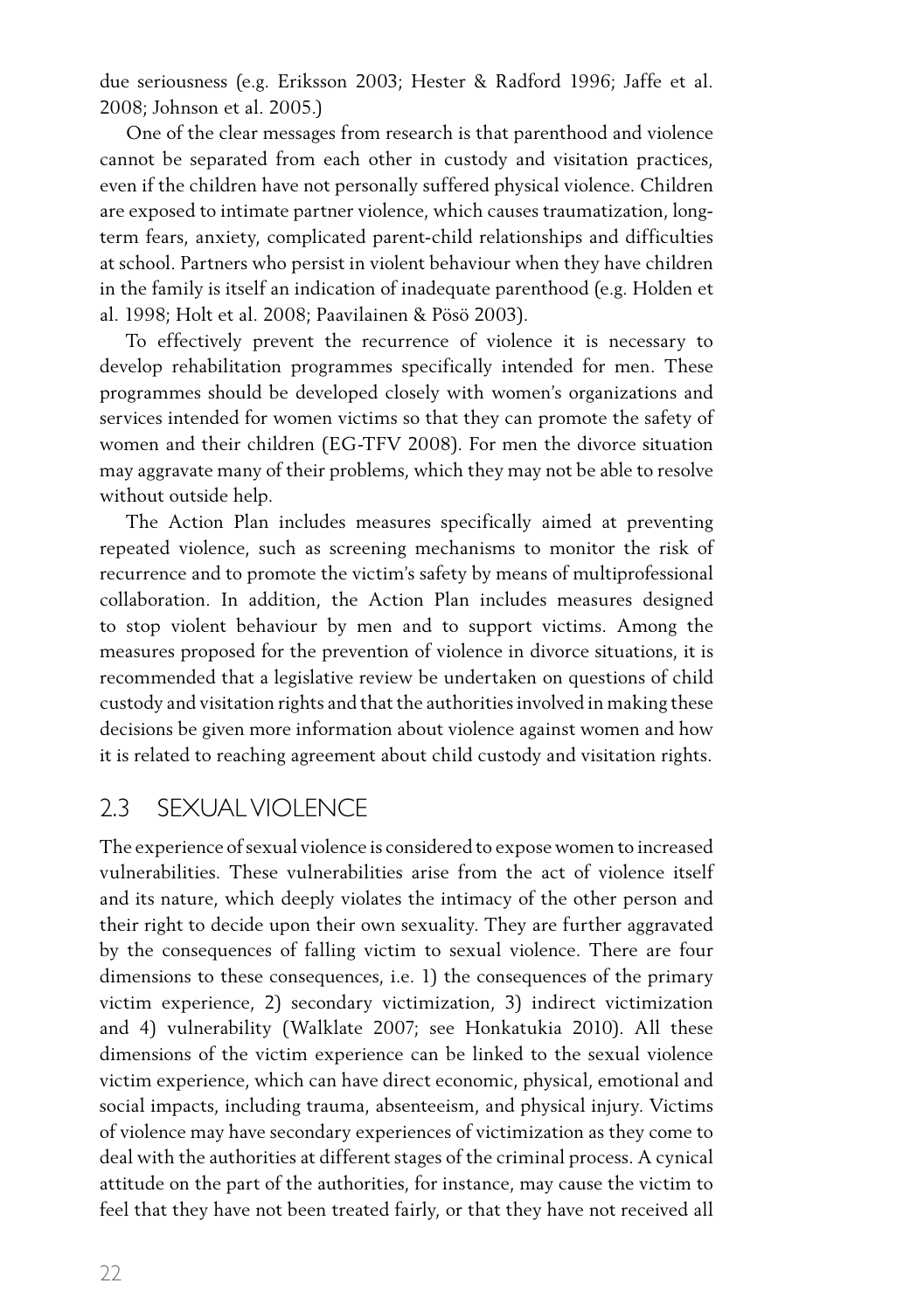due seriousness (e.g. Eriksson 2003; Hester & Radford 1996; Jaffe et al. 2008; Johnson et al. 2005.)

One of the clear messages from research is that parenthood and violence cannot be separated from each other in custody and visitation practices, even if the children have not personally suffered physical violence. Children are exposed to intimate partner violence, which causes traumatization, long-term fears, anxiety, complicated parent-child relationships and difficulties at school. Partners who persist in violent behaviour when they have children in the family is itself an indication of inadequate parenthood (e.g. Holden et al. 1998; Holt et al. 2008; Paavilainen & Pösö 2003).

To effectively prevent the recurrence of violence it is necessary to develop rehabilitation programmes specifically intended for men. These programmes should be developed closely with women's organizations and services intended for women victims so that they can promote the safety of women and their children (EG-TFV 2008). For men the divorce situation may aggravate many of their problems, which they may not be able to resolve without outside help.

The Action Plan includes measures specifically aimed at preventing repeated violence, such as screening mechanisms to monitor the risk of recurrence and to promote the victim's safety by means of multiprofessional collaboration. In addition, the Action Plan includes measures designed to stop violent behaviour by men and to support victims. Among the measures proposed for the prevention of violence in divorce situations, it is recommended that a legislative review be undertaken on questions of child custody and visitation rights and that the authorities involved in making these decisions be given more information about violence against women and how it is related to reaching agreement about child custody and visitation rights.

## 2.3 SEXUAL VIOLENCE

The experience of sexual violence is considered to expose women to increased vulnerabilities. These vulnerabilities arise from the act of violence itself and its nature, which deeply violates the intimacy of the other person and their right to decide upon their own sexuality. They are further aggravated by the consequences of falling victim to sexual violence. There are four dimensions to these consequences, i.e. 1) the consequences of the primary victim experience, 2) secondary victimization, 3) indirect victimization and 4) vulnerability (Walklate 2007; see Honkatukia 2010). All these dimensions of the victim experience can be linked to the sexual violence victim experience, which can have direct economic, physical, emotional and social impacts, including trauma, absenteeism, and physical injury. Victims of violence may have secondary experiences of victimization as they come to deal with the authorities at different stages of the criminal process. A cynical attitude on the part of the authorities, for instance, may cause the victim to feel that they have not been treated fairly, or that they have not received all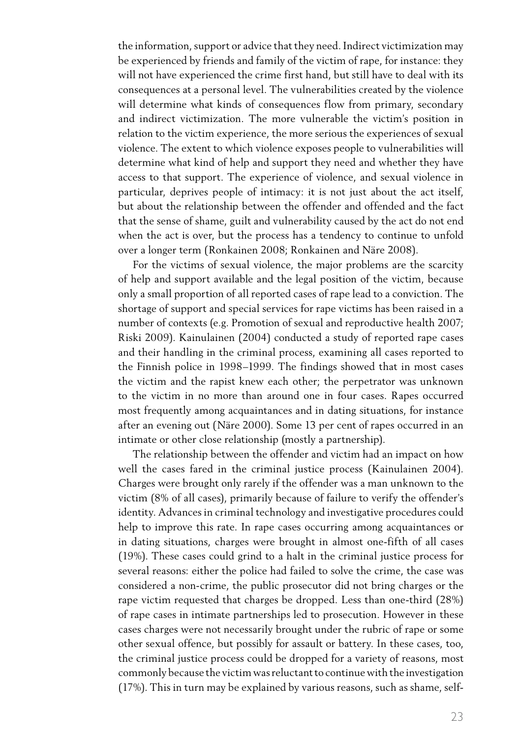the information, support or advice that they need. Indirect victimization may be experienced by friends and family of the victim of rape, for instance: they will not have experienced the crime first hand, but still have to deal with its consequences at a personal level. The vulnerabilities created by the violence will determine what kinds of consequences flow from primary, secondary and indirect victimization. The more vulnerable the victim's position in relation to the victim experience, the more serious the experiences of sexual violence. The extent to which violence exposes people to vulnerabilities will determine what kind of help and support they need and whether they have access to that support. The experience of violence, and sexual violence in particular, deprives people of intimacy: it is not just about the act itself, but about the relationship between the offender and offended and the fact that the sense of shame, guilt and vulnerability caused by the act do not end when the act is over, but the process has a tendency to continue to unfold over a longer term (Ronkainen 2008; Ronkainen and Näre 2008).

For the victims of sexual violence, the major problems are the scarcity of help and support available and the legal position of the victim, because only a small proportion of all reported cases of rape lead to a conviction. The shortage of support and special services for rape victims has been raised in a number of contexts (e.g. Promotion of sexual and reproductive health 2007; Riski 2009). Kainulainen (2004) conducted a study of reported rape cases and their handling in the criminal process, examining all cases reported to the Finnish police in 1998–1999. The findings showed that in most cases the victim and the rapist knew each other; the perpetrator was unknown to the victim in no more than around one in four cases. Rapes occurred most frequently among acquaintances and in dating situations, for instance after an evening out (Näre 2000). Some 13 per cent of rapes occurred in an intimate or other close relationship (mostly a partnership).

The relationship between the offender and victim had an impact on how well the cases fared in the criminal justice process (Kainulainen 2004). Charges were brought only rarely if the offender was a man unknown to the victim (8% of all cases), primarily because of failure to verify the offender's identity. Advances in criminal technology and investigative procedures could help to improve this rate. In rape cases occurring among acquaintances or in dating situations, charges were brought in almost one-fifth of all cases (19%). These cases could grind to a halt in the criminal justice process for several reasons: either the police had failed to solve the crime, the case was considered a non-crime, the public prosecutor did not bring charges or the rape victim requested that charges be dropped. Less than one-third (28%) of rape cases in intimate partnerships led to prosecution. However in these cases charges were not necessarily brought under the rubric of rape or some other sexual offence, but possibly for assault or battery. In these cases, too, the criminal justice process could be dropped for a variety of reasons, most commonly because the victim was reluctant to continue with the investigation (17%). This in turn may be explained by various reasons, such as shame, self-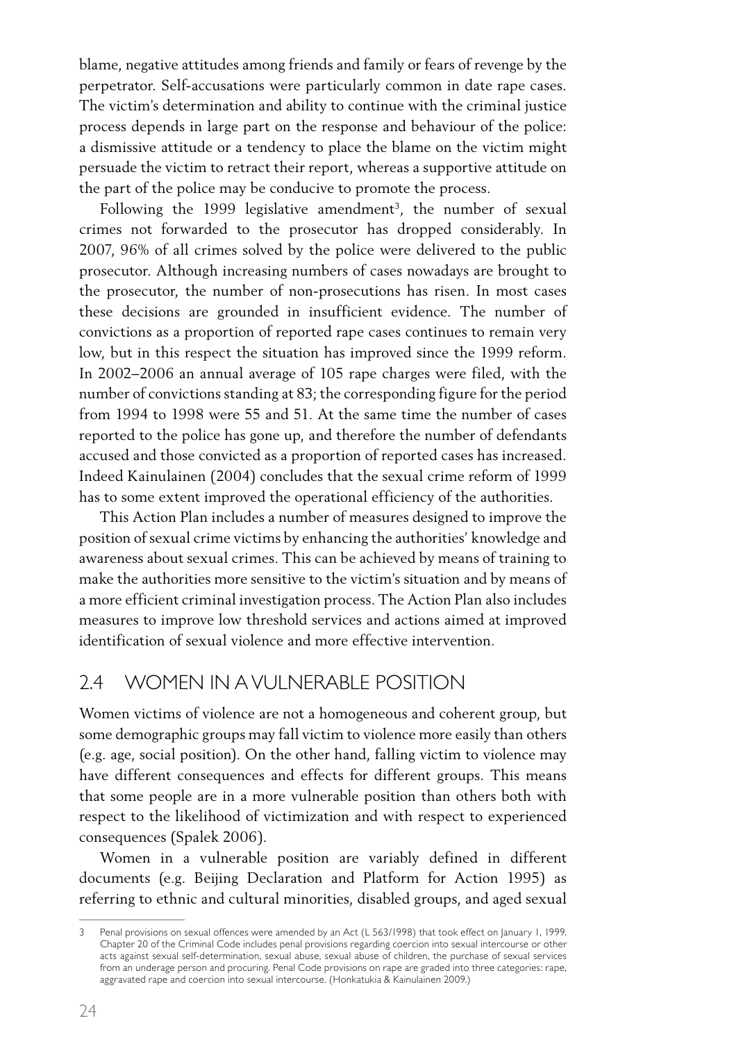blame, negative attitudes among friends and family or fears of revenge by the perpetrator. Self-accusations were particularly common in date rape cases. The victim's determination and ability to continue with the criminal justice process depends in large part on the response and behaviour of the police: a dismissive attitude or a tendency to place the blame on the victim might persuade the victim to retract their report, whereas a supportive attitude on the part of the police may be conducive to promote the process.

Following the 1999 legislative amendment[3], the number of sexual crimes not forwarded to the prosecutor has dropped considerably. In 2007, 96% of all crimes solved by the police were delivered to the public prosecutor. Although increasing numbers of cases nowadays are brought to the prosecutor, the number of non-prosecutions has risen. In most cases these decisions are grounded in insufficient evidence. The number of convictions as a proportion of reported rape cases continues to remain very low, but in this respect the situation has improved since the 1999 reform. In 2002–2006 an annual average of 105 rape charges were filed, with the number of convictions standing at 83; the corresponding figure for the period from 1994 to 1998 were 55 and 51. At the same time the number of cases reported to the police has gone up, and therefore the number of defendants accused and those convicted as a proportion of reported cases has increased. Indeed Kainulainen (2004) concludes that the sexual crime reform of 1999 has to some extent improved the operational efficiency of the authorities.

This Action Plan includes a number of measures designed to improve the position of sexual crime victims by enhancing the authorities' knowledge and awareness about sexual crimes. This can be achieved by means of training to make the authorities more sensitive to the victim's situation and by means of a more efficient criminal investigation process. The Action Plan also includes measures to improve low threshold services and actions aimed at improved identification of sexual violence and more effective intervention.

## 2.4 WOMEN IN A VULNERABLE POSITION

Women victims of violence are not a homogeneous and coherent group, but some demographic groups may fall victim to violence more easily than others (e.g. age, social position). On the other hand, falling victim to violence may have different consequences and effects for different groups. This means that some people are in a more vulnerable position than others both with respect to the likelihood of victimization and with respect to experienced consequences (Spalek 2006).

Women in a vulnerable position are variably defined in different documents (e.g. Beijing Declaration and Platform for Action 1995) as referring to ethnic and cultural minorities, disabled groups, and aged sexual

---

[3] Penal provisions on sexual offences were amended by an Act (L 563/1998) that took effect on January 1, 1999. Chapter 20 of the Criminal Code includes penal provisions regarding coercion into sexual intercourse or other acts against sexual self-determination, sexual abuse, sexual abuse of children, the purchase of sexual services from an underage person and procuring. Penal Code provisions on rape are graded into three categories: rape, aggravated rape and coercion into sexual intercourse. (Honkatukia & Kainulainen 2009.)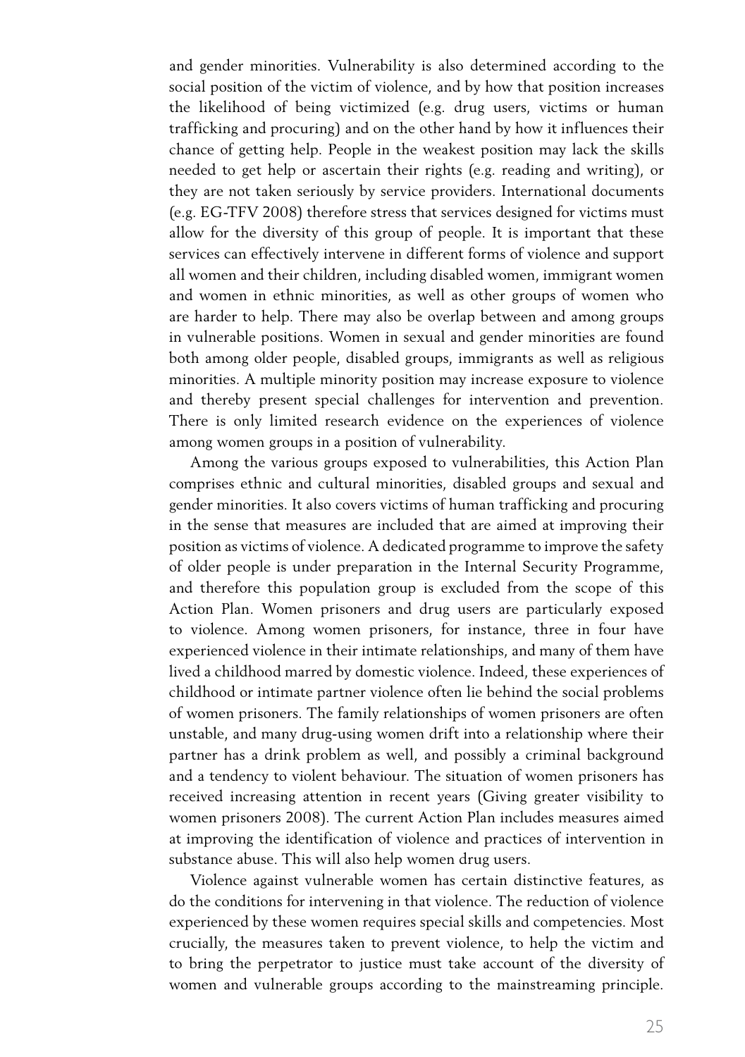and gender minorities. Vulnerability is also determined according to the social position of the victim of violence, and by how that position increases the likelihood of being victimized (e.g. drug users, victims or human trafficking and procuring) and on the other hand by how it influences their chance of getting help. People in the weakest position may lack the skills needed to get help or ascertain their rights (e.g. reading and writing), or they are not taken seriously by service providers. International documents (e.g. EG-TFV 2008) therefore stress that services designed for victims must allow for the diversity of this group of people. It is important that these services can effectively intervene in different forms of violence and support all women and their children, including disabled women, immigrant women and women in ethnic minorities, as well as other groups of women who are harder to help. There may also be overlap between and among groups in vulnerable positions. Women in sexual and gender minorities are found both among older people, disabled groups, immigrants as well as religious minorities. A multiple minority position may increase exposure to violence and thereby present special challenges for intervention and prevention. There is only limited research evidence on the experiences of violence among women groups in a position of vulnerability.

Among the various groups exposed to vulnerabilities, this Action Plan comprises ethnic and cultural minorities, disabled groups and sexual and gender minorities. It also covers victims of human trafficking and procuring in the sense that measures are included that are aimed at improving their position as victims of violence. A dedicated programme to improve the safety of older people is under preparation in the Internal Security Programme, and therefore this population group is excluded from the scope of this Action Plan. Women prisoners and drug users are particularly exposed to violence. Among women prisoners, for instance, three in four have experienced violence in their intimate relationships, and many of them have lived a childhood marred by domestic violence. Indeed, these experiences of childhood or intimate partner violence often lie behind the social problems of women prisoners. The family relationships of women prisoners are often unstable, and many drug-using women drift into a relationship where their partner has a drink problem as well, and possibly a criminal background and a tendency to violent behaviour. The situation of women prisoners has received increasing attention in recent years (Giving greater visibility to women prisoners 2008). The current Action Plan includes measures aimed at improving the identification of violence and practices of intervention in substance abuse. This will also help women drug users.

Violence against vulnerable women has certain distinctive features, as do the conditions for intervening in that violence. The reduction of violence experienced by these women requires special skills and competencies. Most crucially, the measures taken to prevent violence, to help the victim and to bring the perpetrator to justice must take account of the diversity of women and vulnerable groups according to the mainstreaming principle.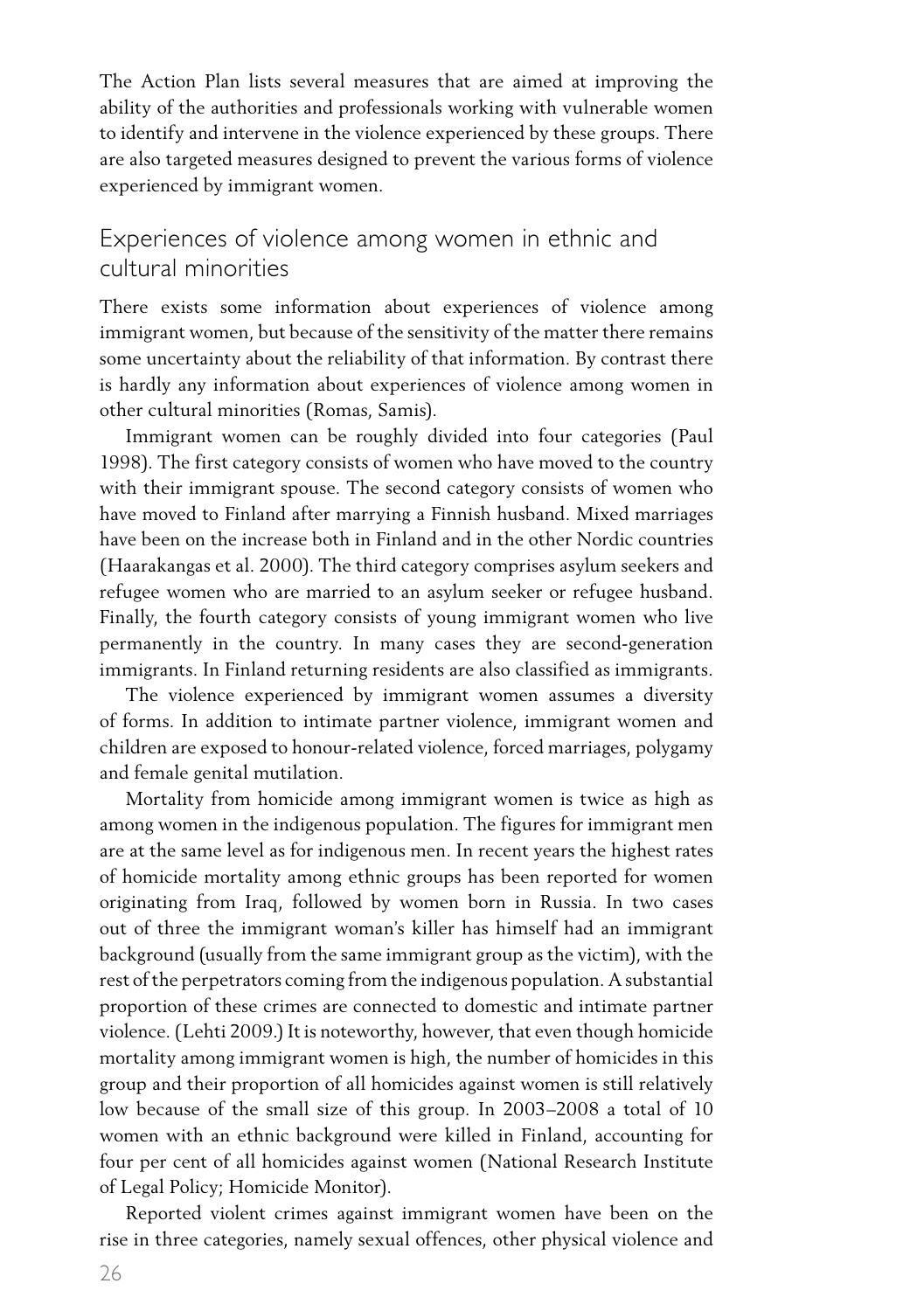The Action Plan lists several measures that are aimed at improving the ability of the authorities and professionals working with vulnerable women to identify and intervene in the violence experienced by these groups. There are also targeted measures designed to prevent the various forms of violence experienced by immigrant women.

## Experiences of violence among women in ethnic and cultural minorities

There exists some information about experiences of violence among immigrant women, but because of the sensitivity of the matter there remains some uncertainty about the reliability of that information. By contrast there is hardly any information about experiences of violence among women in other cultural minorities (Romas, Samis).

Immigrant women can be roughly divided into four categories (Paul 1998). The first category consists of women who have moved to the country with their immigrant spouse. The second category consists of women who have moved to Finland after marrying a Finnish husband. Mixed marriages have been on the increase both in Finland and in the other Nordic countries (Haarakangas et al. 2000). The third category comprises asylum seekers and refugee women who are married to an asylum seeker or refugee husband. Finally, the fourth category consists of young immigrant women who live permanently in the country. In many cases they are second-generation immigrants. In Finland returning residents are also classified as immigrants.

The violence experienced by immigrant women assumes a diversity of forms. In addition to intimate partner violence, immigrant women and children are exposed to honour-related violence, forced marriages, polygamy and female genital mutilation.

Mortality from homicide among immigrant women is twice as high as among women in the indigenous population. The figures for immigrant men are at the same level as for indigenous men. In recent years the highest rates of homicide mortality among ethnic groups has been reported for women originating from Iraq, followed by women born in Russia. In two cases out of three the immigrant woman's killer has himself had an immigrant background (usually from the same immigrant group as the victim), with the rest of the perpetrators coming from the indigenous population. A substantial proportion of these crimes are connected to domestic and intimate partner violence. (Lehti 2009.) It is noteworthy, however, that even though homicide mortality among immigrant women is high, the number of homicides in this group and their proportion of all homicides against women is still relatively low because of the small size of this group. In 2003–2008 a total of 10 women with an ethnic background were killed in Finland, accounting for four per cent of all homicides against women (National Research Institute of Legal Policy; Homicide Monitor).

Reported violent crimes against immigrant women have been on the rise in three categories, namely sexual offences, other physical violence and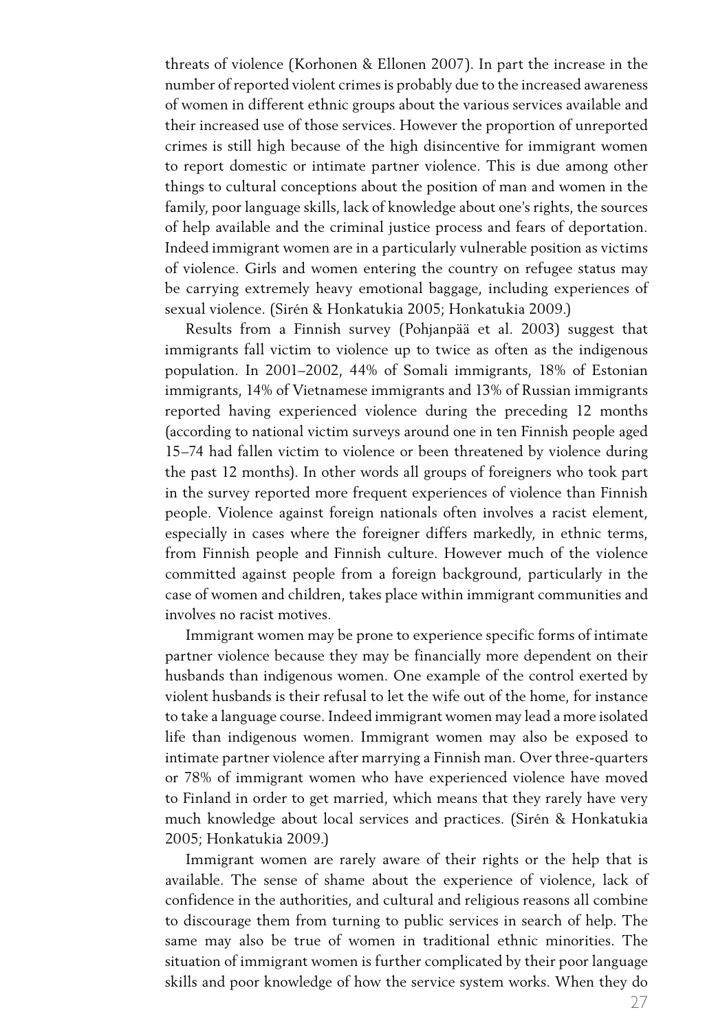threats of violence (Korhonen & Ellonen 2007). In part the increase in the number of reported violent crimes is probably due to the increased awareness of women in different ethnic groups about the various services available and their increased use of those services. However the proportion of unreported crimes is still high because of the high disincentive for immigrant women to report domestic or intimate partner violence. This is due among other things to cultural conceptions about the position of man and women in the family, poor language skills, lack of knowledge about one's rights, the sources of help available and the criminal justice process and fears of deportation. Indeed immigrant women are in a particularly vulnerable position as victims of violence. Girls and women entering the country on refugee status may be carrying extremely heavy emotional baggage, including experiences of sexual violence. (Sirén & Honkatukia 2005; Honkatukia 2009.)

Results from a Finnish survey (Pohjanpää et al. 2003) suggest that immigrants fall victim to violence up to twice as often as the indigenous population. In 2001–2002, 44% of Somali immigrants, 18% of Estonian immigrants, 14% of Vietnamese immigrants and 13% of Russian immigrants reported having experienced violence during the preceding 12 months (according to national victim surveys around one in ten Finnish people aged 15–74 had fallen victim to violence or been threatened by violence during the past 12 months). In other words all groups of foreigners who took part in the survey reported more frequent experiences of violence than Finnish people. Violence against foreign nationals often involves a racist element, especially in cases where the foreigner differs markedly, in ethnic terms, from Finnish people and Finnish culture. However much of the violence committed against people from a foreign background, particularly in the case of women and children, takes place within immigrant communities and involves no racist motives.

Immigrant women may be prone to experience specific forms of intimate partner violence because they may be financially more dependent on their husbands than indigenous women. One example of the control exerted by violent husbands is their refusal to let the wife out of the home, for instance to take a language course. Indeed immigrant women may lead a more isolated life than indigenous women. Immigrant women may also be exposed to intimate partner violence after marrying a Finnish man. Over three-quarters or 78% of immigrant women who have experienced violence have moved to Finland in order to get married, which means that they rarely have very much knowledge about local services and practices. (Sirén & Honkatukia 2005; Honkatukia 2009.)

Immigrant women are rarely aware of their rights or the help that is available. The sense of shame about the experience of violence, lack of confidence in the authorities, and cultural and religious reasons all combine to discourage them from turning to public services in search of help. The same may also be true of women in traditional ethnic minorities. The situation of immigrant women is further complicated by their poor language skills and poor knowledge of how the service system works. When they do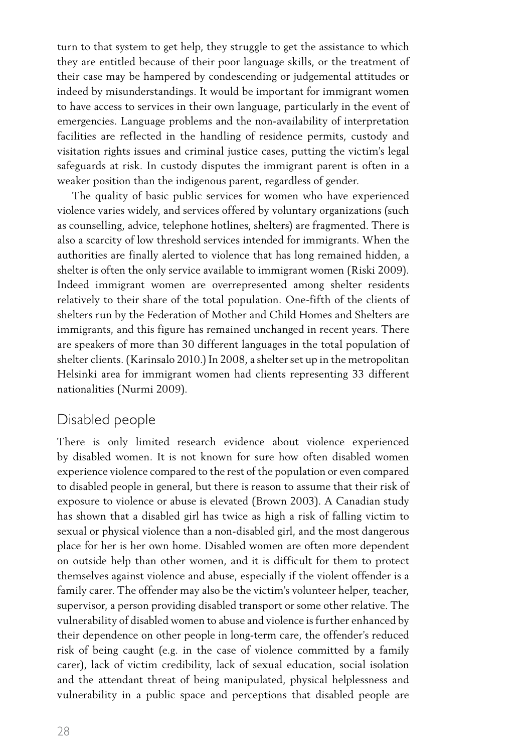turn to that system to get help, they struggle to get the assistance to which they are entitled because of their poor language skills, or the treatment of their case may be hampered by condescending or judgemental attitudes or indeed by misunderstandings. It would be important for immigrant women to have access to services in their own language, particularly in the event of emergencies. Language problems and the non-availability of interpretation facilities are reflected in the handling of residence permits, custody and visitation rights issues and criminal justice cases, putting the victim's legal safeguards at risk. In custody disputes the immigrant parent is often in a weaker position than the indigenous parent, regardless of gender.

The quality of basic public services for women who have experienced violence varies widely, and services offered by voluntary organizations (such as counselling, advice, telephone hotlines, shelters) are fragmented. There is also a scarcity of low threshold services intended for immigrants. When the authorities are finally alerted to violence that has long remained hidden, a shelter is often the only service available to immigrant women (Riski 2009). Indeed immigrant women are overrepresented among shelter residents relatively to their share of the total population. One-fifth of the clients of shelters run by the Federation of Mother and Child Homes and Shelters are immigrants, and this figure has remained unchanged in recent years. There are speakers of more than 30 different languages in the total population of shelter clients. (Karinsalo 2010.) In 2008, a shelter set up in the metropolitan Helsinki area for immigrant women had clients representing 33 different nationalities (Nurmi 2009).

## Disabled people

There is only limited research evidence about violence experienced by disabled women. It is not known for sure how often disabled women experience violence compared to the rest of the population or even compared to disabled people in general, but there is reason to assume that their risk of exposure to violence or abuse is elevated (Brown 2003). A Canadian study has shown that a disabled girl has twice as high a risk of falling victim to sexual or physical violence than a non-disabled girl, and the most dangerous place for her is her own home. Disabled women are often more dependent on outside help than other women, and it is difficult for them to protect themselves against violence and abuse, especially if the violent offender is a family carer. The offender may also be the victim's volunteer helper, teacher, supervisor, a person providing disabled transport or some other relative. The vulnerability of disabled women to abuse and violence is further enhanced by their dependence on other people in long-term care, the offender's reduced risk of being caught (e.g. in the case of violence committed by a family carer), lack of victim credibility, lack of sexual education, social isolation and the attendant threat of being manipulated, physical helplessness and vulnerability in a public space and perceptions that disabled people are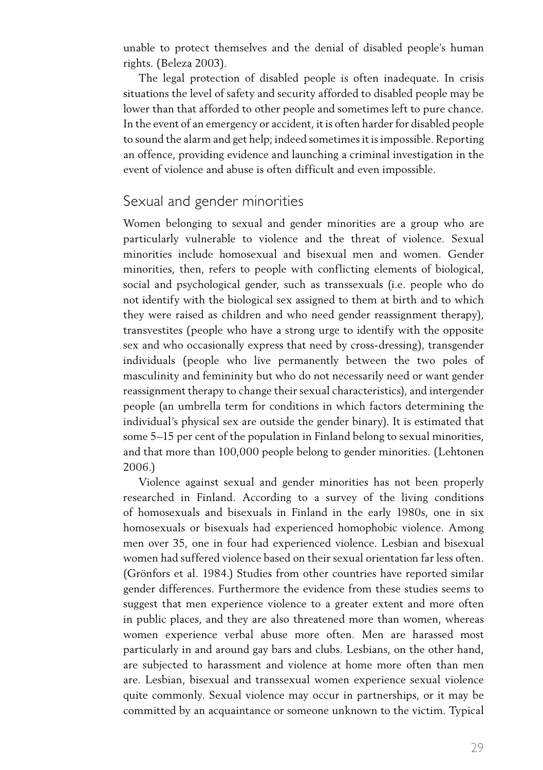unable to protect themselves and the denial of disabled people's human rights. (Beleza 2003).

The legal protection of disabled people is often inadequate. In crisis situations the level of safety and security afforded to disabled people may be lower than that afforded to other people and sometimes left to pure chance. In the event of an emergency or accident, it is often harder for disabled people to sound the alarm and get help; indeed sometimes it is impossible. Reporting an offence, providing evidence and launching a criminal investigation in the event of violence and abuse is often difficult and even impossible.

## Sexual and gender minorities

Women belonging to sexual and gender minorities are a group who are particularly vulnerable to violence and the threat of violence. Sexual minorities include homosexual and bisexual men and women. Gender minorities, then, refers to people with conflicting elements of biological, social and psychological gender, such as transsexuals (i.e. people who do not identify with the biological sex assigned to them at birth and to which they were raised as children and who need gender reassignment therapy), transvestites (people who have a strong urge to identify with the opposite sex and who occasionally express that need by cross-dressing), transgender individuals (people who live permanently between the two poles of masculinity and femininity but who do not necessarily need or want gender reassignment therapy to change their sexual characteristics), and intergender people (an umbrella term for conditions in which factors determining the individual's physical sex are outside the gender binary). It is estimated that some 5–15 per cent of the population in Finland belong to sexual minorities, and that more than 100,000 people belong to gender minorities. (Lehtonen 2006.)

Violence against sexual and gender minorities has not been properly researched in Finland. According to a survey of the living conditions of homosexuals and bisexuals in Finland in the early 1980s, one in six homosexuals or bisexuals had experienced homophobic violence. Among men over 35, one in four had experienced violence. Lesbian and bisexual women had suffered violence based on their sexual orientation far less often. (Grönfors et al. 1984.) Studies from other countries have reported similar gender differences. Furthermore the evidence from these studies seems to suggest that men experience violence to a greater extent and more often in public places, and they are also threatened more than women, whereas women experience verbal abuse more often. Men are harassed most particularly in and around gay bars and clubs. Lesbians, on the other hand, are subjected to harassment and violence at home more often than men are. Lesbian, bisexual and transsexual women experience sexual violence quite commonly. Sexual violence may occur in partnerships, or it may be committed by an acquaintance or someone unknown to the victim. Typical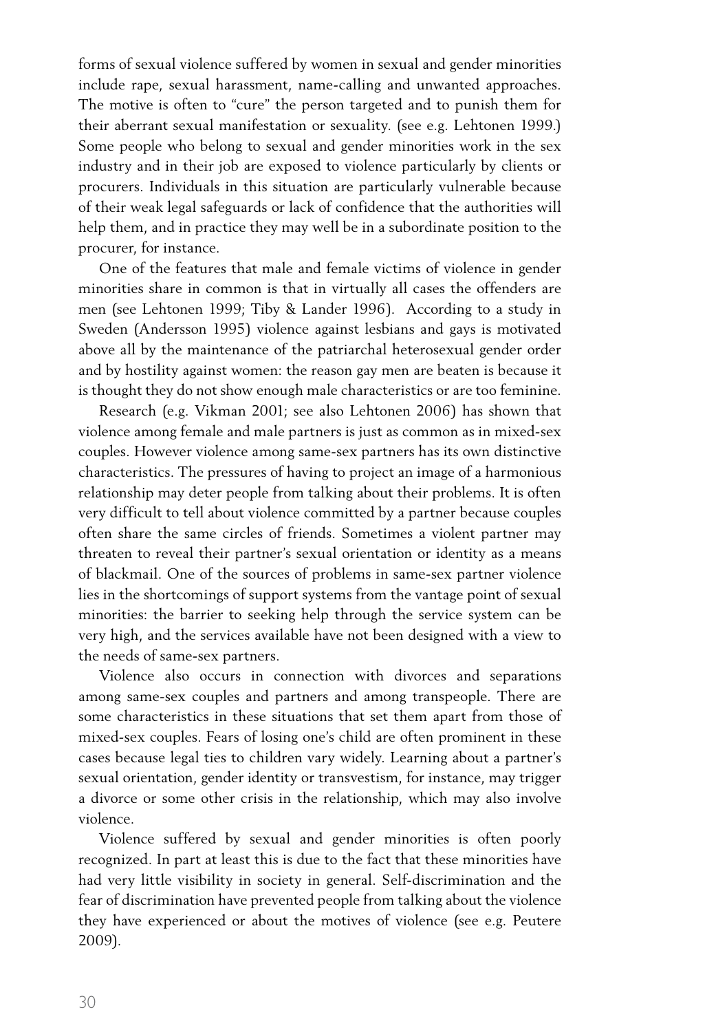forms of sexual violence suffered by women in sexual and gender minorities include rape, sexual harassment, name-calling and unwanted approaches. The motive is often to "cure" the person targeted and to punish them for their aberrant sexual manifestation or sexuality. (see e.g. Lehtonen 1999.) Some people who belong to sexual and gender minorities work in the sex industry and in their job are exposed to violence particularly by clients or procurers. Individuals in this situation are particularly vulnerable because of their weak legal safeguards or lack of confidence that the authorities will help them, and in practice they may well be in a subordinate position to the procurer, for instance.

One of the features that male and female victims of violence in gender minorities share in common is that in virtually all cases the offenders are men (see Lehtonen 1999; Tiby & Lander 1996). According to a study in Sweden (Andersson 1995) violence against lesbians and gays is motivated above all by the maintenance of the patriarchal heterosexual gender order and by hostility against women: the reason gay men are beaten is because it is thought they do not show enough male characteristics or are too feminine.

Research (e.g. Vikman 2001; see also Lehtonen 2006) has shown that violence among female and male partners is just as common as in mixed-sex couples. However violence among same-sex partners has its own distinctive characteristics. The pressures of having to project an image of a harmonious relationship may deter people from talking about their problems. It is often very difficult to tell about violence committed by a partner because couples often share the same circles of friends. Sometimes a violent partner may threaten to reveal their partner's sexual orientation or identity as a means of blackmail. One of the sources of problems in same-sex partner violence lies in the shortcomings of support systems from the vantage point of sexual minorities: the barrier to seeking help through the service system can be very high, and the services available have not been designed with a view to the needs of same-sex partners.

Violence also occurs in connection with divorces and separations among same-sex couples and partners and among transpeople. There are some characteristics in these situations that set them apart from those of mixed-sex couples. Fears of losing one's child are often prominent in these cases because legal ties to children vary widely. Learning about a partner's sexual orientation, gender identity or transvestism, for instance, may trigger a divorce or some other crisis in the relationship, which may also involve violence.

Violence suffered by sexual and gender minorities is often poorly recognized. In part at least this is due to the fact that these minorities have had very little visibility in society in general. Self-discrimination and the fear of discrimination have prevented people from talking about the violence they have experienced or about the motives of violence (see e.g. Peutere 2009).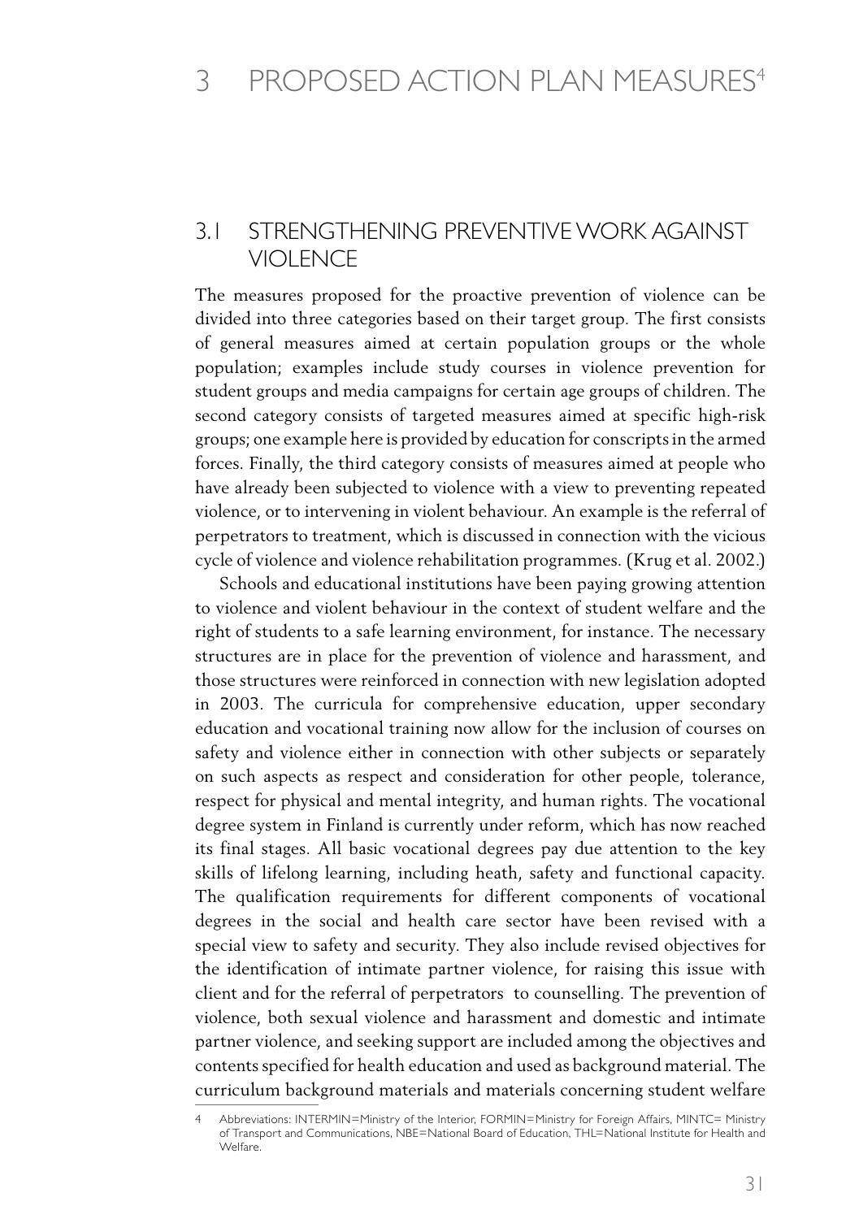# 3 PROPOSED ACTION PLAN MEASURES[4]

## 3.1 STRENGTHENING PREVENTIVE WORK AGAINST VIOLENCE

The measures proposed for the proactive prevention of violence can be divided into three categories based on their target group. The first consists of general measures aimed at certain population groups or the whole population; examples include study courses in violence prevention for student groups and media campaigns for certain age groups of children. The second category consists of targeted measures aimed at specific high-risk groups; one example here is provided by education for conscripts in the armed forces. Finally, the third category consists of measures aimed at people who have already been subjected to violence with a view to preventing repeated violence, or to intervening in violent behaviour. An example is the referral of perpetrators to treatment, which is discussed in connection with the vicious cycle of violence and violence rehabilitation programmes. (Krug et al. 2002.)

Schools and educational institutions have been paying growing attention to violence and violent behaviour in the context of student welfare and the right of students to a safe learning environment, for instance. The necessary structures are in place for the prevention of violence and harassment, and those structures were reinforced in connection with new legislation adopted in 2003. The curricula for comprehensive education, upper secondary education and vocational training now allow for the inclusion of courses on safety and violence either in connection with other subjects or separately on such aspects as respect and consideration for other people, tolerance, respect for physical and mental integrity, and human rights. The vocational degree system in Finland is currently under reform, which has now reached its final stages. All basic vocational degrees pay due attention to the key skills of lifelong learning, including heath, safety and functional capacity. The qualification requirements for different components of vocational degrees in the social and health care sector have been revised with a special view to safety and security. They also include revised objectives for the identification of intimate partner violence, for raising this issue with client and for the referral of perpetrators to counselling. The prevention of violence, both sexual violence and harassment and domestic and intimate partner violence, and seeking support are included among the objectives and contents specified for health education and used as background material. The curriculum background materials and materials concerning student welfare

---

4 Abbreviations: INTERMIN=Ministry of the Interior, FORMIN=Ministry for Foreign Affairs, MINTC= Ministry of Transport and Communications, NBE=National Board of Education, THL=National Institute for Health and Welfare.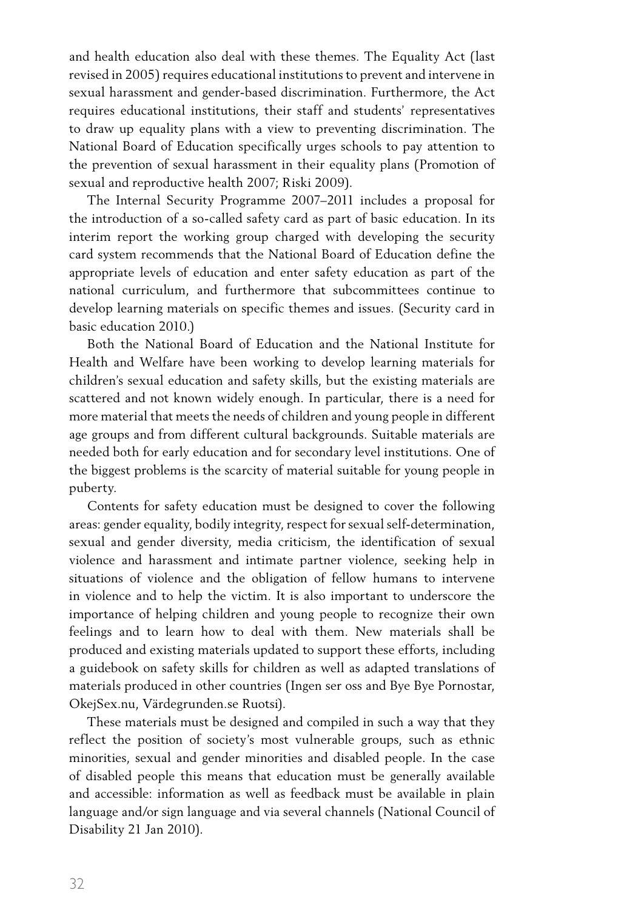and health education also deal with these themes. The Equality Act (last revised in 2005) requires educational institutions to prevent and intervene in sexual harassment and gender-based discrimination. Furthermore, the Act requires educational institutions, their staff and students' representatives to draw up equality plans with a view to preventing discrimination. The National Board of Education specifically urges schools to pay attention to the prevention of sexual harassment in their equality plans (Promotion of sexual and reproductive health 2007; Riski 2009).

The Internal Security Programme 2007–2011 includes a proposal for the introduction of a so-called safety card as part of basic education. In its interim report the working group charged with developing the security card system recommends that the National Board of Education define the appropriate levels of education and enter safety education as part of the national curriculum, and furthermore that subcommittees continue to develop learning materials on specific themes and issues. (Security card in basic education 2010.)

Both the National Board of Education and the National Institute for Health and Welfare have been working to develop learning materials for children's sexual education and safety skills, but the existing materials are scattered and not known widely enough. In particular, there is a need for more material that meets the needs of children and young people in different age groups and from different cultural backgrounds. Suitable materials are needed both for early education and for secondary level institutions. One of the biggest problems is the scarcity of material suitable for young people in puberty.

Contents for safety education must be designed to cover the following areas: gender equality, bodily integrity, respect for sexual self-determination, sexual and gender diversity, media criticism, the identification of sexual violence and harassment and intimate partner violence, seeking help in situations of violence and the obligation of fellow humans to intervene in violence and to help the victim. It is also important to underscore the importance of helping children and young people to recognize their own feelings and to learn how to deal with them. New materials shall be produced and existing materials updated to support these efforts, including a guidebook on safety skills for children as well as adapted translations of materials produced in other countries (Ingen ser oss and Bye Bye Pornostar, OkejSex.nu, Värdegrunden.se Ruotsi).

These materials must be designed and compiled in such a way that they reflect the position of society's most vulnerable groups, such as ethnic minorities, sexual and gender minorities and disabled people. In the case of disabled people this means that education must be generally available and accessible: information as well as feedback must be available in plain language and/or sign language and via several channels (National Council of Disability 21 Jan 2010).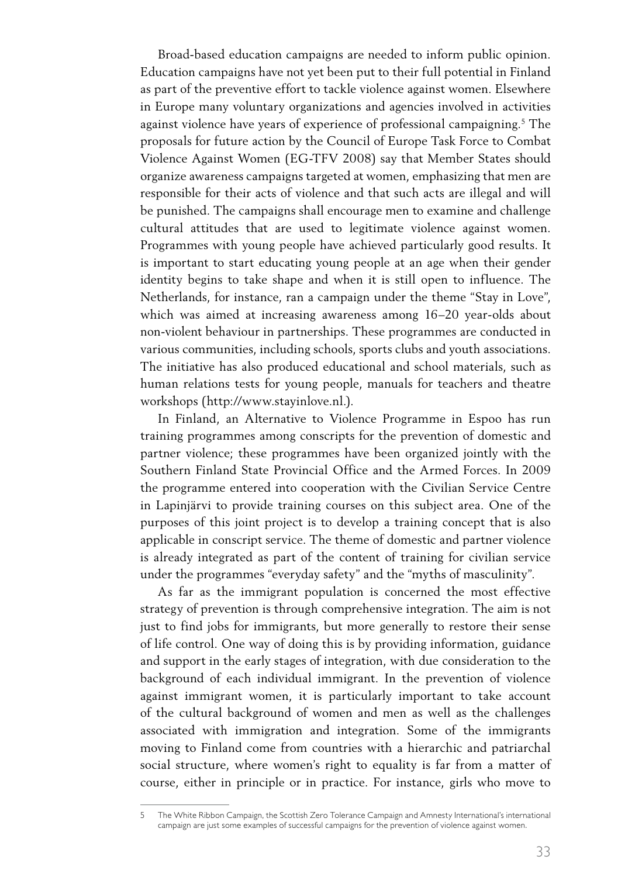Broad-based education campaigns are needed to inform public opinion. Education campaigns have not yet been put to their full potential in Finland as part of the preventive effort to tackle violence against women. Elsewhere in Europe many voluntary organizations and agencies involved in activities against violence have years of experience of professional campaigning.[5] The proposals for future action by the Council of Europe Task Force to Combat Violence Against Women (EG-TFV 2008) say that Member States should organize awareness campaigns targeted at women, emphasizing that men are responsible for their acts of violence and that such acts are illegal and will be punished. The campaigns shall encourage men to examine and challenge cultural attitudes that are used to legitimate violence against women. Programmes with young people have achieved particularly good results. It is important to start educating young people at an age when their gender identity begins to take shape and when it is still open to influence. The Netherlands, for instance, ran a campaign under the theme "Stay in Love", which was aimed at increasing awareness among 16–20 year-olds about non-violent behaviour in partnerships. These programmes are conducted in various communities, including schools, sports clubs and youth associations. The initiative has also produced educational and school materials, such as human relations tests for young people, manuals for teachers and theatre workshops (http://www.stayinlove.nl.).

In Finland, an Alternative to Violence Programme in Espoo has run training programmes among conscripts for the prevention of domestic and partner violence; these programmes have been organized jointly with the Southern Finland State Provincial Office and the Armed Forces. In 2009 the programme entered into cooperation with the Civilian Service Centre in Lapinjärvi to provide training courses on this subject area. One of the purposes of this joint project is to develop a training concept that is also applicable in conscript service. The theme of domestic and partner violence is already integrated as part of the content of training for civilian service under the programmes "everyday safety" and the "myths of masculinity".

As far as the immigrant population is concerned the most effective strategy of prevention is through comprehensive integration. The aim is not just to find jobs for immigrants, but more generally to restore their sense of life control. One way of doing this is by providing information, guidance and support in the early stages of integration, with due consideration to the background of each individual immigrant. In the prevention of violence against immigrant women, it is particularly important to take account of the cultural background of women and men as well as the challenges associated with immigration and integration. Some of the immigrants moving to Finland come from countries with a hierarchic and patriarchal social structure, where women's right to equality is far from a matter of course, either in principle or in practice. For instance, girls who move to

---

5 The White Ribbon Campaign, the Scottish Zero Tolerance Campaign and Amnesty International's international campaign are just some examples of successful campaigns for the prevention of violence against women.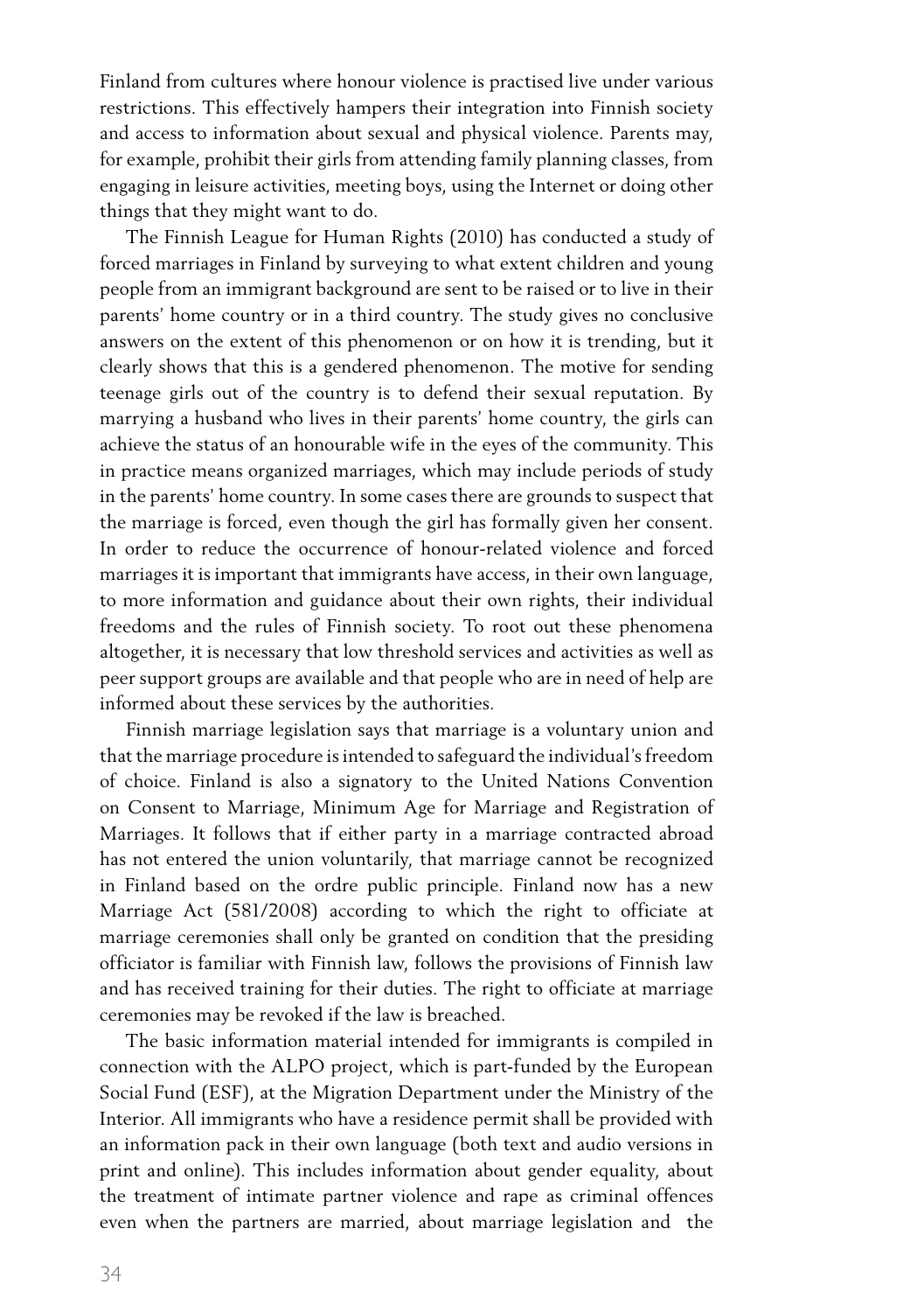Finland from cultures where honour violence is practised live under various restrictions. This effectively hampers their integration into Finnish society and access to information about sexual and physical violence. Parents may, for example, prohibit their girls from attending family planning classes, from engaging in leisure activities, meeting boys, using the Internet or doing other things that they might want to do.

The Finnish League for Human Rights (2010) has conducted a study of forced marriages in Finland by surveying to what extent children and young people from an immigrant background are sent to be raised or to live in their parents' home country or in a third country. The study gives no conclusive answers on the extent of this phenomenon or on how it is trending, but it clearly shows that this is a gendered phenomenon. The motive for sending teenage girls out of the country is to defend their sexual reputation. By marrying a husband who lives in their parents' home country, the girls can achieve the status of an honourable wife in the eyes of the community. This in practice means organized marriages, which may include periods of study in the parents' home country. In some cases there are grounds to suspect that the marriage is forced, even though the girl has formally given her consent. In order to reduce the occurrence of honour-related violence and forced marriages it is important that immigrants have access, in their own language, to more information and guidance about their own rights, their individual freedoms and the rules of Finnish society. To root out these phenomena altogether, it is necessary that low threshold services and activities as well as peer support groups are available and that people who are in need of help are informed about these services by the authorities.

Finnish marriage legislation says that marriage is a voluntary union and that the marriage procedure is intended to safeguard the individual's freedom of choice. Finland is also a signatory to the United Nations Convention on Consent to Marriage, Minimum Age for Marriage and Registration of Marriages. It follows that if either party in a marriage contracted abroad has not entered the union voluntarily, that marriage cannot be recognized in Finland based on the ordre public principle. Finland now has a new Marriage Act (581/2008) according to which the right to officiate at marriage ceremonies shall only be granted on condition that the presiding officiator is familiar with Finnish law, follows the provisions of Finnish law and has received training for their duties. The right to officiate at marriage ceremonies may be revoked if the law is breached.

The basic information material intended for immigrants is compiled in connection with the ALPO project, which is part-funded by the European Social Fund (ESF), at the Migration Department under the Ministry of the Interior. All immigrants who have a residence permit shall be provided with an information pack in their own language (both text and audio versions in print and online). This includes information about gender equality, about the treatment of intimate partner violence and rape as criminal offences even when the partners are married, about marriage legislation and the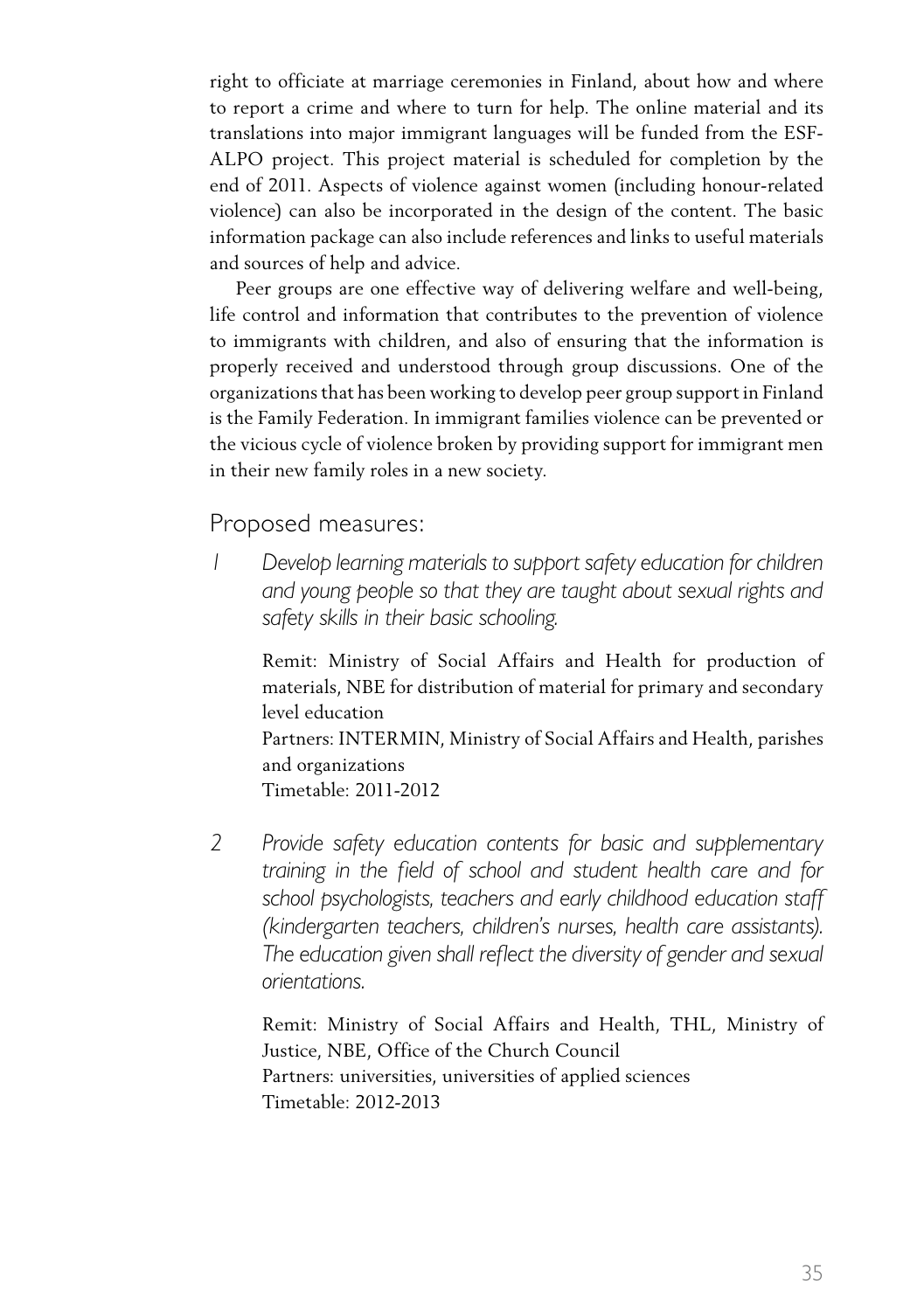right to officiate at marriage ceremonies in Finland, about how and where to report a crime and where to turn for help. The online material and its translations into major immigrant languages will be funded from the ESF-ALPO project. This project material is scheduled for completion by the end of 2011. Aspects of violence against women (including honour-related violence) can also be incorporated in the design of the content. The basic information package can also include references and links to useful materials and sources of help and advice.

Peer groups are one effective way of delivering welfare and well-being, life control and information that contributes to the prevention of violence to immigrants with children, and also of ensuring that the information is properly received and understood through group discussions. One of the organizations that has been working to develop peer group support in Finland is the Family Federation. In immigrant families violence can be prevented or the vicious cycle of violence broken by providing support for immigrant men in their new family roles in a new society.

## Proposed measures:

1 *Develop learning materials to support safety education for children and young people so that they are taught about sexual rights and safety skills in their basic schooling.*

Remit: Ministry of Social Affairs and Health for production of materials, NBE for distribution of material for primary and secondary level education
Partners: INTERMIN, Ministry of Social Affairs and Health, parishes and organizations
Timetable: 2011-2012

2 *Provide safety education contents for basic and supplementary training in the field of school and student health care and for school psychologists, teachers and early childhood education staff (kindergarten teachers, children's nurses, health care assistants). The education given shall reflect the diversity of gender and sexual orientations.*

Remit: Ministry of Social Affairs and Health, THL, Ministry of Justice, NBE, Office of the Church Council
Partners: universities, universities of applied sciences
Timetable: 2012-2013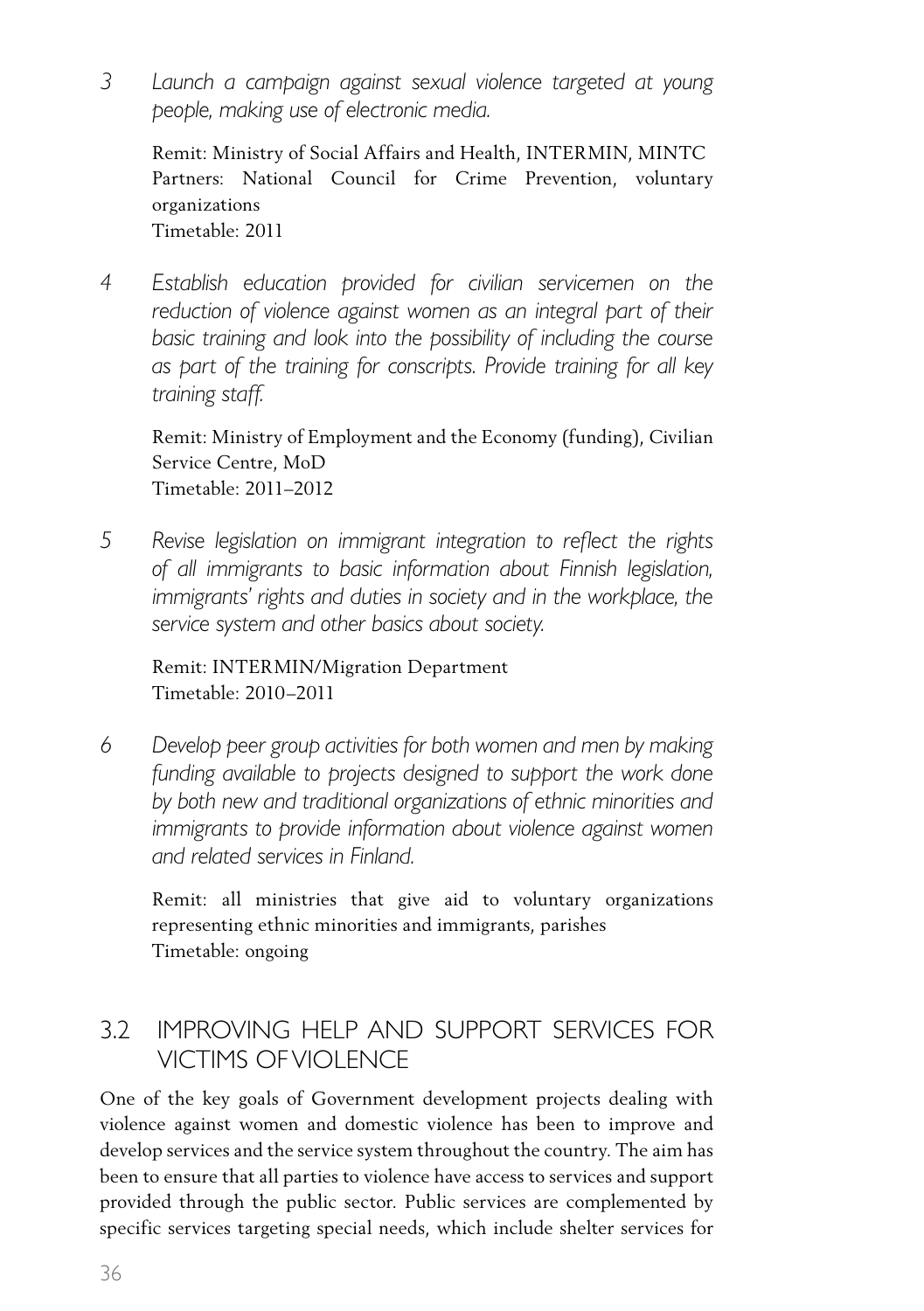3 *Launch a campaign against sexual violence targeted at young people, making use of electronic media.*

Remit: Ministry of Social Affairs and Health, INTERMIN, MINTC
Partners: National Council for Crime Prevention, voluntary organizations
Timetable: 2011

4 *Establish education provided for civilian servicemen on the reduction of violence against women as an integral part of their basic training and look into the possibility of including the course as part of the training for conscripts. Provide training for all key training staff.*

Remit: Ministry of Employment and the Economy (funding), Civilian Service Centre, MoD
Timetable: 2011–2012

5 *Revise legislation on immigrant integration to reflect the rights of all immigrants to basic information about Finnish legislation, immigrants' rights and duties in society and in the workplace, the service system and other basics about society.*

Remit: INTERMIN/Migration Department
Timetable: 2010–2011

6 *Develop peer group activities for both women and men by making funding available to projects designed to support the work done by both new and traditional organizations of ethnic minorities and immigrants to provide information about violence against women and related services in Finland.*

Remit: all ministries that give aid to voluntary organizations representing ethnic minorities and immigrants, parishes
Timetable: ongoing

## 3.2 IMPROVING HELP AND SUPPORT SERVICES FOR VICTIMS OF VIOLENCE

One of the key goals of Government development projects dealing with violence against women and domestic violence has been to improve and develop services and the service system throughout the country. The aim has been to ensure that all parties to violence have access to services and support provided through the public sector. Public services are complemented by specific services targeting special needs, which include shelter services for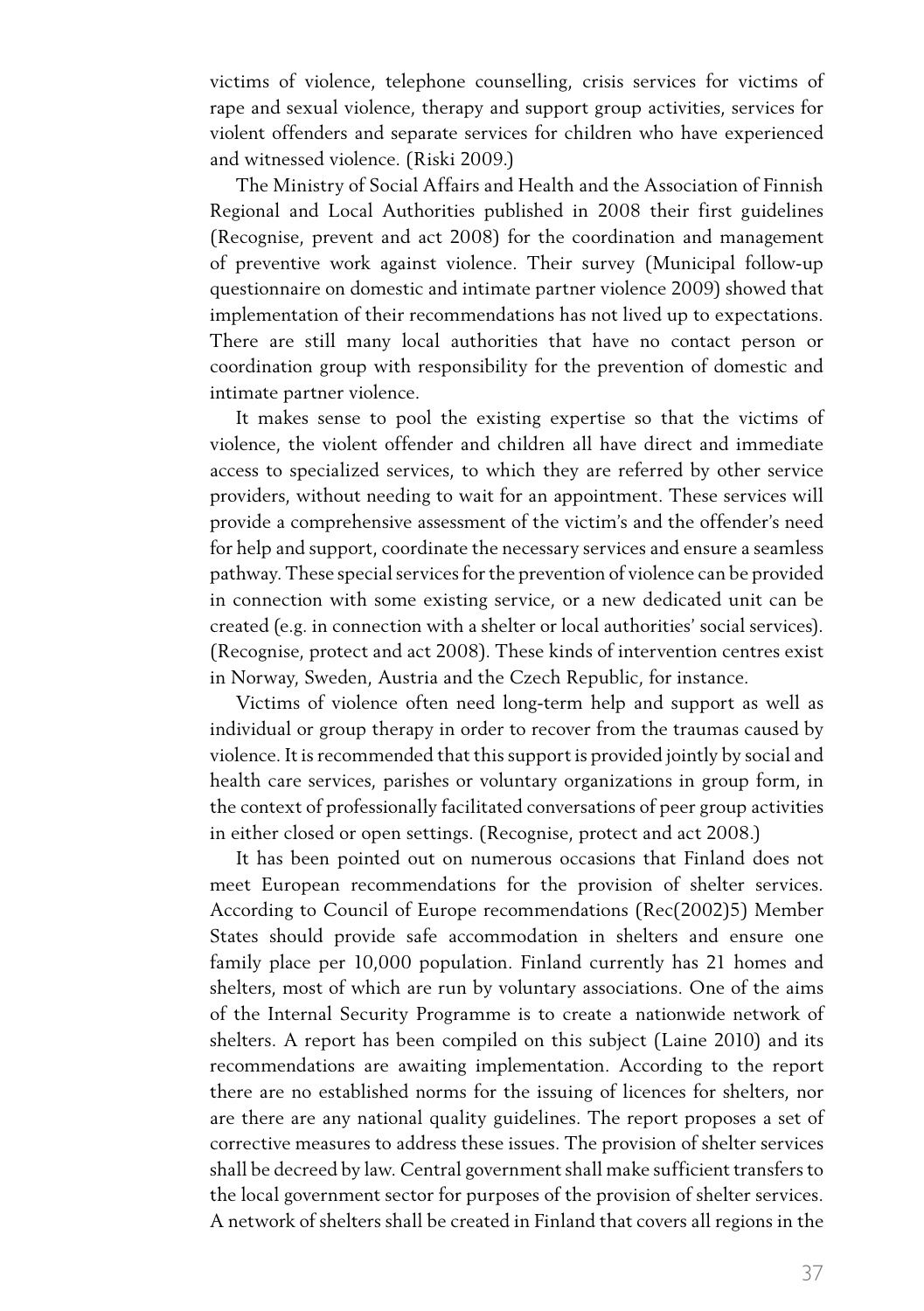victims of violence, telephone counselling, crisis services for victims of rape and sexual violence, therapy and support group activities, services for violent offenders and separate services for children who have experienced and witnessed violence. (Riski 2009.)

The Ministry of Social Affairs and Health and the Association of Finnish Regional and Local Authorities published in 2008 their first guidelines (Recognise, prevent and act 2008) for the coordination and management of preventive work against violence. Their survey (Municipal follow-up questionnaire on domestic and intimate partner violence 2009) showed that implementation of their recommendations has not lived up to expectations. There are still many local authorities that have no contact person or coordination group with responsibility for the prevention of domestic and intimate partner violence.

It makes sense to pool the existing expertise so that the victims of violence, the violent offender and children all have direct and immediate access to specialized services, to which they are referred by other service providers, without needing to wait for an appointment. These services will provide a comprehensive assessment of the victim's and the offender's need for help and support, coordinate the necessary services and ensure a seamless pathway. These special services for the prevention of violence can be provided in connection with some existing service, or a new dedicated unit can be created (e.g. in connection with a shelter or local authorities' social services). (Recognise, protect and act 2008). These kinds of intervention centres exist in Norway, Sweden, Austria and the Czech Republic, for instance.

Victims of violence often need long-term help and support as well as individual or group therapy in order to recover from the traumas caused by violence. It is recommended that this support is provided jointly by social and health care services, parishes or voluntary organizations in group form, in the context of professionally facilitated conversations of peer group activities in either closed or open settings. (Recognise, protect and act 2008.)

It has been pointed out on numerous occasions that Finland does not meet European recommendations for the provision of shelter services. According to Council of Europe recommendations (Rec(2002)5) Member States should provide safe accommodation in shelters and ensure one family place per 10,000 population. Finland currently has 21 homes and shelters, most of which are run by voluntary associations. One of the aims of the Internal Security Programme is to create a nationwide network of shelters. A report has been compiled on this subject (Laine 2010) and its recommendations are awaiting implementation. According to the report there are no established norms for the issuing of licences for shelters, nor are there are any national quality guidelines. The report proposes a set of corrective measures to address these issues. The provision of shelter services shall be decreed by law. Central government shall make sufficient transfers to the local government sector for purposes of the provision of shelter services. A network of shelters shall be created in Finland that covers all regions in the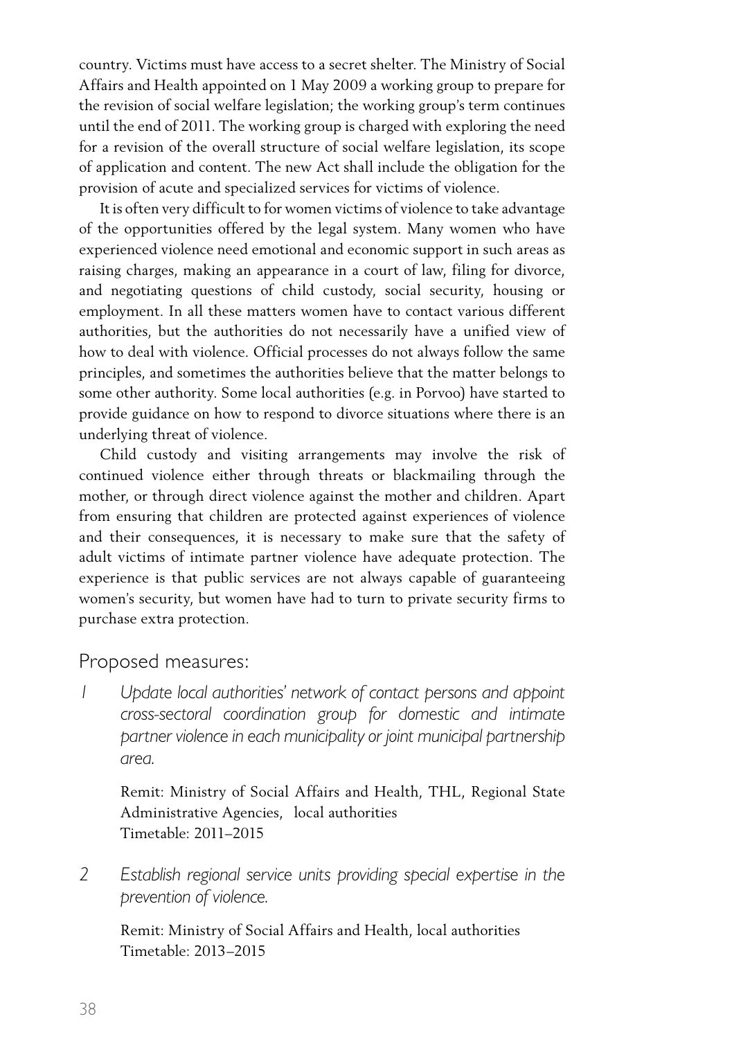country. Victims must have access to a secret shelter. The Ministry of Social Affairs and Health appointed on 1 May 2009 a working group to prepare for the revision of social welfare legislation; the working group's term continues until the end of 2011. The working group is charged with exploring the need for a revision of the overall structure of social welfare legislation, its scope of application and content. The new Act shall include the obligation for the provision of acute and specialized services for victims of violence.

It is often very difficult to for women victims of violence to take advantage of the opportunities offered by the legal system. Many women who have experienced violence need emotional and economic support in such areas as raising charges, making an appearance in a court of law, filing for divorce, and negotiating questions of child custody, social security, housing or employment. In all these matters women have to contact various different authorities, but the authorities do not necessarily have a unified view of how to deal with violence. Official processes do not always follow the same principles, and sometimes the authorities believe that the matter belongs to some other authority. Some local authorities (e.g. in Porvoo) have started to provide guidance on how to respond to divorce situations where there is an underlying threat of violence.

Child custody and visiting arrangements may involve the risk of continued violence either through threats or blackmailing through the mother, or through direct violence against the mother and children. Apart from ensuring that children are protected against experiences of violence and their consequences, it is necessary to make sure that the safety of adult victims of intimate partner violence have adequate protection. The experience is that public services are not always capable of guaranteeing women's security, but women have had to turn to private security firms to purchase extra protection.

## Proposed measures:

1. *Update local authorities' network of contact persons and appoint cross-sectoral coordination group for domestic and intimate partner violence in each municipality or joint municipal partnership area.*

   Remit: Ministry of Social Affairs and Health, THL, Regional State Administrative Agencies, local authorities
   Timetable: 2011–2015

2. *Establish regional service units providing special expertise in the prevention of violence.*

   Remit: Ministry of Social Affairs and Health, local authorities
   Timetable: 2013–2015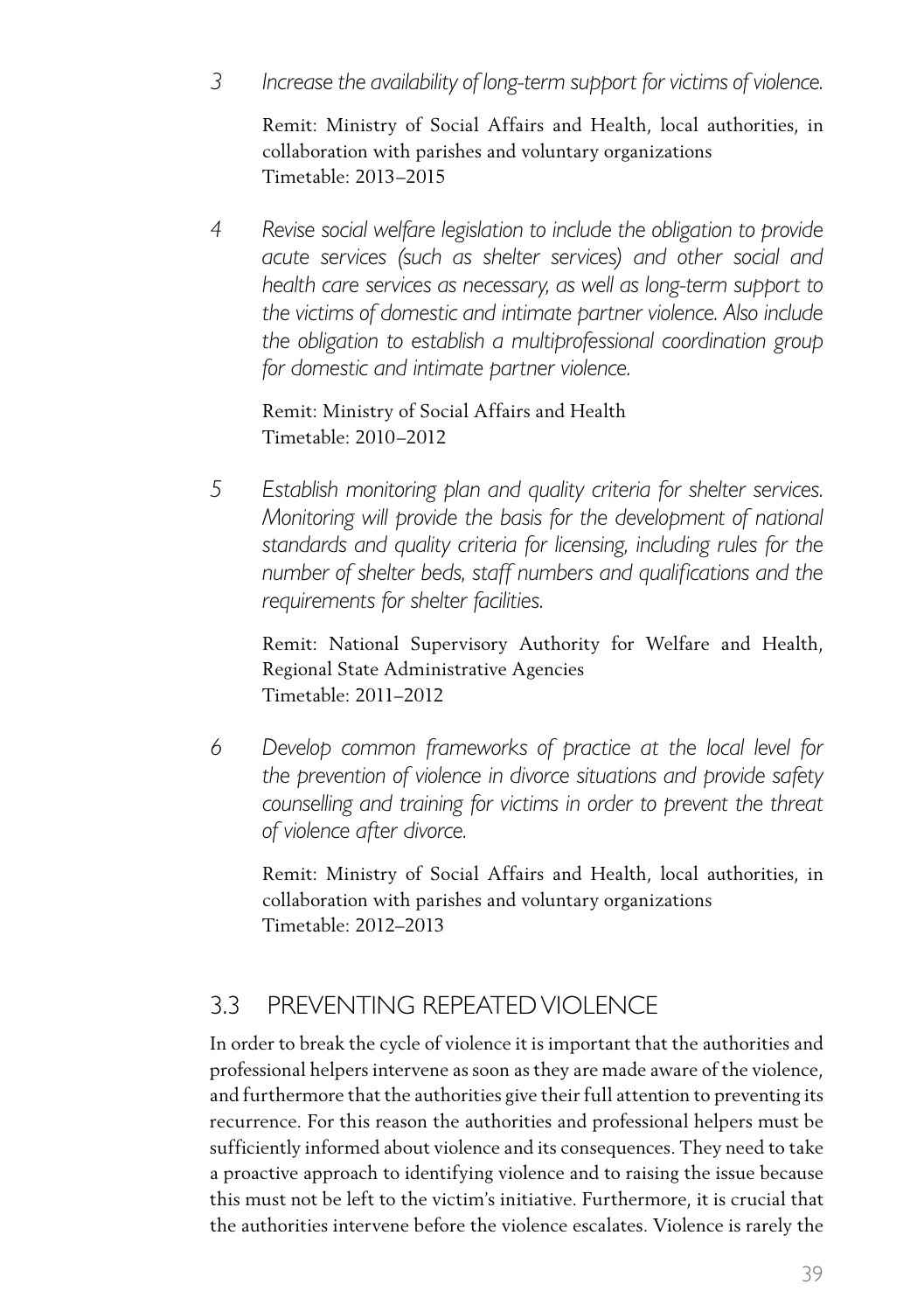3 *Increase the availability of long-term support for victims of violence.*

Remit: Ministry of Social Affairs and Health, local authorities, in collaboration with parishes and voluntary organizations
Timetable: 2013–2015

4 *Revise social welfare legislation to include the obligation to provide acute services (such as shelter services) and other social and health care services as necessary, as well as long-term support to the victims of domestic and intimate partner violence. Also include the obligation to establish a multiprofessional coordination group for domestic and intimate partner violence.*

Remit: Ministry of Social Affairs and Health
Timetable: 2010–2012

5 *Establish monitoring plan and quality criteria for shelter services. Monitoring will provide the basis for the development of national standards and quality criteria for licensing, including rules for the number of shelter beds, staff numbers and qualifications and the requirements for shelter facilities.*

Remit: National Supervisory Authority for Welfare and Health, Regional State Administrative Agencies
Timetable: 2011–2012

6 *Develop common frameworks of practice at the local level for the prevention of violence in divorce situations and provide safety counselling and training for victims in order to prevent the threat of violence after divorce.*

Remit: Ministry of Social Affairs and Health, local authorities, in collaboration with parishes and voluntary organizations
Timetable: 2012–2013

## 3.3 PREVENTING REPEATED VIOLENCE

In order to break the cycle of violence it is important that the authorities and professional helpers intervene as soon as they are made aware of the violence, and furthermore that the authorities give their full attention to preventing its recurrence. For this reason the authorities and professional helpers must be sufficiently informed about violence and its consequences. They need to take a proactive approach to identifying violence and to raising the issue because this must not be left to the victim's initiative. Furthermore, it is crucial that the authorities intervene before the violence escalates. Violence is rarely the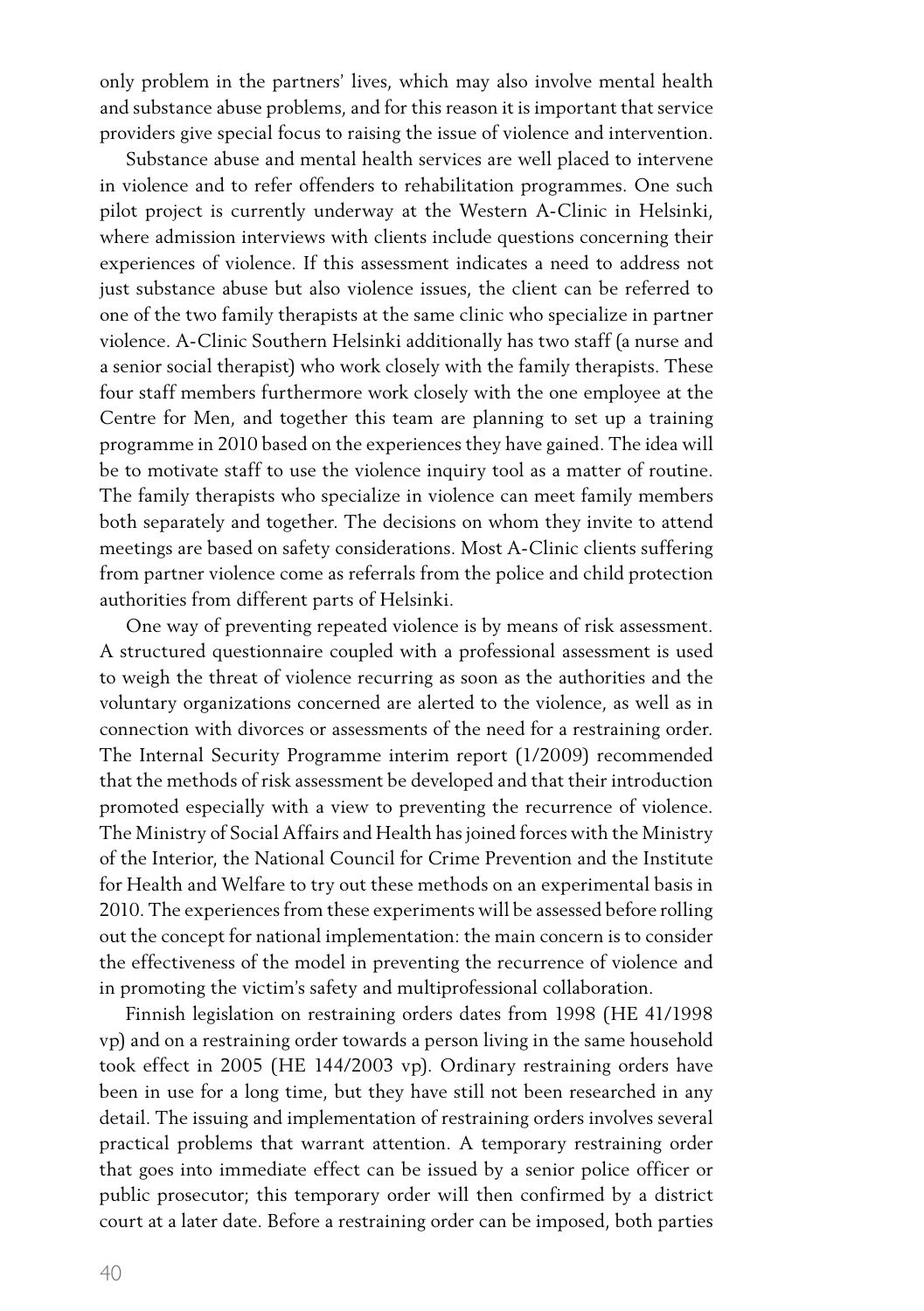only problem in the partners' lives, which may also involve mental health and substance abuse problems, and for this reason it is important that service providers give special focus to raising the issue of violence and intervention.

Substance abuse and mental health services are well placed to intervene in violence and to refer offenders to rehabilitation programmes. One such pilot project is currently underway at the Western A-Clinic in Helsinki, where admission interviews with clients include questions concerning their experiences of violence. If this assessment indicates a need to address not just substance abuse but also violence issues, the client can be referred to one of the two family therapists at the same clinic who specialize in partner violence. A-Clinic Southern Helsinki additionally has two staff (a nurse and a senior social therapist) who work closely with the family therapists. These four staff members furthermore work closely with the one employee at the Centre for Men, and together this team are planning to set up a training programme in 2010 based on the experiences they have gained. The idea will be to motivate staff to use the violence inquiry tool as a matter of routine. The family therapists who specialize in violence can meet family members both separately and together. The decisions on whom they invite to attend meetings are based on safety considerations. Most A-Clinic clients suffering from partner violence come as referrals from the police and child protection authorities from different parts of Helsinki.

One way of preventing repeated violence is by means of risk assessment. A structured questionnaire coupled with a professional assessment is used to weigh the threat of violence recurring as soon as the authorities and the voluntary organizations concerned are alerted to the violence, as well as in connection with divorces or assessments of the need for a restraining order. The Internal Security Programme interim report (1/2009) recommended that the methods of risk assessment be developed and that their introduction promoted especially with a view to preventing the recurrence of violence. The Ministry of Social Affairs and Health has joined forces with the Ministry of the Interior, the National Council for Crime Prevention and the Institute for Health and Welfare to try out these methods on an experimental basis in 2010. The experiences from these experiments will be assessed before rolling out the concept for national implementation: the main concern is to consider the effectiveness of the model in preventing the recurrence of violence and in promoting the victim's safety and multiprofessional collaboration.

Finnish legislation on restraining orders dates from 1998 (HE 41/1998 vp) and on a restraining order towards a person living in the same household took effect in 2005 (HE 144/2003 vp). Ordinary restraining orders have been in use for a long time, but they have still not been researched in any detail. The issuing and implementation of restraining orders involves several practical problems that warrant attention. A temporary restraining order that goes into immediate effect can be issued by a senior police officer or public prosecutor; this temporary order will then confirmed by a district court at a later date. Before a restraining order can be imposed, both parties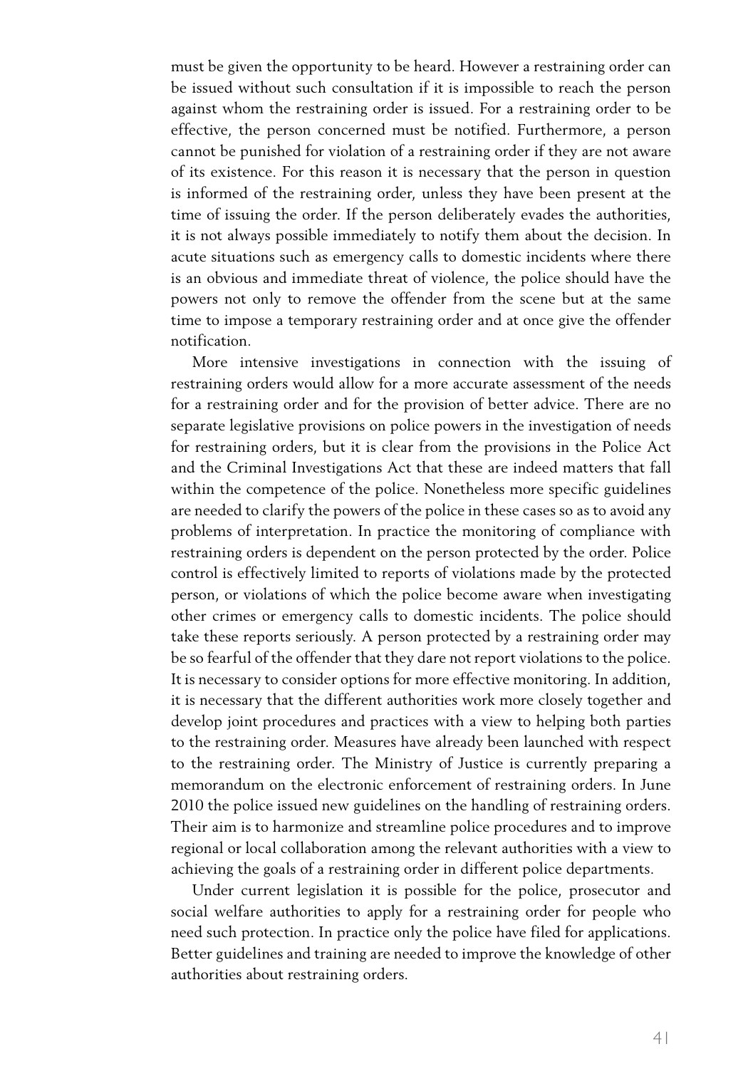must be given the opportunity to be heard. However a restraining order can be issued without such consultation if it is impossible to reach the person against whom the restraining order is issued. For a restraining order to be effective, the person concerned must be notified. Furthermore, a person cannot be punished for violation of a restraining order if they are not aware of its existence. For this reason it is necessary that the person in question is informed of the restraining order, unless they have been present at the time of issuing the order. If the person deliberately evades the authorities, it is not always possible immediately to notify them about the decision. In acute situations such as emergency calls to domestic incidents where there is an obvious and immediate threat of violence, the police should have the powers not only to remove the offender from the scene but at the same time to impose a temporary restraining order and at once give the offender notification.

More intensive investigations in connection with the issuing of restraining orders would allow for a more accurate assessment of the needs for a restraining order and for the provision of better advice. There are no separate legislative provisions on police powers in the investigation of needs for restraining orders, but it is clear from the provisions in the Police Act and the Criminal Investigations Act that these are indeed matters that fall within the competence of the police. Nonetheless more specific guidelines are needed to clarify the powers of the police in these cases so as to avoid any problems of interpretation. In practice the monitoring of compliance with restraining orders is dependent on the person protected by the order. Police control is effectively limited to reports of violations made by the protected person, or violations of which the police become aware when investigating other crimes or emergency calls to domestic incidents. The police should take these reports seriously. A person protected by a restraining order may be so fearful of the offender that they dare not report violations to the police. It is necessary to consider options for more effective monitoring. In addition, it is necessary that the different authorities work more closely together and develop joint procedures and practices with a view to helping both parties to the restraining order. Measures have already been launched with respect to the restraining order. The Ministry of Justice is currently preparing a memorandum on the electronic enforcement of restraining orders. In June 2010 the police issued new guidelines on the handling of restraining orders. Their aim is to harmonize and streamline police procedures and to improve regional or local collaboration among the relevant authorities with a view to achieving the goals of a restraining order in different police departments.

Under current legislation it is possible for the police, prosecutor and social welfare authorities to apply for a restraining order for people who need such protection. In practice only the police have filed for applications. Better guidelines and training are needed to improve the knowledge of other authorities about restraining orders.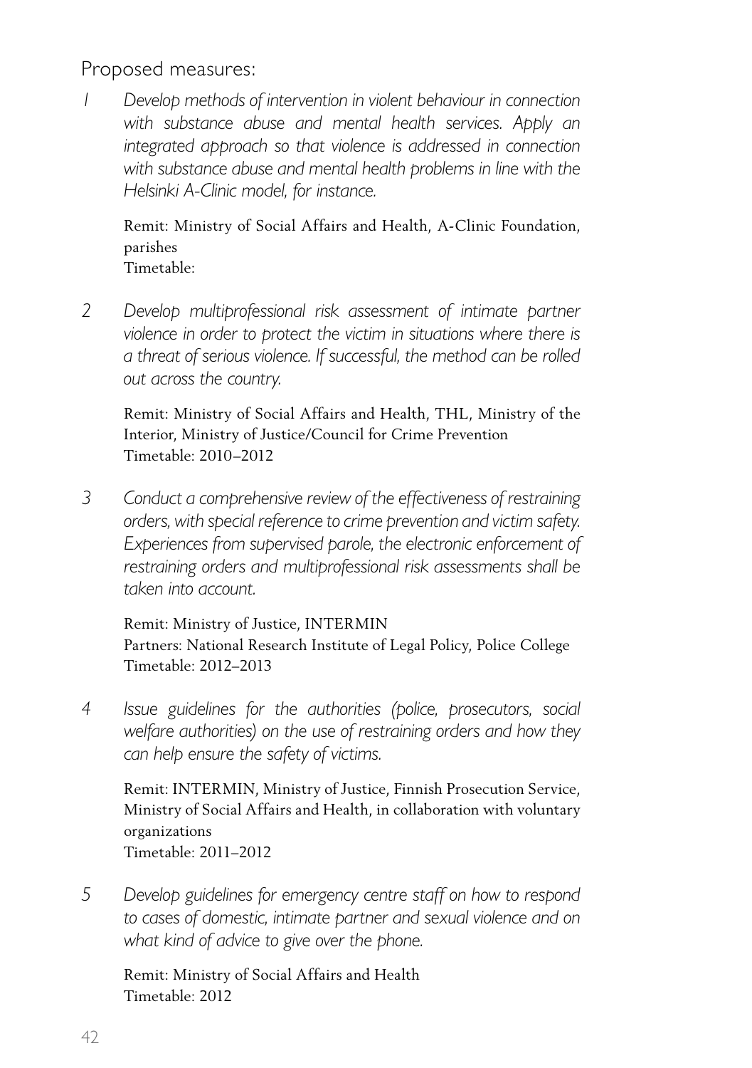Proposed measures:

1. *Develop methods of intervention in violent behaviour in connection with substance abuse and mental health services. Apply an integrated approach so that violence is addressed in connection with substance abuse and mental health problems in line with the Helsinki A-Clinic model, for instance.*

   Remit: Ministry of Social Affairs and Health, A-Clinic Foundation, parishes
   Timetable:

2. *Develop multiprofessional risk assessment of intimate partner violence in order to protect the victim in situations where there is a threat of serious violence. If successful, the method can be rolled out across the country.*

   Remit: Ministry of Social Affairs and Health, THL, Ministry of the Interior, Ministry of Justice/Council for Crime Prevention
   Timetable: 2010–2012

3. *Conduct a comprehensive review of the effectiveness of restraining orders, with special reference to crime prevention and victim safety. Experiences from supervised parole, the electronic enforcement of restraining orders and multiprofessional risk assessments shall be taken into account.*

   Remit: Ministry of Justice, INTERMIN
   Partners: National Research Institute of Legal Policy, Police College
   Timetable: 2012–2013

4. *Issue guidelines for the authorities (police, prosecutors, social welfare authorities) on the use of restraining orders and how they can help ensure the safety of victims.*

   Remit: INTERMIN, Ministry of Justice, Finnish Prosecution Service, Ministry of Social Affairs and Health, in collaboration with voluntary organizations
   Timetable: 2011–2012

5. *Develop guidelines for emergency centre staff on how to respond to cases of domestic, intimate partner and sexual violence and on what kind of advice to give over the phone.*

   Remit: Ministry of Social Affairs and Health
   Timetable: 2012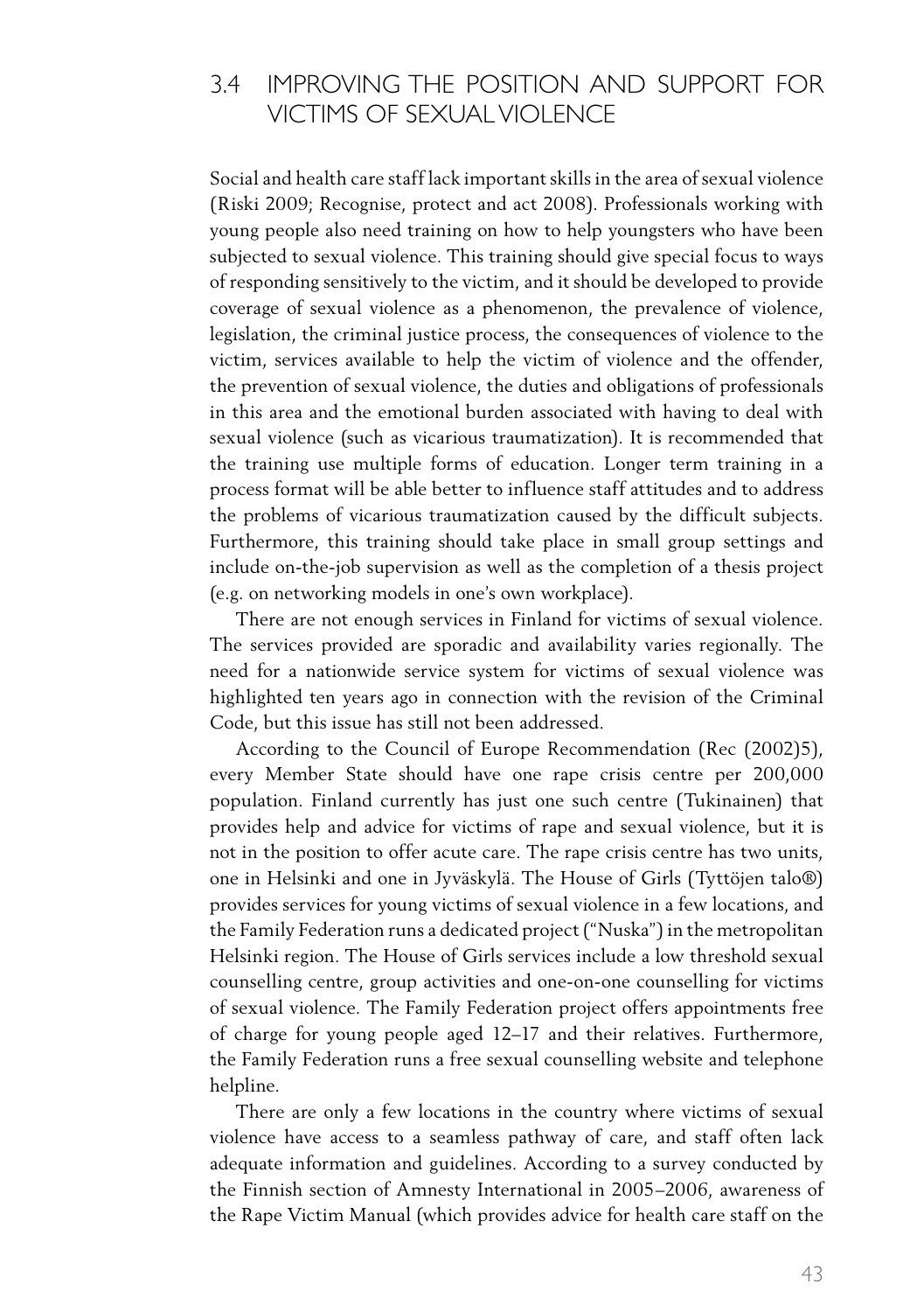## 3.4 IMPROVING THE POSITION AND SUPPORT FOR VICTIMS OF SEXUAL VIOLENCE

Social and health care staff lack important skills in the area of sexual violence (Riski 2009; Recognise, protect and act 2008). Professionals working with young people also need training on how to help youngsters who have been subjected to sexual violence. This training should give special focus to ways of responding sensitively to the victim, and it should be developed to provide coverage of sexual violence as a phenomenon, the prevalence of violence, legislation, the criminal justice process, the consequences of violence to the victim, services available to help the victim of violence and the offender, the prevention of sexual violence, the duties and obligations of professionals in this area and the emotional burden associated with having to deal with sexual violence (such as vicarious traumatization). It is recommended that the training use multiple forms of education. Longer term training in a process format will be able better to influence staff attitudes and to address the problems of vicarious traumatization caused by the difficult subjects. Furthermore, this training should take place in small group settings and include on-the-job supervision as well as the completion of a thesis project (e.g. on networking models in one's own workplace).

There are not enough services in Finland for victims of sexual violence. The services provided are sporadic and availability varies regionally. The need for a nationwide service system for victims of sexual violence was highlighted ten years ago in connection with the revision of the Criminal Code, but this issue has still not been addressed.

According to the Council of Europe Recommendation (Rec (2002)5), every Member State should have one rape crisis centre per 200,000 population. Finland currently has just one such centre (Tukinainen) that provides help and advice for victims of rape and sexual violence, but it is not in the position to offer acute care. The rape crisis centre has two units, one in Helsinki and one in Jyväskylä. The House of Girls (Tyttöjen talo®) provides services for young victims of sexual violence in a few locations, and the Family Federation runs a dedicated project ("Nuska") in the metropolitan Helsinki region. The House of Girls services include a low threshold sexual counselling centre, group activities and one-on-one counselling for victims of sexual violence. The Family Federation project offers appointments free of charge for young people aged 12–17 and their relatives. Furthermore, the Family Federation runs a free sexual counselling website and telephone helpline.

There are only a few locations in the country where victims of sexual violence have access to a seamless pathway of care, and staff often lack adequate information and guidelines. According to a survey conducted by the Finnish section of Amnesty International in 2005–2006, awareness of the Rape Victim Manual (which provides advice for health care staff on the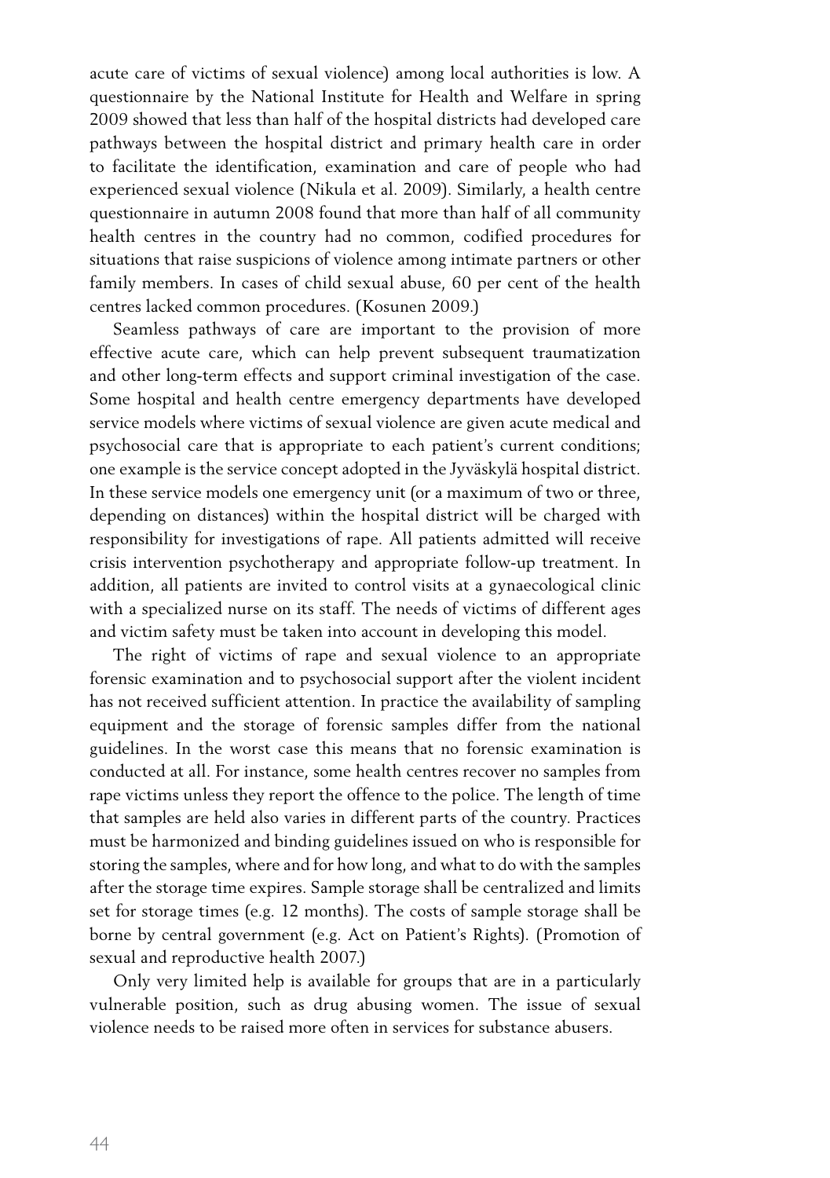acute care of victims of sexual violence) among local authorities is low. A questionnaire by the National Institute for Health and Welfare in spring 2009 showed that less than half of the hospital districts had developed care pathways between the hospital district and primary health care in order to facilitate the identification, examination and care of people who had experienced sexual violence (Nikula et al. 2009). Similarly, a health centre questionnaire in autumn 2008 found that more than half of all community health centres in the country had no common, codified procedures for situations that raise suspicions of violence among intimate partners or other family members. In cases of child sexual abuse, 60 per cent of the health centres lacked common procedures. (Kosunen 2009.)

Seamless pathways of care are important to the provision of more effective acute care, which can help prevent subsequent traumatization and other long-term effects and support criminal investigation of the case. Some hospital and health centre emergency departments have developed service models where victims of sexual violence are given acute medical and psychosocial care that is appropriate to each patient's current conditions; one example is the service concept adopted in the Jyväskylä hospital district. In these service models one emergency unit (or a maximum of two or three, depending on distances) within the hospital district will be charged with responsibility for investigations of rape. All patients admitted will receive crisis intervention psychotherapy and appropriate follow-up treatment. In addition, all patients are invited to control visits at a gynaecological clinic with a specialized nurse on its staff. The needs of victims of different ages and victim safety must be taken into account in developing this model.

The right of victims of rape and sexual violence to an appropriate forensic examination and to psychosocial support after the violent incident has not received sufficient attention. In practice the availability of sampling equipment and the storage of forensic samples differ from the national guidelines. In the worst case this means that no forensic examination is conducted at all. For instance, some health centres recover no samples from rape victims unless they report the offence to the police. The length of time that samples are held also varies in different parts of the country. Practices must be harmonized and binding guidelines issued on who is responsible for storing the samples, where and for how long, and what to do with the samples after the storage time expires. Sample storage shall be centralized and limits set for storage times (e.g. 12 months). The costs of sample storage shall be borne by central government (e.g. Act on Patient's Rights). (Promotion of sexual and reproductive health 2007.)

Only very limited help is available for groups that are in a particularly vulnerable position, such as drug abusing women. The issue of sexual violence needs to be raised more often in services for substance abusers.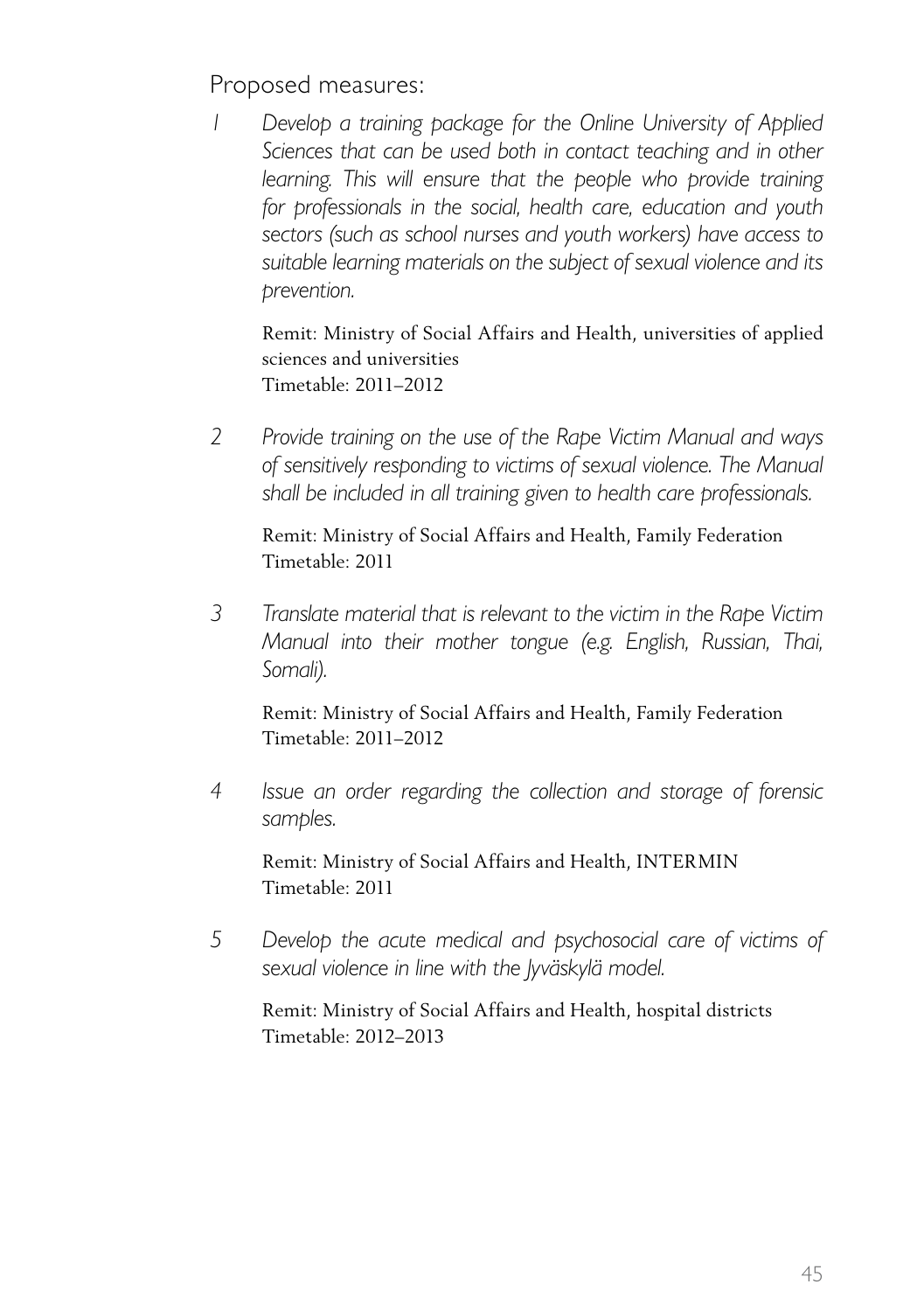Proposed measures:

1. *Develop a training package for the Online University of Applied Sciences that can be used both in contact teaching and in other learning. This will ensure that the people who provide training for professionals in the social, health care, education and youth sectors (such as school nurses and youth workers) have access to suitable learning materials on the subject of sexual violence and its prevention.*

   Remit: Ministry of Social Affairs and Health, universities of applied sciences and universities
   Timetable: 2011–2012

2. *Provide training on the use of the Rape Victim Manual and ways of sensitively responding to victims of sexual violence. The Manual shall be included in all training given to health care professionals.*

   Remit: Ministry of Social Affairs and Health, Family Federation
   Timetable: 2011

3. *Translate material that is relevant to the victim in the Rape Victim Manual into their mother tongue (e.g. English, Russian, Thai, Somali).*

   Remit: Ministry of Social Affairs and Health, Family Federation
   Timetable: 2011–2012

4. *Issue an order regarding the collection and storage of forensic samples.*

   Remit: Ministry of Social Affairs and Health, INTERMIN
   Timetable: 2011

5. *Develop the acute medical and psychosocial care of victims of sexual violence in line with the Jyväskylä model.*

   Remit: Ministry of Social Affairs and Health, hospital districts
   Timetable: 2012–2013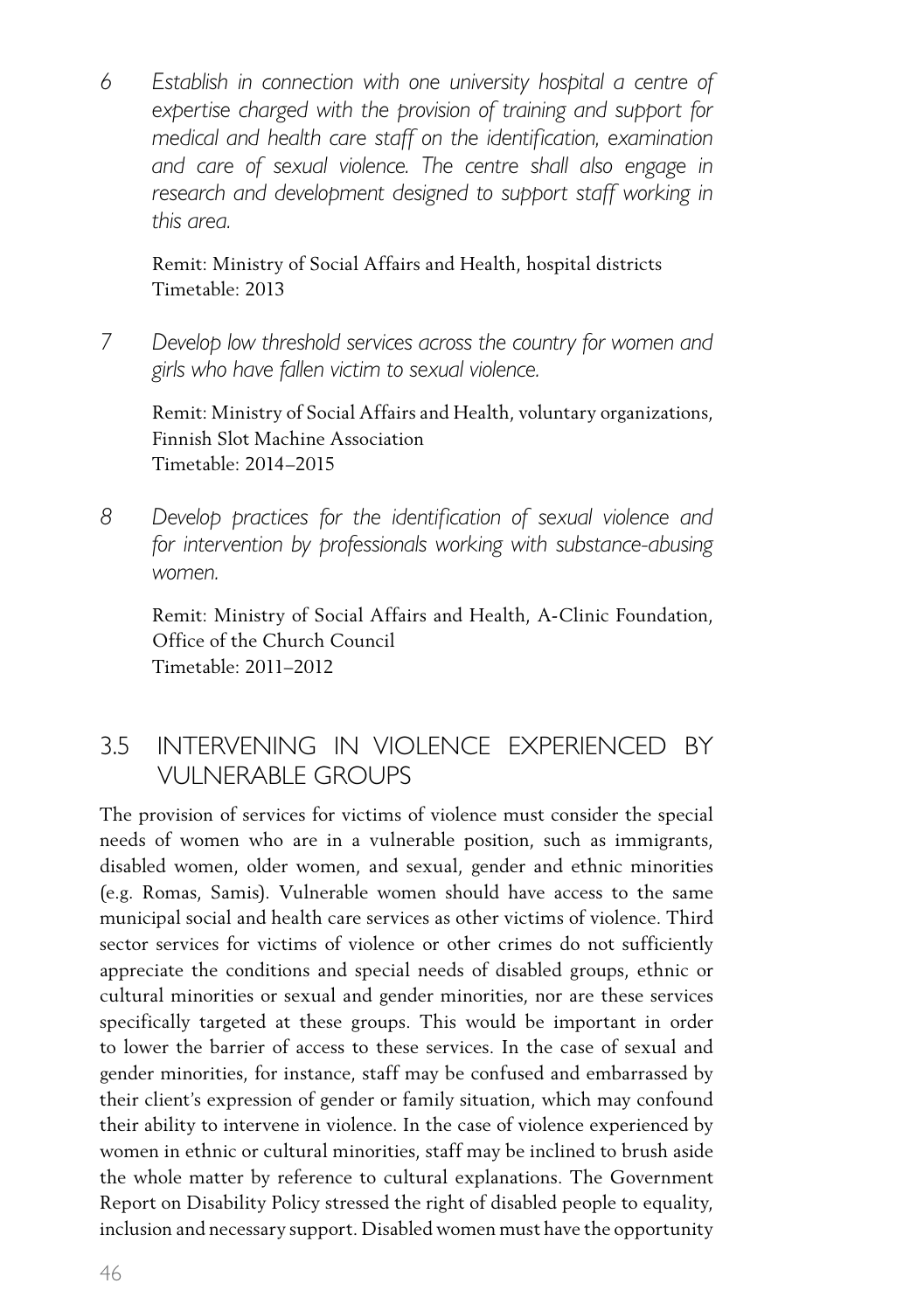6 *Establish in connection with one university hospital a centre of expertise charged with the provision of training and support for medical and health care staff on the identification, examination and care of sexual violence. The centre shall also engage in research and development designed to support staff working in this area.*

   Remit: Ministry of Social Affairs and Health, hospital districts
   Timetable: 2013

7 *Develop low threshold services across the country for women and girls who have fallen victim to sexual violence.*

   Remit: Ministry of Social Affairs and Health, voluntary organizations, Finnish Slot Machine Association
   Timetable: 2014–2015

8 *Develop practices for the identification of sexual violence and for intervention by professionals working with substance-abusing women.*

   Remit: Ministry of Social Affairs and Health, A-Clinic Foundation, Office of the Church Council
   Timetable: 2011–2012

## 3.5 INTERVENING IN VIOLENCE EXPERIENCED BY VULNERABLE GROUPS

The provision of services for victims of violence must consider the special needs of women who are in a vulnerable position, such as immigrants, disabled women, older women, and sexual, gender and ethnic minorities (e.g. Romas, Samis). Vulnerable women should have access to the same municipal social and health care services as other victims of violence. Third sector services for victims of violence or other crimes do not sufficiently appreciate the conditions and special needs of disabled groups, ethnic or cultural minorities or sexual and gender minorities, nor are these services specifically targeted at these groups. This would be important in order to lower the barrier of access to these services. In the case of sexual and gender minorities, for instance, staff may be confused and embarrassed by their client's expression of gender or family situation, which may confound their ability to intervene in violence. In the case of violence experienced by women in ethnic or cultural minorities, staff may be inclined to brush aside the whole matter by reference to cultural explanations. The Government Report on Disability Policy stressed the right of disabled people to equality, inclusion and necessary support. Disabled women must have the opportunity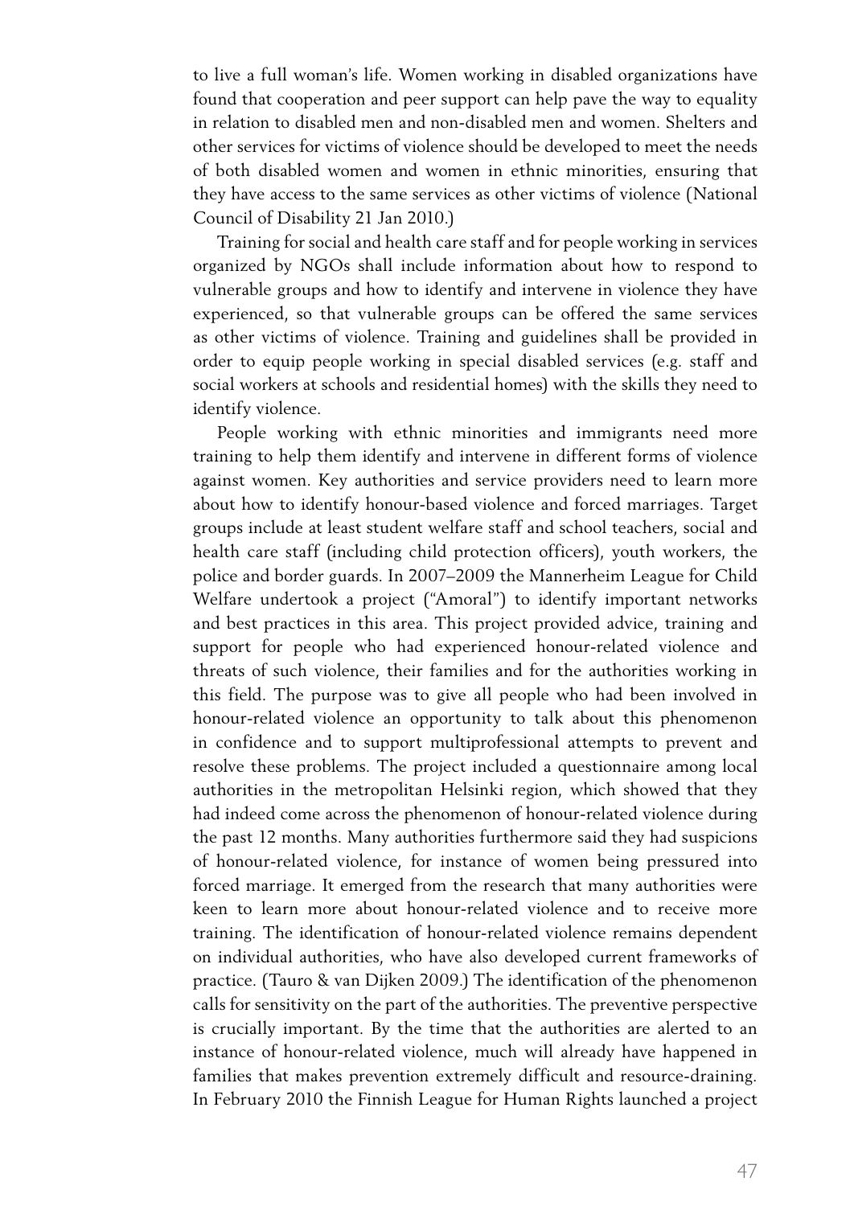to live a full woman's life. Women working in disabled organizations have found that cooperation and peer support can help pave the way to equality in relation to disabled men and non-disabled men and women. Shelters and other services for victims of violence should be developed to meet the needs of both disabled women and women in ethnic minorities, ensuring that they have access to the same services as other victims of violence (National Council of Disability 21 Jan 2010.)

Training for social and health care staff and for people working in services organized by NGOs shall include information about how to respond to vulnerable groups and how to identify and intervene in violence they have experienced, so that vulnerable groups can be offered the same services as other victims of violence. Training and guidelines shall be provided in order to equip people working in special disabled services (e.g. staff and social workers at schools and residential homes) with the skills they need to identify violence.

People working with ethnic minorities and immigrants need more training to help them identify and intervene in different forms of violence against women. Key authorities and service providers need to learn more about how to identify honour-based violence and forced marriages. Target groups include at least student welfare staff and school teachers, social and health care staff (including child protection officers), youth workers, the police and border guards. In 2007–2009 the Mannerheim League for Child Welfare undertook a project ("Amoral") to identify important networks and best practices in this area. This project provided advice, training and support for people who had experienced honour-related violence and threats of such violence, their families and for the authorities working in this field. The purpose was to give all people who had been involved in honour-related violence an opportunity to talk about this phenomenon in confidence and to support multiprofessional attempts to prevent and resolve these problems. The project included a questionnaire among local authorities in the metropolitan Helsinki region, which showed that they had indeed come across the phenomenon of honour-related violence during the past 12 months. Many authorities furthermore said they had suspicions of honour-related violence, for instance of women being pressured into forced marriage. It emerged from the research that many authorities were keen to learn more about honour-related violence and to receive more training. The identification of honour-related violence remains dependent on individual authorities, who have also developed current frameworks of practice. (Tauro & van Dijken 2009.) The identification of the phenomenon calls for sensitivity on the part of the authorities. The preventive perspective is crucially important. By the time that the authorities are alerted to an instance of honour-related violence, much will already have happened in families that makes prevention extremely difficult and resource-draining. In February 2010 the Finnish League for Human Rights launched a project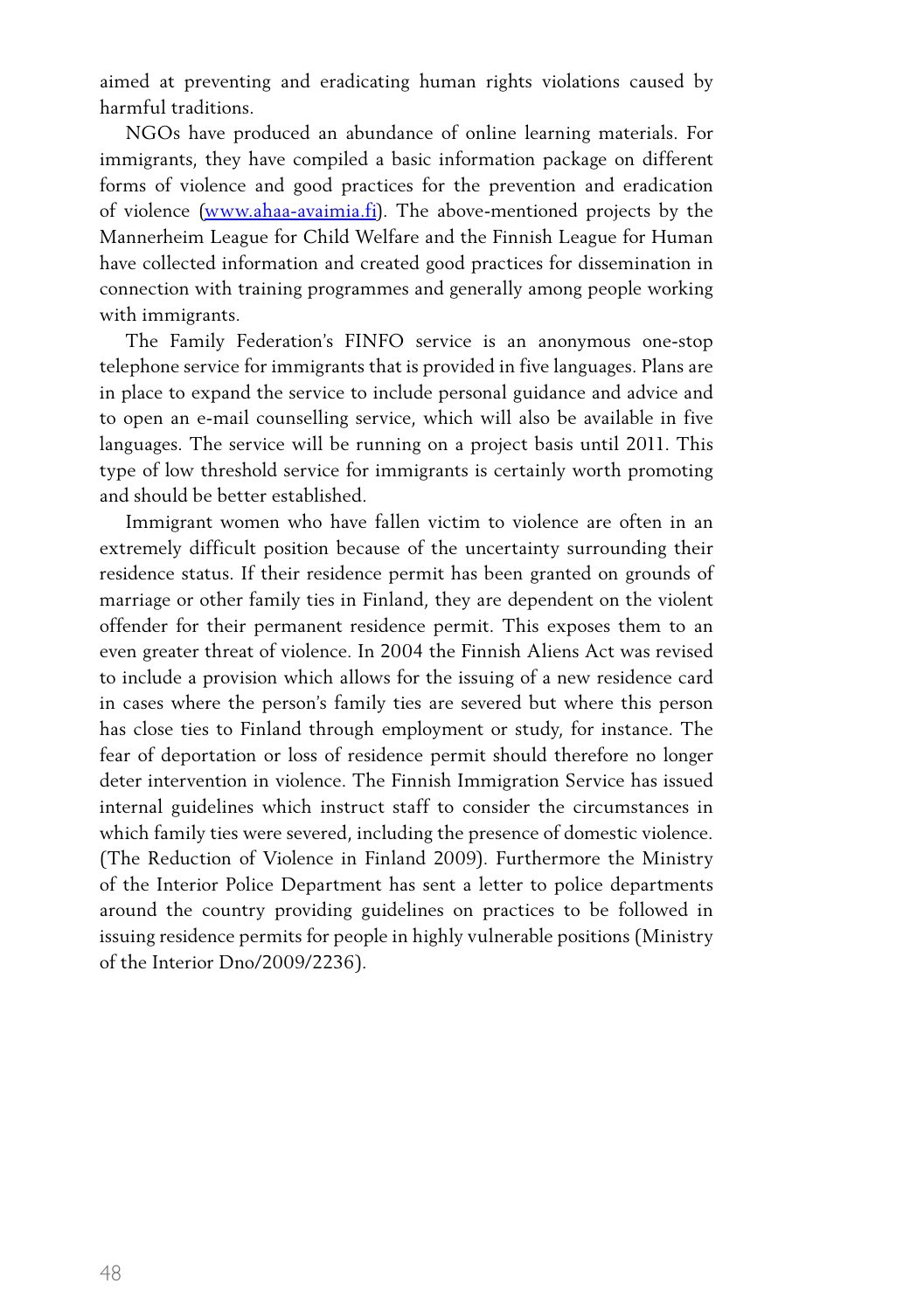aimed at preventing and eradicating human rights violations caused by harmful traditions.

NGOs have produced an abundance of online learning materials. For immigrants, they have compiled a basic information package on different forms of violence and good practices for the prevention and eradication of violence (www.ahaa-avaimia.fi). The above-mentioned projects by the Mannerheim League for Child Welfare and the Finnish League for Human have collected information and created good practices for dissemination in connection with training programmes and generally among people working with immigrants.

The Family Federation's FINFO service is an anonymous one-stop telephone service for immigrants that is provided in five languages. Plans are in place to expand the service to include personal guidance and advice and to open an e-mail counselling service, which will also be available in five languages. The service will be running on a project basis until 2011. This type of low threshold service for immigrants is certainly worth promoting and should be better established.

Immigrant women who have fallen victim to violence are often in an extremely difficult position because of the uncertainty surrounding their residence status. If their residence permit has been granted on grounds of marriage or other family ties in Finland, they are dependent on the violent offender for their permanent residence permit. This exposes them to an even greater threat of violence. In 2004 the Finnish Aliens Act was revised to include a provision which allows for the issuing of a new residence card in cases where the person's family ties are severed but where this person has close ties to Finland through employment or study, for instance. The fear of deportation or loss of residence permit should therefore no longer deter intervention in violence. The Finnish Immigration Service has issued internal guidelines which instruct staff to consider the circumstances in which family ties were severed, including the presence of domestic violence. (The Reduction of Violence in Finland 2009). Furthermore the Ministry of the Interior Police Department has sent a letter to police departments around the country providing guidelines on practices to be followed in issuing residence permits for people in highly vulnerable positions (Ministry of the Interior Dno/2009/2236).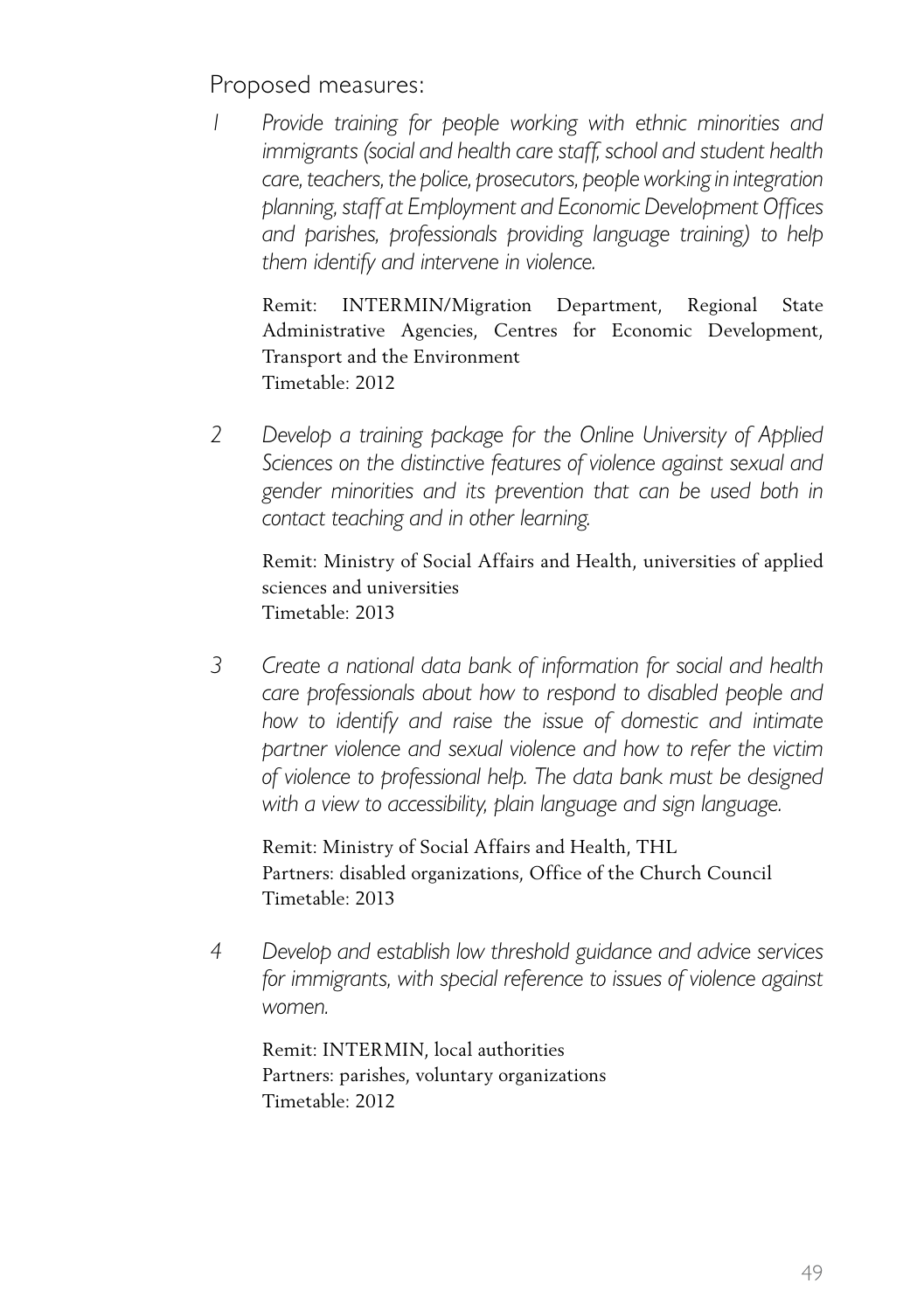Proposed measures:

1. *Provide training for people working with ethnic minorities and immigrants (social and health care staff, school and student health care, teachers, the police, prosecutors, people working in integration planning, staff at Employment and Economic Development Offices and parishes, professionals providing language training) to help them identify and intervene in violence.*

   Remit: INTERMIN/Migration Department, Regional State Administrative Agencies, Centres for Economic Development, Transport and the Environment
   Timetable: 2012

2. *Develop a training package for the Online University of Applied Sciences on the distinctive features of violence against sexual and gender minorities and its prevention that can be used both in contact teaching and in other learning.*

   Remit: Ministry of Social Affairs and Health, universities of applied sciences and universities
   Timetable: 2013

3. *Create a national data bank of information for social and health care professionals about how to respond to disabled people and how to identify and raise the issue of domestic and intimate partner violence and sexual violence and how to refer the victim of violence to professional help. The data bank must be designed with a view to accessibility, plain language and sign language.*

   Remit: Ministry of Social Affairs and Health, THL
   Partners: disabled organizations, Office of the Church Council
   Timetable: 2013

4. *Develop and establish low threshold guidance and advice services for immigrants, with special reference to issues of violence against women.*

   Remit: INTERMIN, local authorities
   Partners: parishes, voluntary organizations
   Timetable: 2012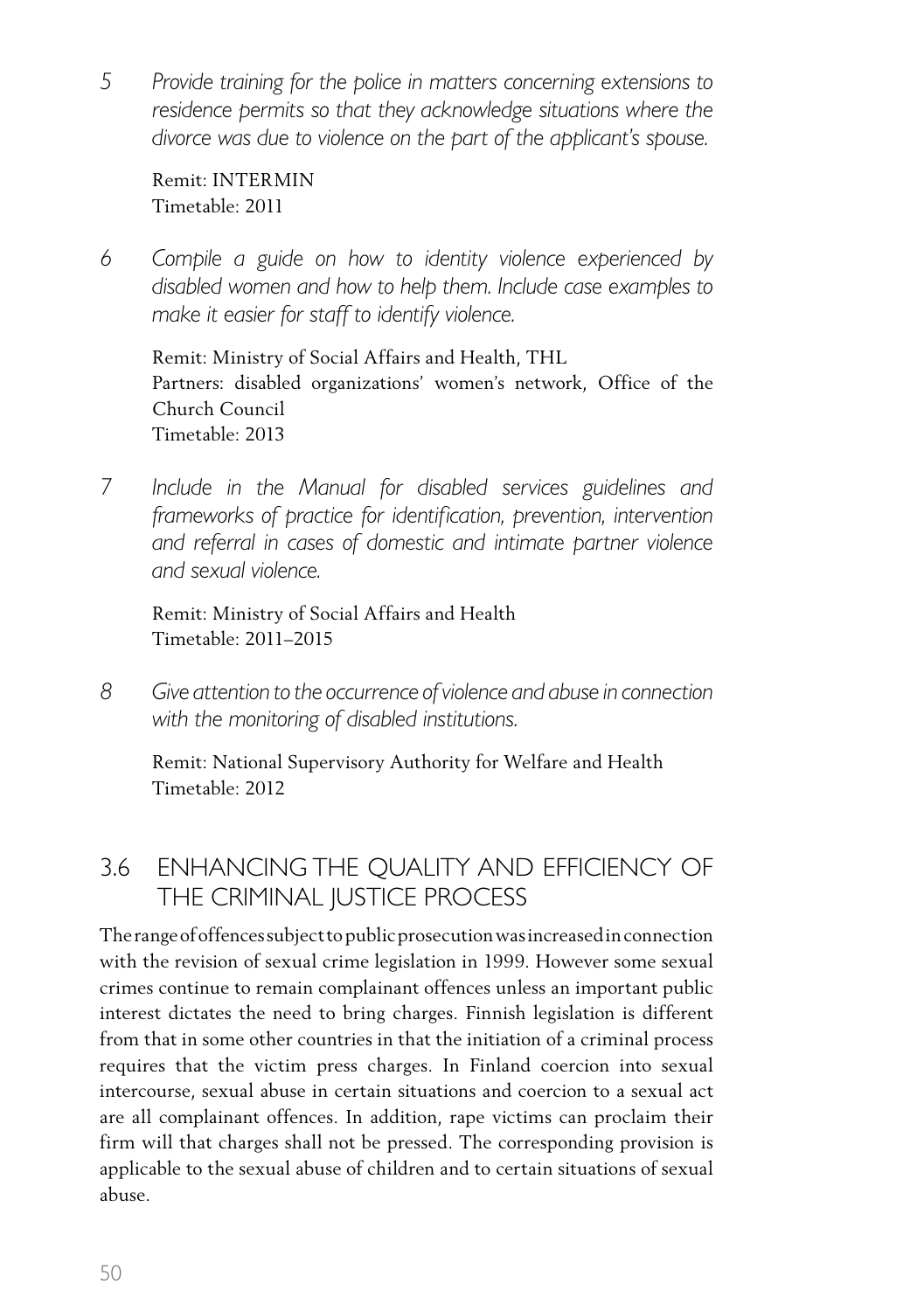5 *Provide training for the police in matters concerning extensions to residence permits so that they acknowledge situations where the divorce was due to violence on the part of the applicant's spouse.*

Remit: INTERMIN
Timetable: 2011

6 *Compile a guide on how to identity violence experienced by disabled women and how to help them. Include case examples to make it easier for staff to identify violence.*

Remit: Ministry of Social Affairs and Health, THL
Partners: disabled organizations' women's network, Office of the Church Council
Timetable: 2013

7 *Include in the Manual for disabled services guidelines and frameworks of practice for identification, prevention, intervention and referral in cases of domestic and intimate partner violence and sexual violence.*

Remit: Ministry of Social Affairs and Health
Timetable: 2011–2015

8 *Give attention to the occurrence of violence and abuse in connection with the monitoring of disabled institutions.*

Remit: National Supervisory Authority for Welfare and Health
Timetable: 2012

## 3.6 ENHANCING THE QUALITY AND EFFICIENCY OF THE CRIMINAL JUSTICE PROCESS

The range of offences subject to public prosecution was increased in connection with the revision of sexual crime legislation in 1999. However some sexual crimes continue to remain complainant offences unless an important public interest dictates the need to bring charges. Finnish legislation is different from that in some other countries in that the initiation of a criminal process requires that the victim press charges. In Finland coercion into sexual intercourse, sexual abuse in certain situations and coercion to a sexual act are all complainant offences. In addition, rape victims can proclaim their firm will that charges shall not be pressed. The corresponding provision is applicable to the sexual abuse of children and to certain situations of sexual abuse.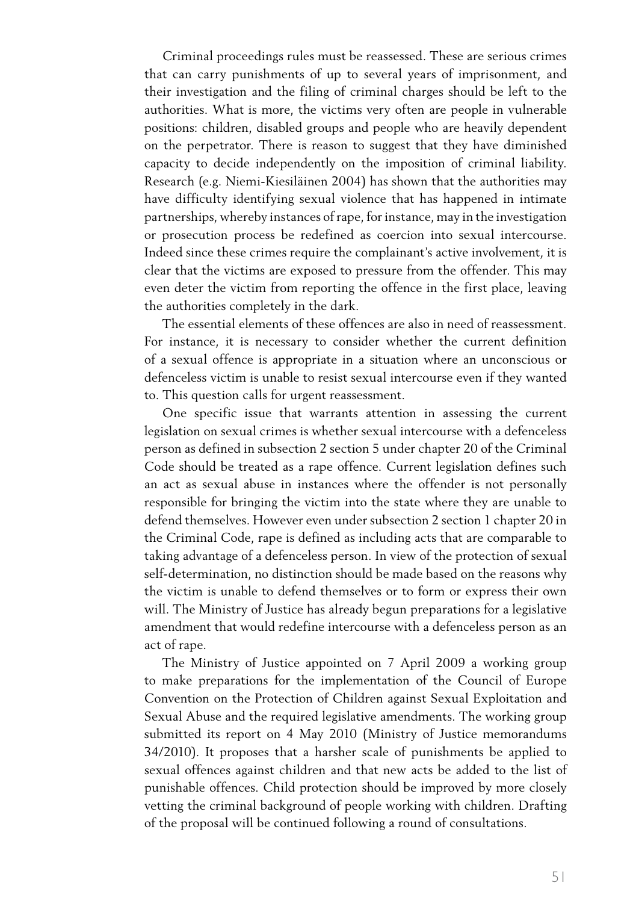Criminal proceedings rules must be reassessed. These are serious crimes that can carry punishments of up to several years of imprisonment, and their investigation and the filing of criminal charges should be left to the authorities. What is more, the victims very often are people in vulnerable positions: children, disabled groups and people who are heavily dependent on the perpetrator. There is reason to suggest that they have diminished capacity to decide independently on the imposition of criminal liability. Research (e.g. Niemi-Kiesiläinen 2004) has shown that the authorities may have difficulty identifying sexual violence that has happened in intimate partnerships, whereby instances of rape, for instance, may in the investigation or prosecution process be redefined as coercion into sexual intercourse. Indeed since these crimes require the complainant's active involvement, it is clear that the victims are exposed to pressure from the offender. This may even deter the victim from reporting the offence in the first place, leaving the authorities completely in the dark.

The essential elements of these offences are also in need of reassessment. For instance, it is necessary to consider whether the current definition of a sexual offence is appropriate in a situation where an unconscious or defenceless victim is unable to resist sexual intercourse even if they wanted to. This question calls for urgent reassessment.

One specific issue that warrants attention in assessing the current legislation on sexual crimes is whether sexual intercourse with a defenceless person as defined in subsection 2 section 5 under chapter 20 of the Criminal Code should be treated as a rape offence. Current legislation defines such an act as sexual abuse in instances where the offender is not personally responsible for bringing the victim into the state where they are unable to defend themselves. However even under subsection 2 section 1 chapter 20 in the Criminal Code, rape is defined as including acts that are comparable to taking advantage of a defenceless person. In view of the protection of sexual self-determination, no distinction should be made based on the reasons why the victim is unable to defend themselves or to form or express their own will. The Ministry of Justice has already begun preparations for a legislative amendment that would redefine intercourse with a defenceless person as an act of rape.

The Ministry of Justice appointed on 7 April 2009 a working group to make preparations for the implementation of the Council of Europe Convention on the Protection of Children against Sexual Exploitation and Sexual Abuse and the required legislative amendments. The working group submitted its report on 4 May 2010 (Ministry of Justice memorandums 34/2010). It proposes that a harsher scale of punishments be applied to sexual offences against children and that new acts be added to the list of punishable offences. Child protection should be improved by more closely vetting the criminal background of people working with children. Drafting of the proposal will be continued following a round of consultations.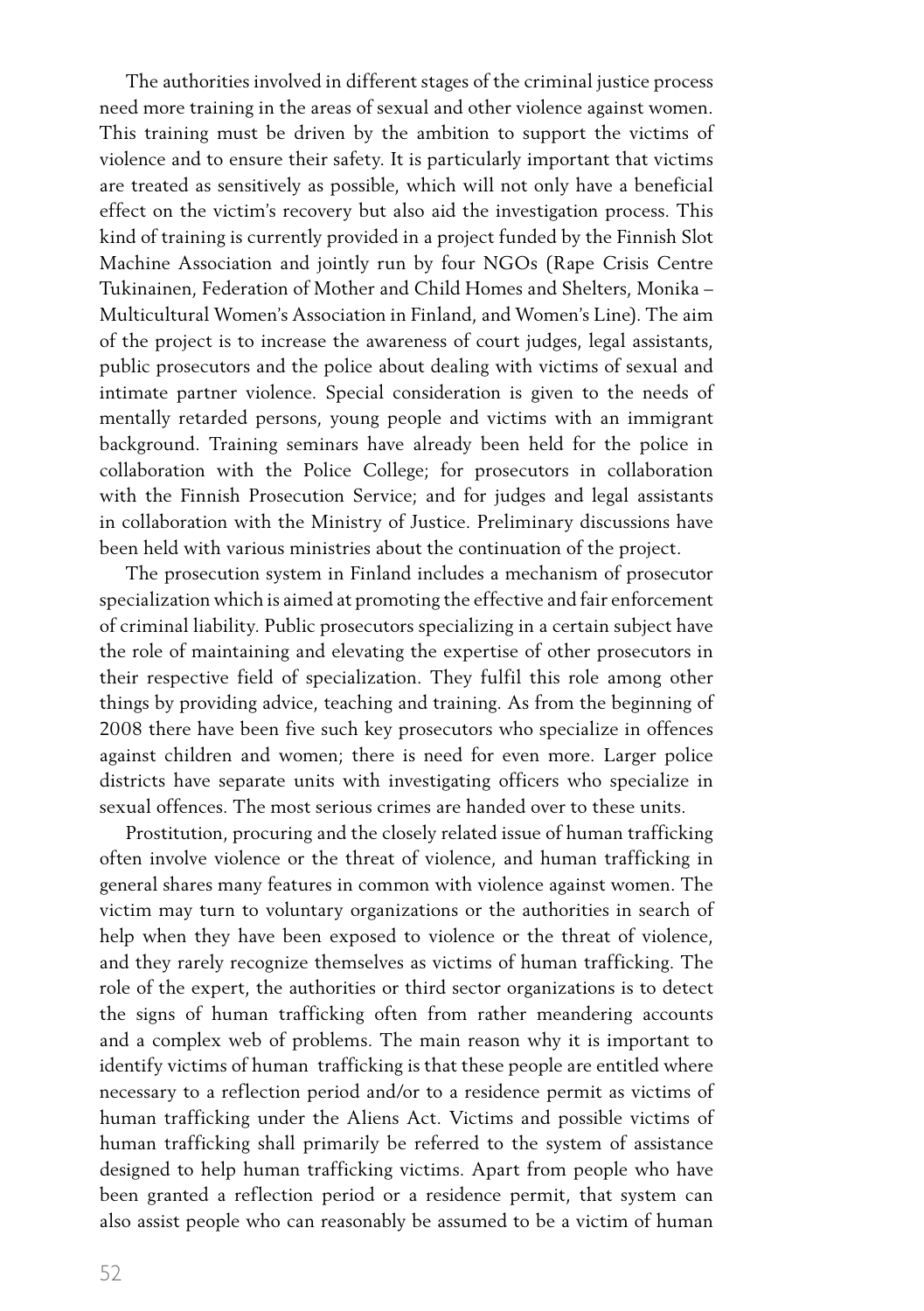The authorities involved in different stages of the criminal justice process need more training in the areas of sexual and other violence against women. This training must be driven by the ambition to support the victims of violence and to ensure their safety. It is particularly important that victims are treated as sensitively as possible, which will not only have a beneficial effect on the victim's recovery but also aid the investigation process. This kind of training is currently provided in a project funded by the Finnish Slot Machine Association and jointly run by four NGOs (Rape Crisis Centre Tukinainen, Federation of Mother and Child Homes and Shelters, Monika – Multicultural Women's Association in Finland, and Women's Line). The aim of the project is to increase the awareness of court judges, legal assistants, public prosecutors and the police about dealing with victims of sexual and intimate partner violence. Special consideration is given to the needs of mentally retarded persons, young people and victims with an immigrant background. Training seminars have already been held for the police in collaboration with the Police College; for prosecutors in collaboration with the Finnish Prosecution Service; and for judges and legal assistants in collaboration with the Ministry of Justice. Preliminary discussions have been held with various ministries about the continuation of the project.

The prosecution system in Finland includes a mechanism of prosecutor specialization which is aimed at promoting the effective and fair enforcement of criminal liability. Public prosecutors specializing in a certain subject have the role of maintaining and elevating the expertise of other prosecutors in their respective field of specialization. They fulfil this role among other things by providing advice, teaching and training. As from the beginning of 2008 there have been five such key prosecutors who specialize in offences against children and women; there is need for even more. Larger police districts have separate units with investigating officers who specialize in sexual offences. The most serious crimes are handed over to these units.

Prostitution, procuring and the closely related issue of human trafficking often involve violence or the threat of violence, and human trafficking in general shares many features in common with violence against women. The victim may turn to voluntary organizations or the authorities in search of help when they have been exposed to violence or the threat of violence, and they rarely recognize themselves as victims of human trafficking. The role of the expert, the authorities or third sector organizations is to detect the signs of human trafficking often from rather meandering accounts and a complex web of problems. The main reason why it is important to identify victims of human trafficking is that these people are entitled where necessary to a reflection period and/or to a residence permit as victims of human trafficking under the Aliens Act. Victims and possible victims of human trafficking shall primarily be referred to the system of assistance designed to help human trafficking victims. Apart from people who have been granted a reflection period or a residence permit, that system can also assist people who can reasonably be assumed to be a victim of human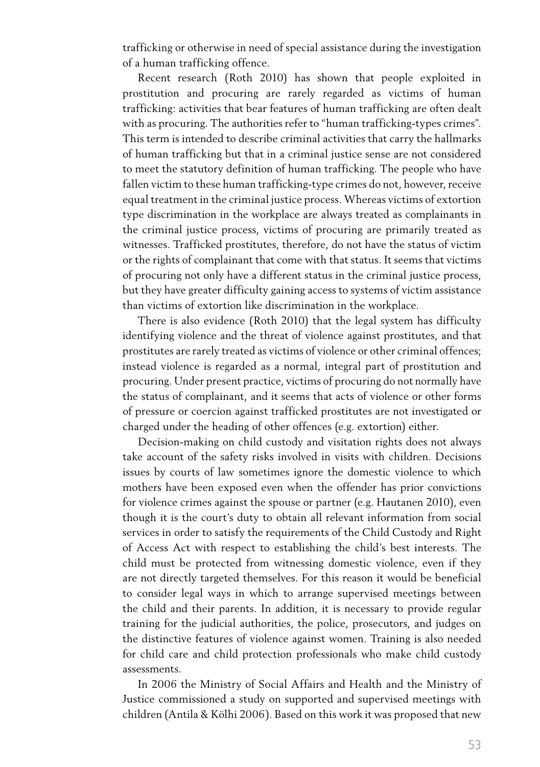trafficking or otherwise in need of special assistance during the investigation of a human trafficking offence.

Recent research (Roth 2010) has shown that people exploited in prostitution and procuring are rarely regarded as victims of human trafficking: activities that bear features of human trafficking are often dealt with as procuring. The authorities refer to "human trafficking-types crimes". This term is intended to describe criminal activities that carry the hallmarks of human trafficking but that in a criminal justice sense are not considered to meet the statutory definition of human trafficking. The people who have fallen victim to these human trafficking-type crimes do not, however, receive equal treatment in the criminal justice process. Whereas victims of extortion type discrimination in the workplace are always treated as complainants in the criminal justice process, victims of procuring are primarily treated as witnesses. Trafficked prostitutes, therefore, do not have the status of victim or the rights of complainant that come with that status. It seems that victims of procuring not only have a different status in the criminal justice process, but they have greater difficulty gaining access to systems of victim assistance than victims of extortion like discrimination in the workplace.

There is also evidence (Roth 2010) that the legal system has difficulty identifying violence and the threat of violence against prostitutes, and that prostitutes are rarely treated as victims of violence or other criminal offences; instead violence is regarded as a normal, integral part of prostitution and procuring. Under present practice, victims of procuring do not normally have the status of complainant, and it seems that acts of violence or other forms of pressure or coercion against trafficked prostitutes are not investigated or charged under the heading of other offences (e.g. extortion) either.

Decision-making on child custody and visitation rights does not always take account of the safety risks involved in visits with children. Decisions issues by courts of law sometimes ignore the domestic violence to which mothers have been exposed even when the offender has prior convictions for violence crimes against the spouse or partner (e.g. Hautanen 2010), even though it is the court's duty to obtain all relevant information from social services in order to satisfy the requirements of the Child Custody and Right of Access Act with respect to establishing the child's best interests. The child must be protected from witnessing domestic violence, even if they are not directly targeted themselves. For this reason it would be beneficial to consider legal ways in which to arrange supervised meetings between the child and their parents. In addition, it is necessary to provide regular training for the judicial authorities, the police, prosecutors, and judges on the distinctive features of violence against women. Training is also needed for child care and child protection professionals who make child custody assessments.

In 2006 the Ministry of Social Affairs and Health and the Ministry of Justice commissioned a study on supported and supervised meetings with children (Antila & Kölhi 2006). Based on this work it was proposed that new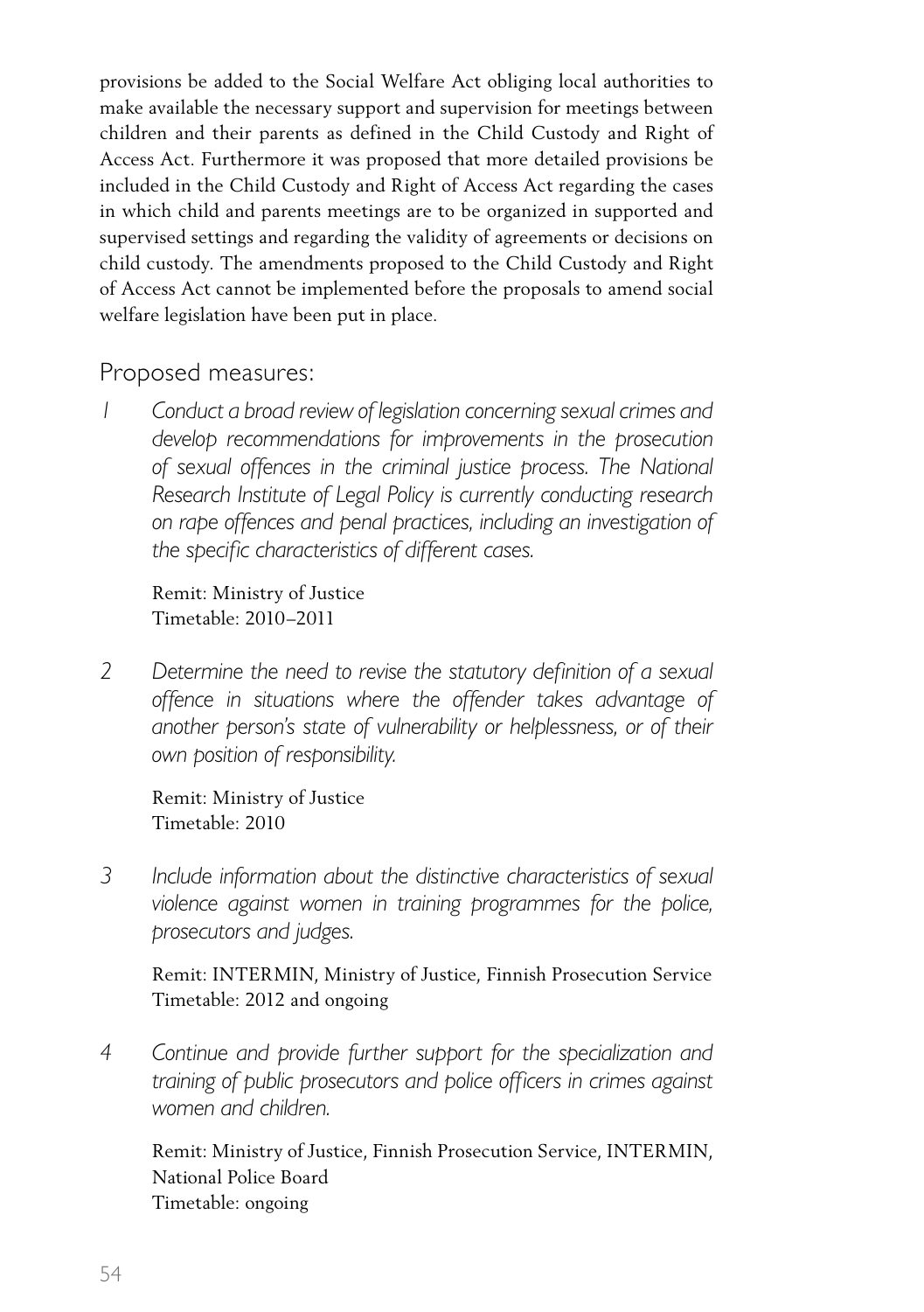provisions be added to the Social Welfare Act obliging local authorities to make available the necessary support and supervision for meetings between children and their parents as defined in the Child Custody and Right of Access Act. Furthermore it was proposed that more detailed provisions be included in the Child Custody and Right of Access Act regarding the cases in which child and parents meetings are to be organized in supported and supervised settings and regarding the validity of agreements or decisions on child custody. The amendments proposed to the Child Custody and Right of Access Act cannot be implemented before the proposals to amend social welfare legislation have been put in place.

## Proposed measures:

1 *Conduct a broad review of legislation concerning sexual crimes and develop recommendations for improvements in the prosecution of sexual offences in the criminal justice process. The National Research Institute of Legal Policy is currently conducting research on rape offences and penal practices, including an investigation of the specific characteristics of different cases.*

Remit: Ministry of Justice
Timetable: 2010–2011

2 *Determine the need to revise the statutory definition of a sexual offence in situations where the offender takes advantage of another person's state of vulnerability or helplessness, or of their own position of responsibility.*

Remit: Ministry of Justice
Timetable: 2010

3 *Include information about the distinctive characteristics of sexual violence against women in training programmes for the police, prosecutors and judges.*

Remit: INTERMIN, Ministry of Justice, Finnish Prosecution Service
Timetable: 2012 and ongoing

4 *Continue and provide further support for the specialization and training of public prosecutors and police officers in crimes against women and children.*

Remit: Ministry of Justice, Finnish Prosecution Service, INTERMIN, National Police Board
Timetable: ongoing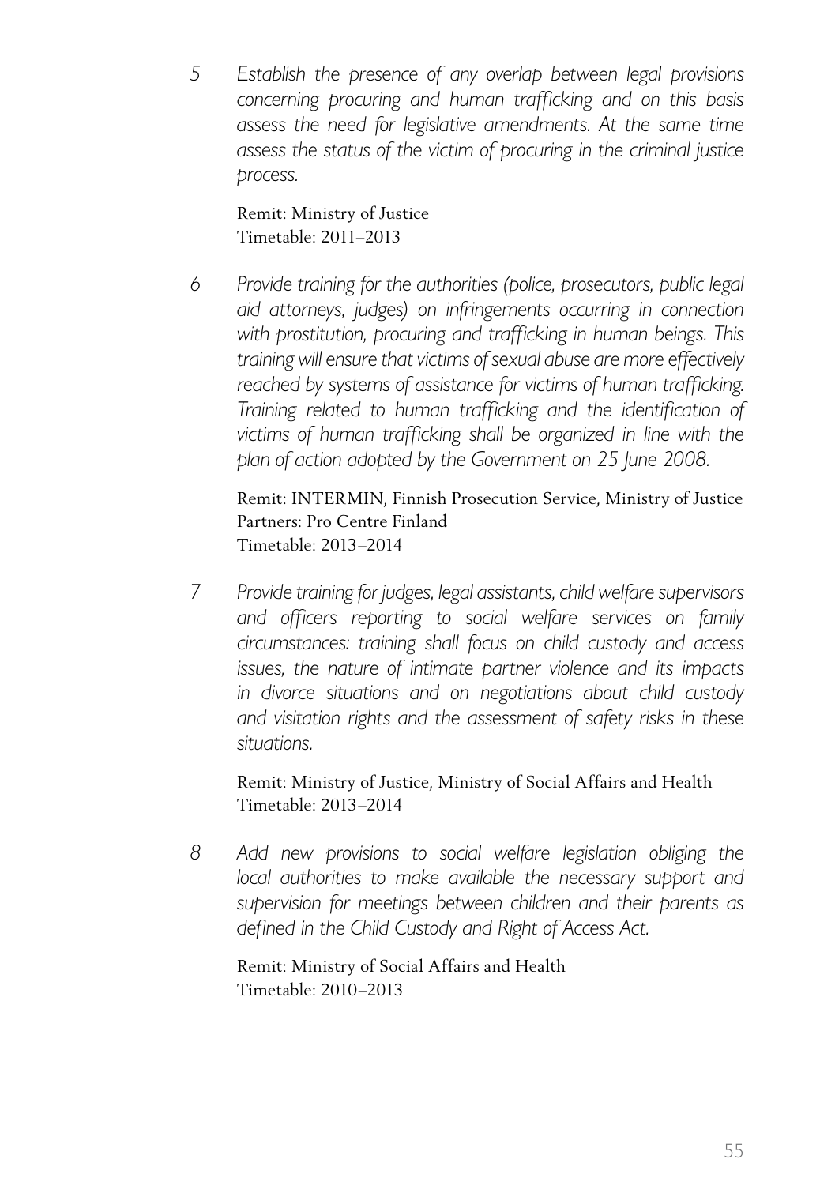5 *Establish the presence of any overlap between legal provisions concerning procuring and human trafficking and on this basis assess the need for legislative amendments. At the same time assess the status of the victim of procuring in the criminal justice process.*

Remit: Ministry of Justice
Timetable: 2011–2013

6 *Provide training for the authorities (police, prosecutors, public legal aid attorneys, judges) on infringements occurring in connection with prostitution, procuring and trafficking in human beings. This training will ensure that victims of sexual abuse are more effectively reached by systems of assistance for victims of human trafficking. Training related to human trafficking and the identification of victims of human trafficking shall be organized in line with the plan of action adopted by the Government on 25 June 2008.*

Remit: INTERMIN, Finnish Prosecution Service, Ministry of Justice
Partners: Pro Centre Finland
Timetable: 2013–2014

7 *Provide training for judges, legal assistants, child welfare supervisors and officers reporting to social welfare services on family circumstances: training shall focus on child custody and access issues, the nature of intimate partner violence and its impacts in divorce situations and on negotiations about child custody and visitation rights and the assessment of safety risks in these situations.*

Remit: Ministry of Justice, Ministry of Social Affairs and Health
Timetable: 2013–2014

8 *Add new provisions to social welfare legislation obliging the local authorities to make available the necessary support and supervision for meetings between children and their parents as defined in the Child Custody and Right of Access Act.*

Remit: Ministry of Social Affairs and Health
Timetable: 2010–2013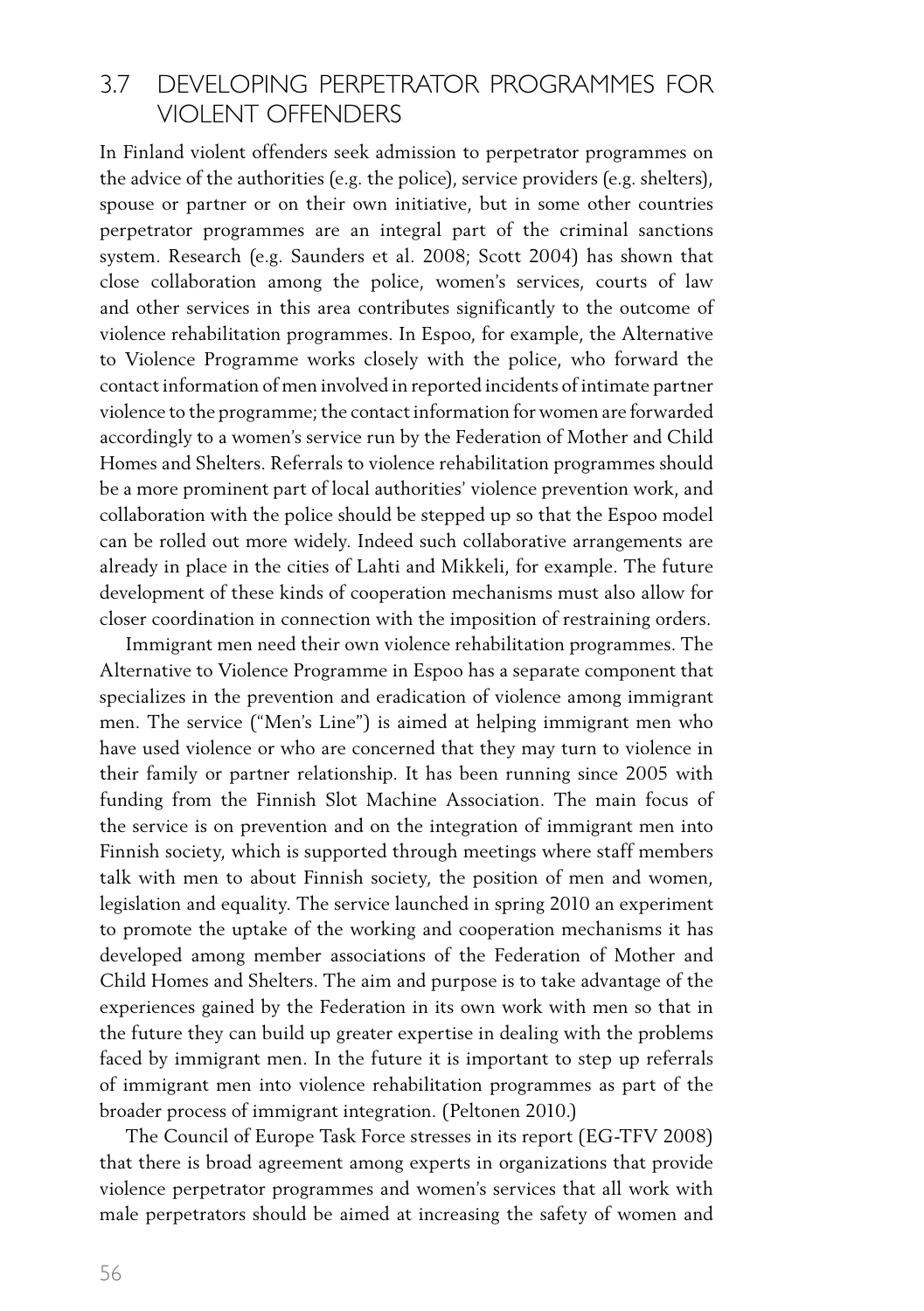## 3.7 DEVELOPING PERPETRATOR PROGRAMMES FOR VIOLENT OFFENDERS

In Finland violent offenders seek admission to perpetrator programmes on the advice of the authorities (e.g. the police), service providers (e.g. shelters), spouse or partner or on their own initiative, but in some other countries perpetrator programmes are an integral part of the criminal sanctions system. Research (e.g. Saunders et al. 2008; Scott 2004) has shown that close collaboration among the police, women's services, courts of law and other services in this area contributes significantly to the outcome of violence rehabilitation programmes. In Espoo, for example, the Alternative to Violence Programme works closely with the police, who forward the contact information of men involved in reported incidents of intimate partner violence to the programme; the contact information for women are forwarded accordingly to a women's service run by the Federation of Mother and Child Homes and Shelters. Referrals to violence rehabilitation programmes should be a more prominent part of local authorities' violence prevention work, and collaboration with the police should be stepped up so that the Espoo model can be rolled out more widely. Indeed such collaborative arrangements are already in place in the cities of Lahti and Mikkeli, for example. The future development of these kinds of cooperation mechanisms must also allow for closer coordination in connection with the imposition of restraining orders.

Immigrant men need their own violence rehabilitation programmes. The Alternative to Violence Programme in Espoo has a separate component that specializes in the prevention and eradication of violence among immigrant men. The service ("Men's Line") is aimed at helping immigrant men who have used violence or who are concerned that they may turn to violence in their family or partner relationship. It has been running since 2005 with funding from the Finnish Slot Machine Association. The main focus of the service is on prevention and on the integration of immigrant men into Finnish society, which is supported through meetings where staff members talk with men to about Finnish society, the position of men and women, legislation and equality. The service launched in spring 2010 an experiment to promote the uptake of the working and cooperation mechanisms it has developed among member associations of the Federation of Mother and Child Homes and Shelters. The aim and purpose is to take advantage of the experiences gained by the Federation in its own work with men so that in the future they can build up greater expertise in dealing with the problems faced by immigrant men. In the future it is important to step up referrals of immigrant men into violence rehabilitation programmes as part of the broader process of immigrant integration. (Peltonen 2010.)

The Council of Europe Task Force stresses in its report (EG-TFV 2008) that there is broad agreement among experts in organizations that provide violence perpetrator programmes and women's services that all work with male perpetrators should be aimed at increasing the safety of women and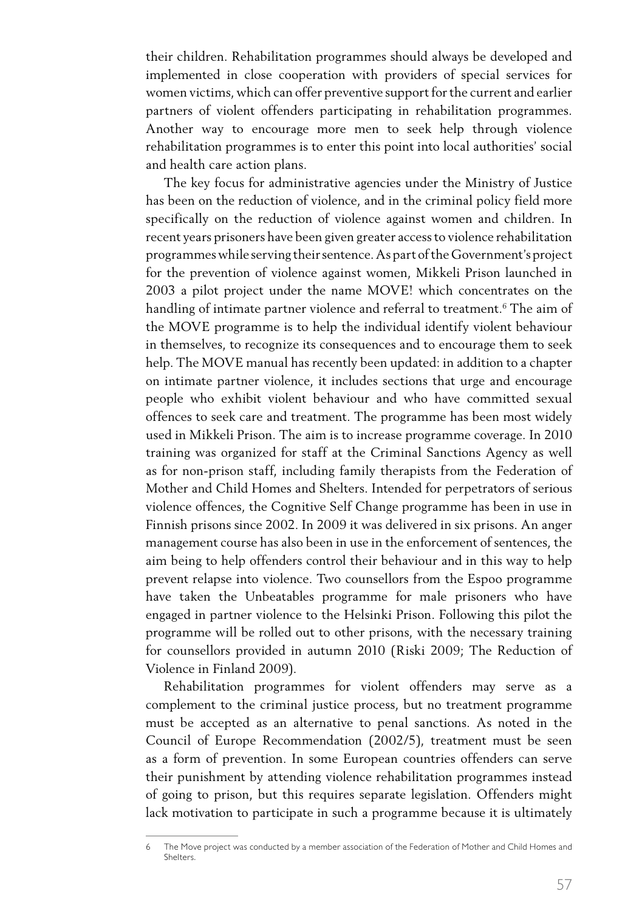their children. Rehabilitation programmes should always be developed and implemented in close cooperation with providers of special services for women victims, which can offer preventive support for the current and earlier partners of violent offenders participating in rehabilitation programmes. Another way to encourage more men to seek help through violence rehabilitation programmes is to enter this point into local authorities' social and health care action plans.

The key focus for administrative agencies under the Ministry of Justice has been on the reduction of violence, and in the criminal policy field more specifically on the reduction of violence against women and children. In recent years prisoners have been given greater access to violence rehabilitation programmes while serving their sentence. As part of the Government's project for the prevention of violence against women, Mikkeli Prison launched in 2003 a pilot project under the name MOVE! which concentrates on the handling of intimate partner violence and referral to treatment.[6] The aim of the MOVE programme is to help the individual identify violent behaviour in themselves, to recognize its consequences and to encourage them to seek help. The MOVE manual has recently been updated: in addition to a chapter on intimate partner violence, it includes sections that urge and encourage people who exhibit violent behaviour and who have committed sexual offences to seek care and treatment. The programme has been most widely used in Mikkeli Prison. The aim is to increase programme coverage. In 2010 training was organized for staff at the Criminal Sanctions Agency as well as for non-prison staff, including family therapists from the Federation of Mother and Child Homes and Shelters. Intended for perpetrators of serious violence offences, the Cognitive Self Change programme has been in use in Finnish prisons since 2002. In 2009 it was delivered in six prisons. An anger management course has also been in use in the enforcement of sentences, the aim being to help offenders control their behaviour and in this way to help prevent relapse into violence. Two counsellors from the Espoo programme have taken the Unbeatables programme for male prisoners who have engaged in partner violence to the Helsinki Prison. Following this pilot the programme will be rolled out to other prisons, with the necessary training for counsellors provided in autumn 2010 (Riski 2009; The Reduction of Violence in Finland 2009).

Rehabilitation programmes for violent offenders may serve as a complement to the criminal justice process, but no treatment programme must be accepted as an alternative to penal sanctions. As noted in the Council of Europe Recommendation (2002/5), treatment must be seen as a form of prevention. In some European countries offenders can serve their punishment by attending violence rehabilitation programmes instead of going to prison, but this requires separate legislation. Offenders might lack motivation to participate in such a programme because it is ultimately

---

6 The Move project was conducted by a member association of the Federation of Mother and Child Homes and Shelters.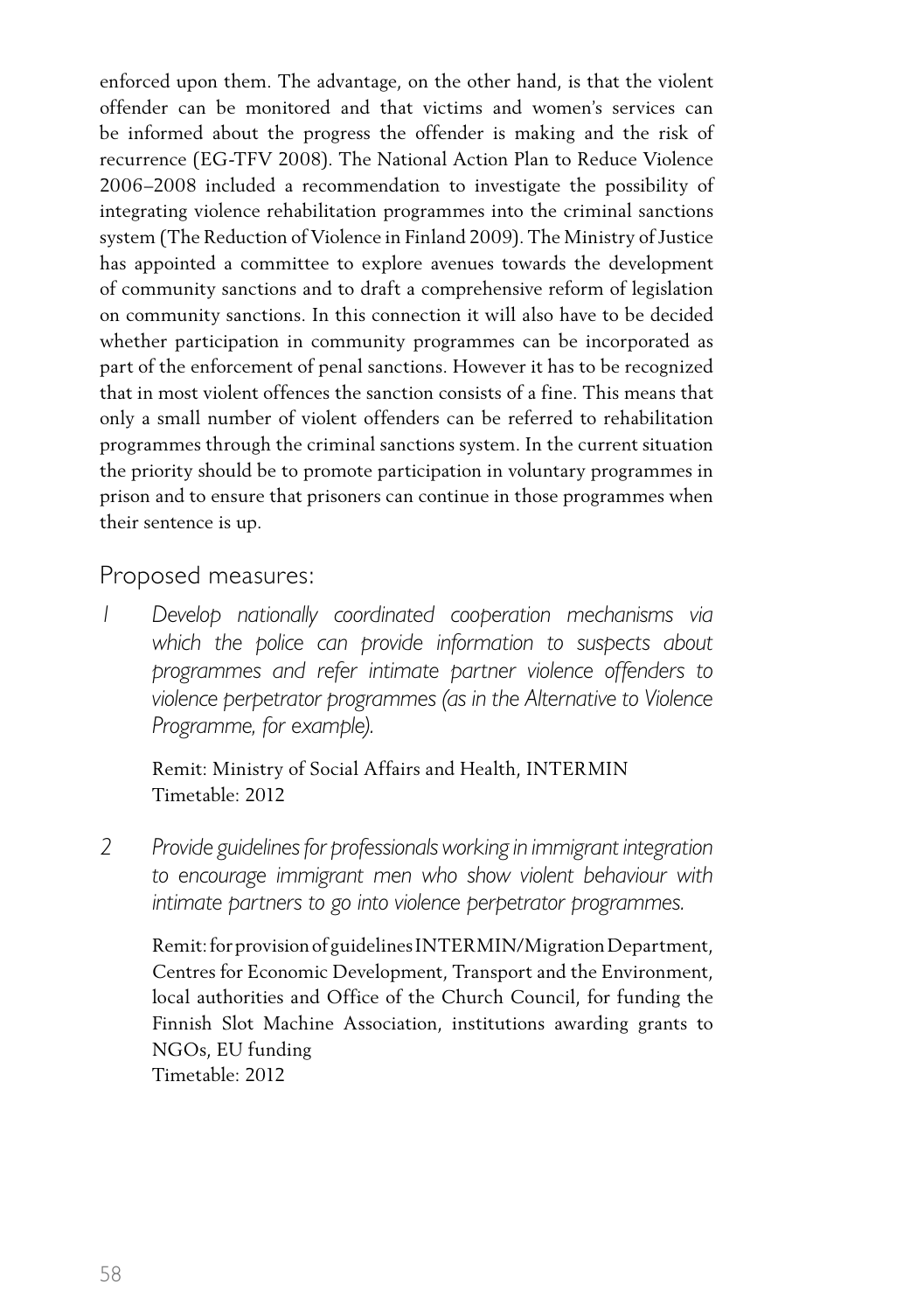enforced upon them. The advantage, on the other hand, is that the violent offender can be monitored and that victims and women's services can be informed about the progress the offender is making and the risk of recurrence (EG-TFV 2008). The National Action Plan to Reduce Violence 2006–2008 included a recommendation to investigate the possibility of integrating violence rehabilitation programmes into the criminal sanctions system (The Reduction of Violence in Finland 2009). The Ministry of Justice has appointed a committee to explore avenues towards the development of community sanctions and to draft a comprehensive reform of legislation on community sanctions. In this connection it will also have to be decided whether participation in community programmes can be incorporated as part of the enforcement of penal sanctions. However it has to be recognized that in most violent offences the sanction consists of a fine. This means that only a small number of violent offenders can be referred to rehabilitation programmes through the criminal sanctions system. In the current situation the priority should be to promote participation in voluntary programmes in prison and to ensure that prisoners can continue in those programmes when their sentence is up.

## Proposed measures:

1 *Develop nationally coordinated cooperation mechanisms via which the police can provide information to suspects about programmes and refer intimate partner violence offenders to violence perpetrator programmes (as in the Alternative to Violence Programme, for example).*

   Remit: Ministry of Social Affairs and Health, INTERMIN
   Timetable: 2012

2 *Provide guidelines for professionals working in immigrant integration to encourage immigrant men who show violent behaviour with intimate partners to go into violence perpetrator programmes.*

   Remit: for provision of guidelines INTERMIN/Migration Department, Centres for Economic Development, Transport and the Environment, local authorities and Office of the Church Council, for funding the Finnish Slot Machine Association, institutions awarding grants to NGOs, EU funding
   Timetable: 2012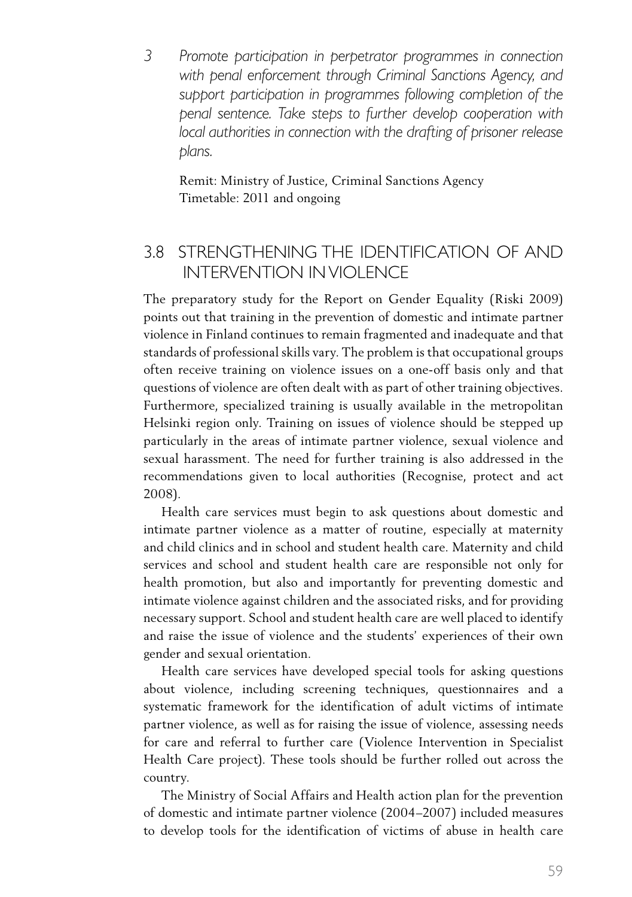3 *Promote participation in perpetrator programmes in connection with penal enforcement through Criminal Sanctions Agency, and support participation in programmes following completion of the penal sentence. Take steps to further develop cooperation with local authorities in connection with the drafting of prisoner release plans.*

Remit: Ministry of Justice, Criminal Sanctions Agency
Timetable: 2011 and ongoing

## 3.8 STRENGTHENING THE IDENTIFICATION OF AND INTERVENTION IN VIOLENCE

The preparatory study for the Report on Gender Equality (Riski 2009) points out that training in the prevention of domestic and intimate partner violence in Finland continues to remain fragmented and inadequate and that standards of professional skills vary. The problem is that occupational groups often receive training on violence issues on a one-off basis only and that questions of violence are often dealt with as part of other training objectives. Furthermore, specialized training is usually available in the metropolitan Helsinki region only. Training on issues of violence should be stepped up particularly in the areas of intimate partner violence, sexual violence and sexual harassment. The need for further training is also addressed in the recommendations given to local authorities (Recognise, protect and act 2008).

Health care services must begin to ask questions about domestic and intimate partner violence as a matter of routine, especially at maternity and child clinics and in school and student health care. Maternity and child services and school and student health care are responsible not only for health promotion, but also and importantly for preventing domestic and intimate violence against children and the associated risks, and for providing necessary support. School and student health care are well placed to identify and raise the issue of violence and the students' experiences of their own gender and sexual orientation.

Health care services have developed special tools for asking questions about violence, including screening techniques, questionnaires and a systematic framework for the identification of adult victims of intimate partner violence, as well as for raising the issue of violence, assessing needs for care and referral to further care (Violence Intervention in Specialist Health Care project). These tools should be further rolled out across the country.

The Ministry of Social Affairs and Health action plan for the prevention of domestic and intimate partner violence (2004–2007) included measures to develop tools for the identification of victims of abuse in health care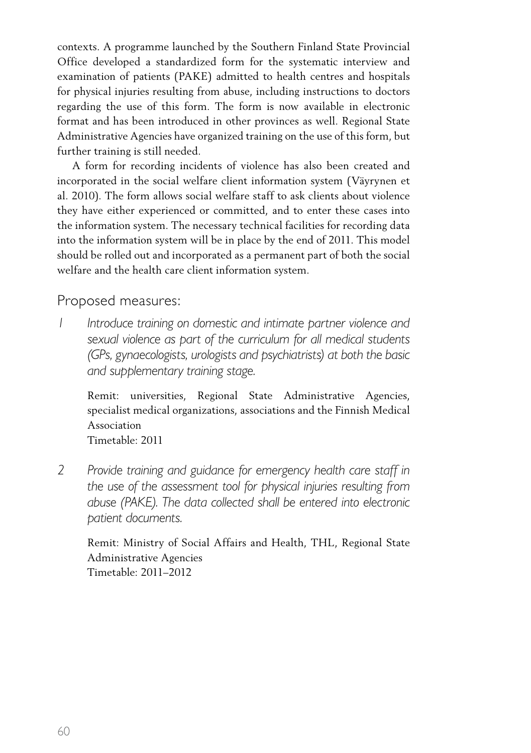contexts. A programme launched by the Southern Finland State Provincial Office developed a standardized form for the systematic interview and examination of patients (PAKE) admitted to health centres and hospitals for physical injuries resulting from abuse, including instructions to doctors regarding the use of this form. The form is now available in electronic format and has been introduced in other provinces as well. Regional State Administrative Agencies have organized training on the use of this form, but further training is still needed.

A form for recording incidents of violence has also been created and incorporated in the social welfare client information system (Väyrynen et al. 2010). The form allows social welfare staff to ask clients about violence they have either experienced or committed, and to enter these cases into the information system. The necessary technical facilities for recording data into the information system will be in place by the end of 2011. This model should be rolled out and incorporated as a permanent part of both the social welfare and the health care client information system.

## Proposed measures:

1 *Introduce training on domestic and intimate partner violence and sexual violence as part of the curriculum for all medical students (GPs, gynaecologists, urologists and psychiatrists) at both the basic and supplementary training stage.*

   Remit: universities, Regional State Administrative Agencies, specialist medical organizations, associations and the Finnish Medical Association
   Timetable: 2011

2 *Provide training and guidance for emergency health care staff in the use of the assessment tool for physical injuries resulting from abuse (PAKE). The data collected shall be entered into electronic patient documents.*

   Remit: Ministry of Social Affairs and Health, THL, Regional State Administrative Agencies
   Timetable: 2011–2012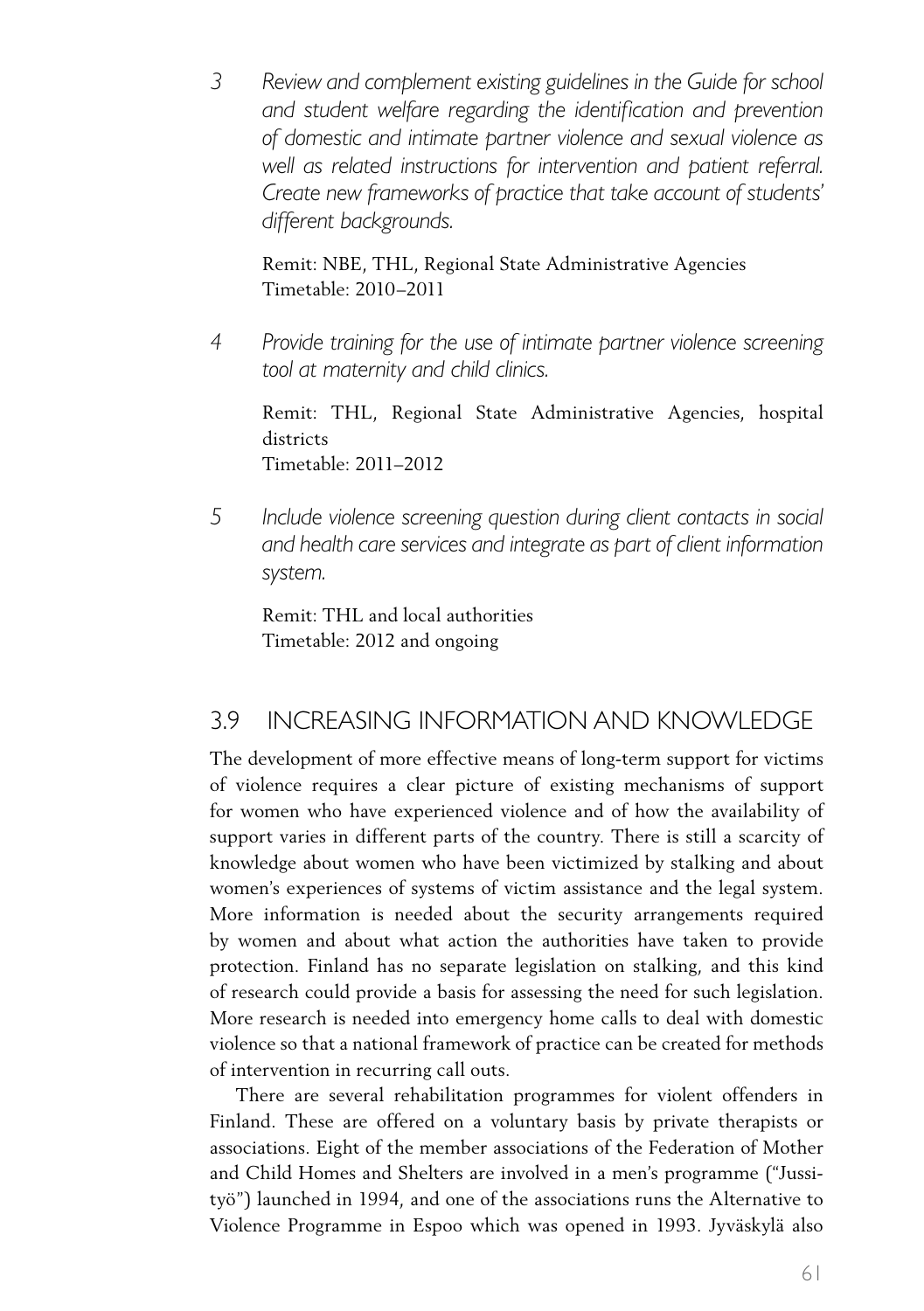3 *Review and complement existing guidelines in the Guide for school and student welfare regarding the identification and prevention of domestic and intimate partner violence and sexual violence as well as related instructions for intervention and patient referral. Create new frameworks of practice that take account of students' different backgrounds.*

   Remit: NBE, THL, Regional State Administrative Agencies
   Timetable: 2010–2011

4 *Provide training for the use of intimate partner violence screening tool at maternity and child clinics.*

   Remit: THL, Regional State Administrative Agencies, hospital districts
   Timetable: 2011–2012

5 *Include violence screening question during client contacts in social and health care services and integrate as part of client information system.*

   Remit: THL and local authorities
   Timetable: 2012 and ongoing

## 3.9 INCREASING INFORMATION AND KNOWLEDGE

The development of more effective means of long-term support for victims of violence requires a clear picture of existing mechanisms of support for women who have experienced violence and of how the availability of support varies in different parts of the country. There is still a scarcity of knowledge about women who have been victimized by stalking and about women's experiences of systems of victim assistance and the legal system. More information is needed about the security arrangements required by women and about what action the authorities have taken to provide protection. Finland has no separate legislation on stalking, and this kind of research could provide a basis for assessing the need for such legislation. More research is needed into emergency home calls to deal with domestic violence so that a national framework of practice can be created for methods of intervention in recurring call outs.

There are several rehabilitation programmes for violent offenders in Finland. These are offered on a voluntary basis by private therapists or associations. Eight of the member associations of the Federation of Mother and Child Homes and Shelters are involved in a men's programme ("Jussi-työ") launched in 1994, and one of the associations runs the Alternative to Violence Programme in Espoo which was opened in 1993. Jyväskylä also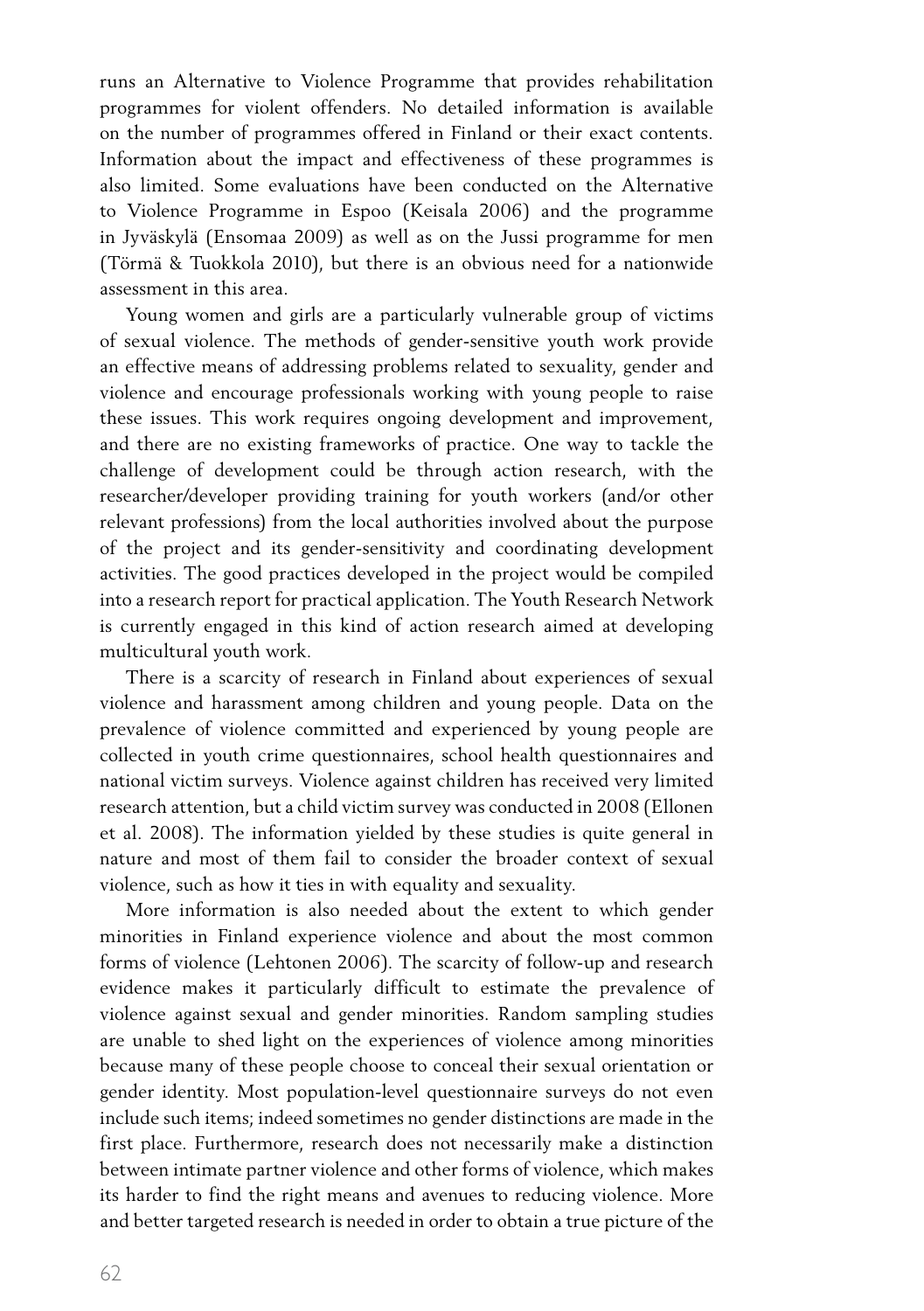runs an Alternative to Violence Programme that provides rehabilitation programmes for violent offenders. No detailed information is available on the number of programmes offered in Finland or their exact contents. Information about the impact and effectiveness of these programmes is also limited. Some evaluations have been conducted on the Alternative to Violence Programme in Espoo (Keisala 2006) and the programme in Jyväskylä (Ensomaa 2009) as well as on the Jussi programme for men (Törmä & Tuokkola 2010), but there is an obvious need for a nationwide assessment in this area.

Young women and girls are a particularly vulnerable group of victims of sexual violence. The methods of gender-sensitive youth work provide an effective means of addressing problems related to sexuality, gender and violence and encourage professionals working with young people to raise these issues. This work requires ongoing development and improvement, and there are no existing frameworks of practice. One way to tackle the challenge of development could be through action research, with the researcher/developer providing training for youth workers (and/or other relevant professions) from the local authorities involved about the purpose of the project and its gender-sensitivity and coordinating development activities. The good practices developed in the project would be compiled into a research report for practical application. The Youth Research Network is currently engaged in this kind of action research aimed at developing multicultural youth work.

There is a scarcity of research in Finland about experiences of sexual violence and harassment among children and young people. Data on the prevalence of violence committed and experienced by young people are collected in youth crime questionnaires, school health questionnaires and national victim surveys. Violence against children has received very limited research attention, but a child victim survey was conducted in 2008 (Ellonen et al. 2008). The information yielded by these studies is quite general in nature and most of them fail to consider the broader context of sexual violence, such as how it ties in with equality and sexuality.

More information is also needed about the extent to which gender minorities in Finland experience violence and about the most common forms of violence (Lehtonen 2006). The scarcity of follow-up and research evidence makes it particularly difficult to estimate the prevalence of violence against sexual and gender minorities. Random sampling studies are unable to shed light on the experiences of violence among minorities because many of these people choose to conceal their sexual orientation or gender identity. Most population-level questionnaire surveys do not even include such items; indeed sometimes no gender distinctions are made in the first place. Furthermore, research does not necessarily make a distinction between intimate partner violence and other forms of violence, which makes its harder to find the right means and avenues to reducing violence. More and better targeted research is needed in order to obtain a true picture of the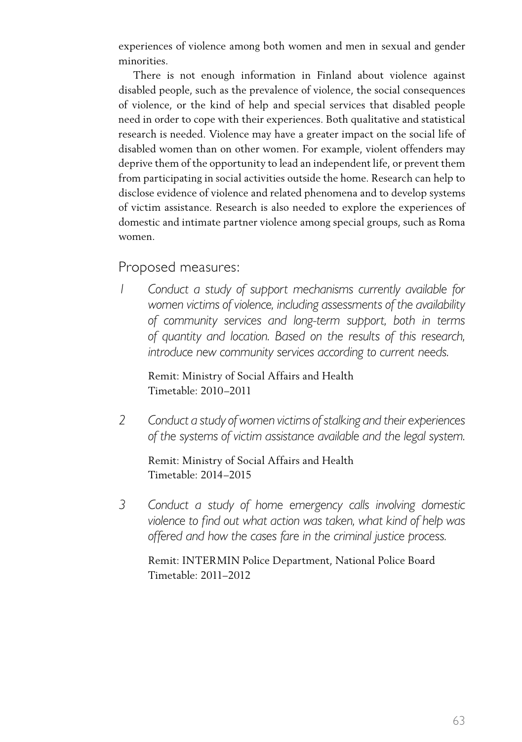experiences of violence among both women and men in sexual and gender minorities.

There is not enough information in Finland about violence against disabled people, such as the prevalence of violence, the social consequences of violence, or the kind of help and special services that disabled people need in order to cope with their experiences. Both qualitative and statistical research is needed. Violence may have a greater impact on the social life of disabled women than on other women. For example, violent offenders may deprive them of the opportunity to lead an independent life, or prevent them from participating in social activities outside the home. Research can help to disclose evidence of violence and related phenomena and to develop systems of victim assistance. Research is also needed to explore the experiences of domestic and intimate partner violence among special groups, such as Roma women.

## Proposed measures:

1 *Conduct a study of support mechanisms currently available for women victims of violence, including assessments of the availability of community services and long-term support, both in terms of quantity and location. Based on the results of this research, introduce new community services according to current needs.*

Remit: Ministry of Social Affairs and Health
Timetable: 2010–2011

2 *Conduct a study of women victims of stalking and their experiences of the systems of victim assistance available and the legal system.*

Remit: Ministry of Social Affairs and Health
Timetable: 2014–2015

3 *Conduct a study of home emergency calls involving domestic violence to find out what action was taken, what kind of help was offered and how the cases fare in the criminal justice process.*

Remit: INTERMIN Police Department, National Police Board
Timetable: 2011–2012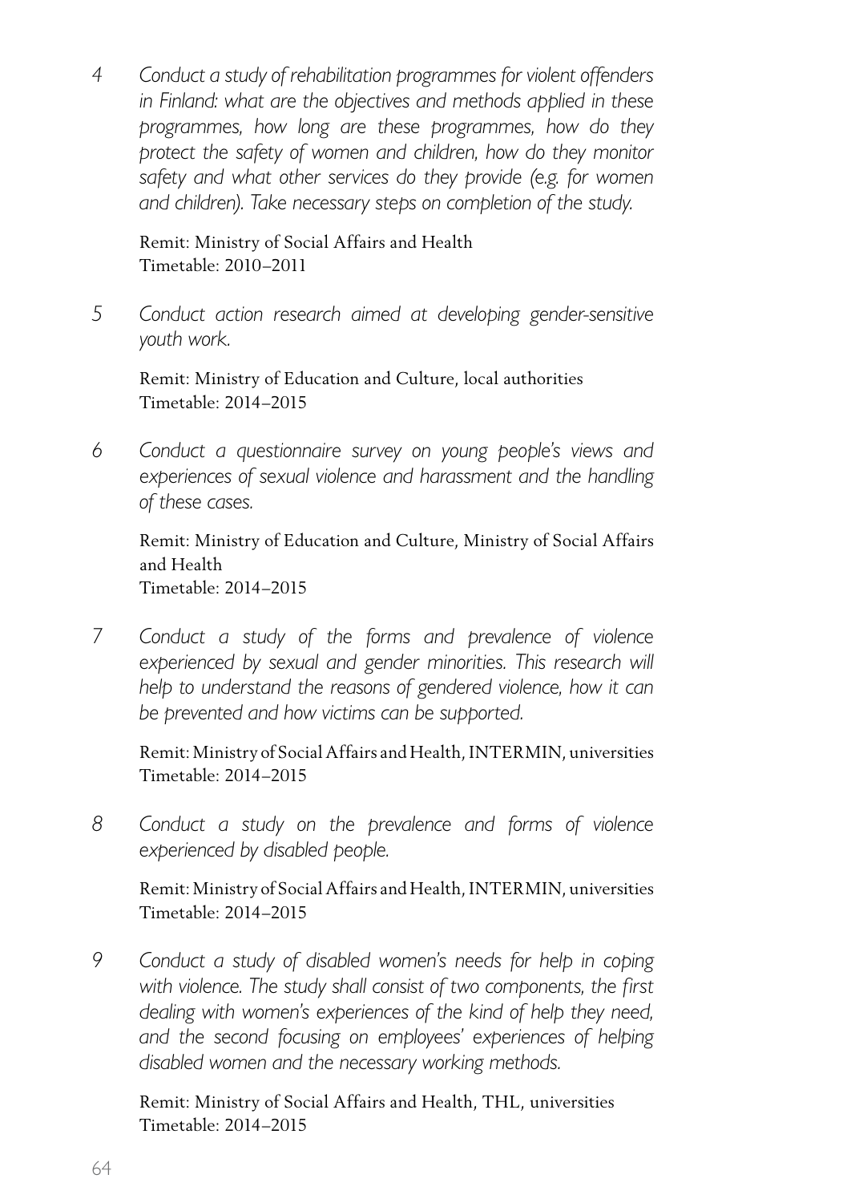4 *Conduct a study of rehabilitation programmes for violent offenders in Finland: what are the objectives and methods applied in these programmes, how long are these programmes, how do they protect the safety of women and children, how do they monitor safety and what other services do they provide (e.g. for women and children). Take necessary steps on completion of the study.*

Remit: Ministry of Social Affairs and Health
Timetable: 2010–2011

5 *Conduct action research aimed at developing gender-sensitive youth work.*

Remit: Ministry of Education and Culture, local authorities
Timetable: 2014–2015

6 *Conduct a questionnaire survey on young people's views and experiences of sexual violence and harassment and the handling of these cases.*

Remit: Ministry of Education and Culture, Ministry of Social Affairs and Health
Timetable: 2014–2015

7 *Conduct a study of the forms and prevalence of violence experienced by sexual and gender minorities. This research will help to understand the reasons of gendered violence, how it can be prevented and how victims can be supported.*

Remit: Ministry of Social Affairs and Health, INTERMIN, universities
Timetable: 2014–2015

8 *Conduct a study on the prevalence and forms of violence experienced by disabled people.*

Remit: Ministry of Social Affairs and Health, INTERMIN, universities
Timetable: 2014–2015

9 *Conduct a study of disabled women's needs for help in coping with violence. The study shall consist of two components, the first dealing with women's experiences of the kind of help they need, and the second focusing on employees' experiences of helping disabled women and the necessary working methods.*

Remit: Ministry of Social Affairs and Health, THL, universities
Timetable: 2014–2015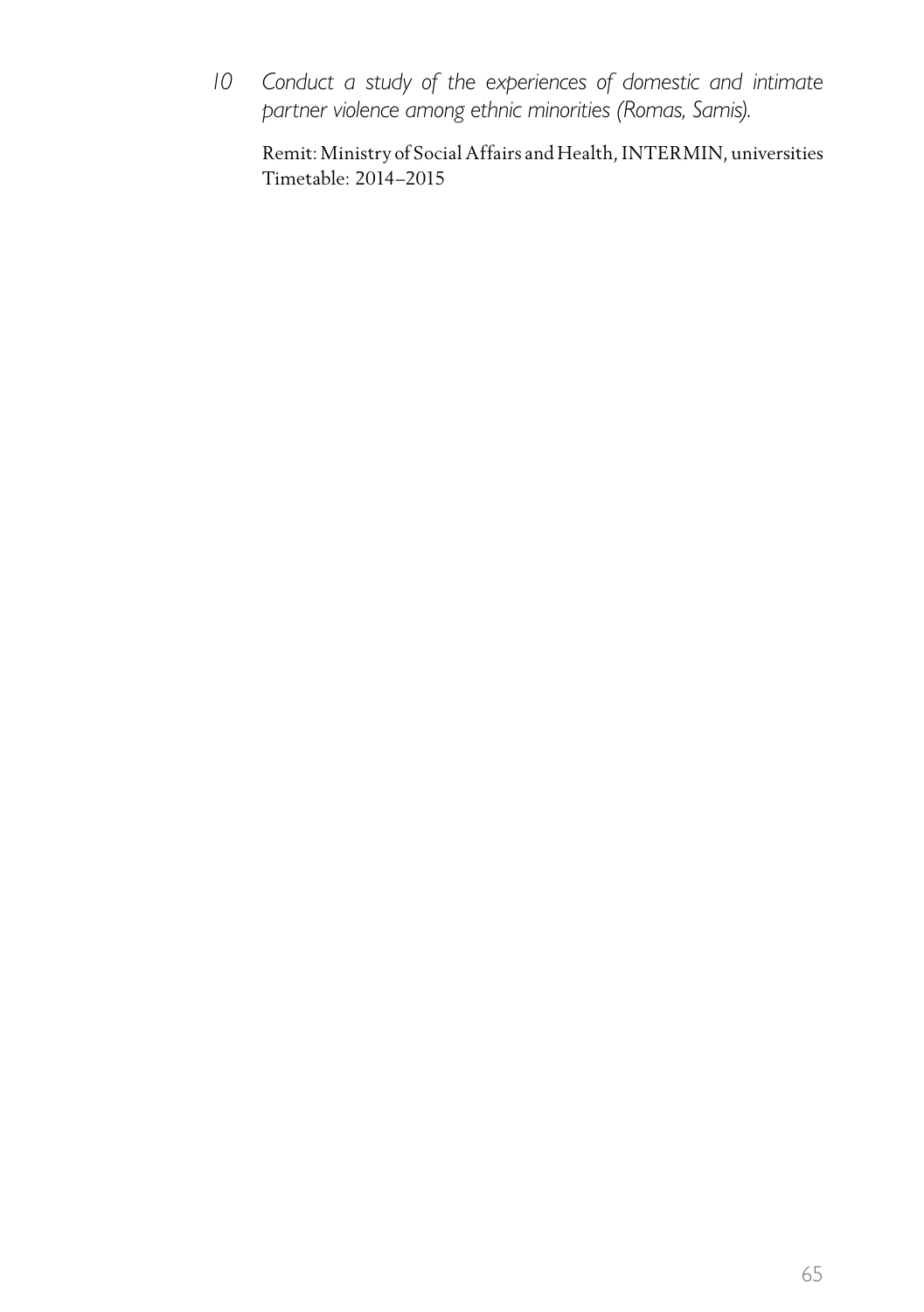10 *Conduct a study of the experiences of domestic and intimate partner violence among ethnic minorities (Romas, Samis).*

Remit: Ministry of Social Affairs and Health, INTERMIN, universities
Timetable: 2014–2015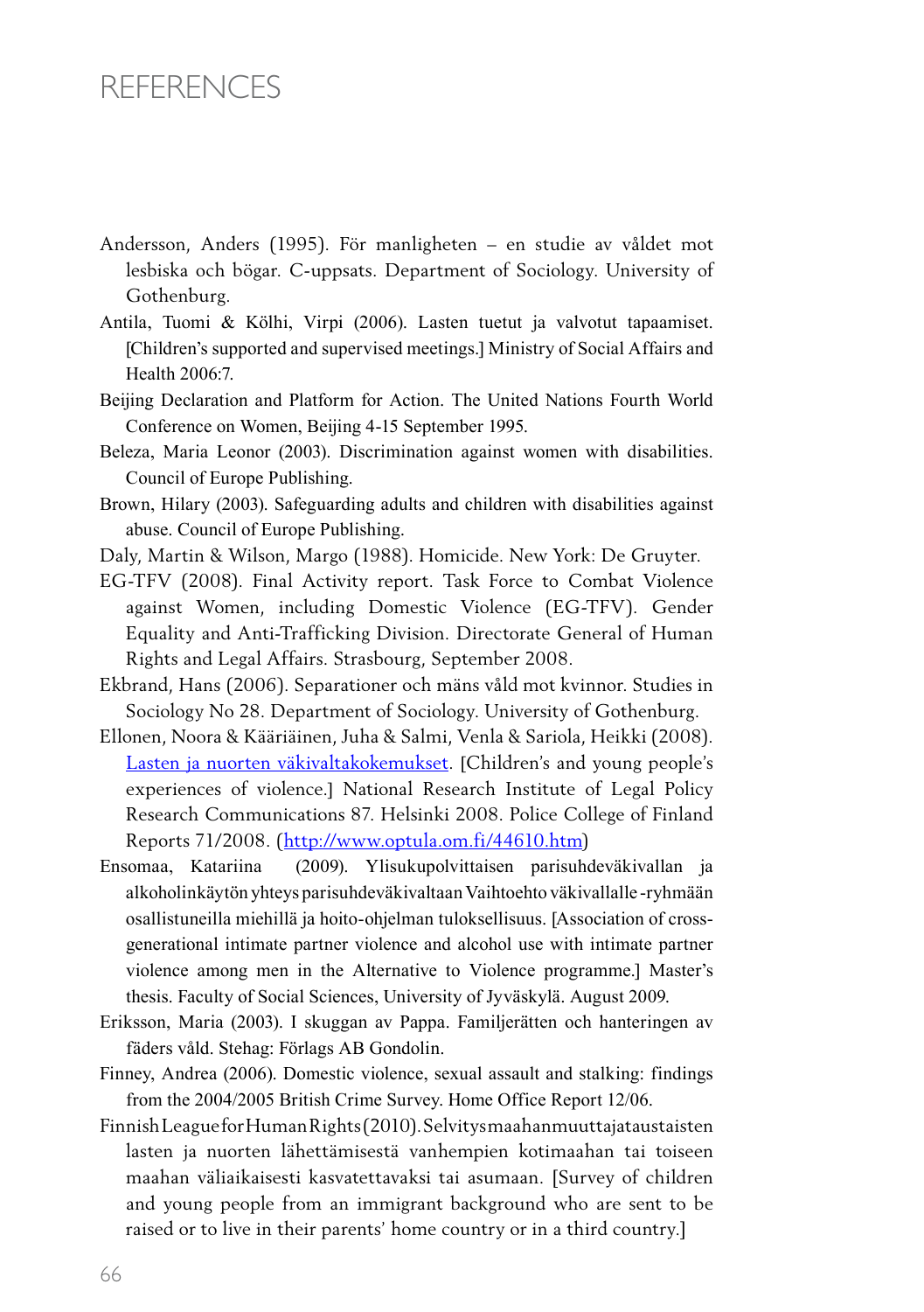# REFERENCES

Andersson, Anders (1995). För manligheten – en studie av våldet mot lesbiska och bögar. C-uppsats. Department of Sociology. University of Gothenburg.

Antila, Tuomi & Kölhi, Virpi (2006). Lasten tuetut ja valvotut tapaamiset. [Children's supported and supervised meetings.] Ministry of Social Affairs and Health 2006:7.

Beijing Declaration and Platform for Action. The United Nations Fourth World Conference on Women, Beijing 4-15 September 1995.

Beleza, Maria Leonor (2003). Discrimination against women with disabilities. Council of Europe Publishing.

Brown, Hilary (2003). Safeguarding adults and children with disabilities against abuse. Council of Europe Publishing.

Daly, Martin & Wilson, Margo (1988). Homicide. New York: De Gruyter.

EG-TFV (2008). Final Activity report. Task Force to Combat Violence against Women, including Domestic Violence (EG-TFV). Gender Equality and Anti-Trafficking Division. Directorate General of Human Rights and Legal Affairs. Strasbourg, September 2008.

Ekbrand, Hans (2006). Separationer och mäns våld mot kvinnor. Studies in Sociology No 28. Department of Sociology. University of Gothenburg.

Ellonen, Noora & Kääriäinen, Juha & Salmi, Venla & Sariola, Heikki (2008). [Lasten ja nuorten väkivaltakokemukset](http://www.optula.om.fi/44610.htm). [Children's and young people's experiences of violence.] National Research Institute of Legal Policy Research Communications 87. Helsinki 2008. Police College of Finland Reports 71/2008. (http://www.optula.om.fi/44610.htm)

Ensomaa, Katariina (2009). Ylisukupolvittaisen parisuhdeväkivallan ja alkoholinkäytön yhteys parisuhdeväkivaltaan Vaihtoehto väkivallalle -ryhmään osallistuneilla miehillä ja hoito-ohjelman tuloksellisuus. [Association of cross-generational intimate partner violence and alcohol use with intimate partner violence among men in the Alternative to Violence programme.] Master's thesis. Faculty of Social Sciences, University of Jyväskylä. August 2009.

Eriksson, Maria (2003). I skuggan av Pappa. Familjerätten och hanteringen av fäders våld. Stehag: Förlags AB Gondolin.

Finney, Andrea (2006). Domestic violence, sexual assault and stalking: findings from the 2004/2005 British Crime Survey. Home Office Report 12/06.

Finnish League for Human Rights (2010). Selvitys maahanmuuttajataustaisten lasten ja nuorten lähettämisestä vanhempien kotimaahan tai toiseen maahan väliaikaisesti kasvatettavaksi tai asumaan. [Survey of children and young people from an immigrant background who are sent to be raised or to live in their parents' home country or in a third country.]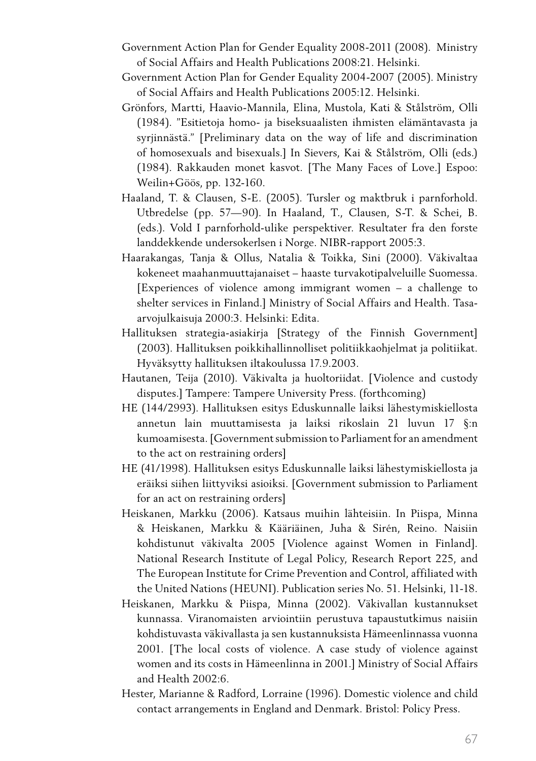Government Action Plan for Gender Equality 2008-2011 (2008). Ministry of Social Affairs and Health Publications 2008:21. Helsinki.

Government Action Plan for Gender Equality 2004-2007 (2005). Ministry of Social Affairs and Health Publications 2005:12. Helsinki.

Grönfors, Martti, Haavio-Mannila, Elina, Mustola, Kati & Stålström, Olli (1984). "Esitietoja homo- ja biseksuaalisten ihmisten elämäntavasta ja syrjinnästä." [Preliminary data on the way of life and discrimination of homosexuals and bisexuals.] In Sievers, Kai & Stålström, Olli (eds.) (1984). Rakkauden monet kasvot. [The Many Faces of Love.] Espoo: Weilin+Göös, pp. 132-160.

Haaland, T. & Clausen, S-E. (2005). Tursler og maktbruk i parnforhold. Utbredelse (pp. 57—90). In Haaland, T., Clausen, S-T. & Schei, B. (eds.). Vold I parnforhold-ulike perspektiver. Resultater fra den forste landdekkende undersokerlsen i Norge. NIBR-rapport 2005:3.

Haarakangas, Tanja & Ollus, Natalia & Toikka, Sini (2000). Väkivaltaa kokeneet maahanmuuttajanaiset – haaste turvakotipalveluille Suomessa. [Experiences of violence among immigrant women – a challenge to shelter services in Finland.] Ministry of Social Affairs and Health. Tasa-arvojulkaisuja 2000:3. Helsinki: Edita.

Hallituksen strategia-asiakirja [Strategy of the Finnish Government] (2003). Hallituksen poikkihallinnolliset politiikkaohjelmat ja politiikat. Hyväksytty hallituksen iltakoulussa 17.9.2003.

Hautanen, Teija (2010). Väkivalta ja huoltoriidat. [Violence and custody disputes.] Tampere: Tampere University Press. (forthcoming)

HE (144/2993). Hallituksen esitys Eduskunnalle laiksi lähestymiskiellosta annetun lain muuttamisesta ja laiksi rikoslain 21 luvun 17 §:n kumoamisesta. [Government submission to Parliament for an amendment to the act on restraining orders]

HE (41/1998). Hallituksen esitys Eduskunnalle laiksi lähestymiskiellosta ja eräiksi siihen liittyviksi asioiksi. [Government submission to Parliament for an act on restraining orders]

Heiskanen, Markku (2006). Katsaus muihin lähteisiin. In Piispa, Minna & Heiskanen, Markku & Kääriäinen, Juha & Sirén, Reino. Naisiin kohdistunut väkivalta 2005 [Violence against Women in Finland]. National Research Institute of Legal Policy, Research Report 225, and The European Institute for Crime Prevention and Control, affiliated with the United Nations (HEUNI). Publication series No. 51. Helsinki, 11-18.

Heiskanen, Markku & Piispa, Minna (2002). Väkivallan kustannukset kunnassa. Viranomaisten arviointiin perustuva tapaustutkimus naisiin kohdistuvasta väkivallasta ja sen kustannuksista Hämeenlinnassa vuonna 2001. [The local costs of violence. A case study of violence against women and its costs in Hämeenlinna in 2001.] Ministry of Social Affairs and Health 2002:6.

Hester, Marianne & Radford, Lorraine (1996). Domestic violence and child contact arrangements in England and Denmark. Bristol: Policy Press.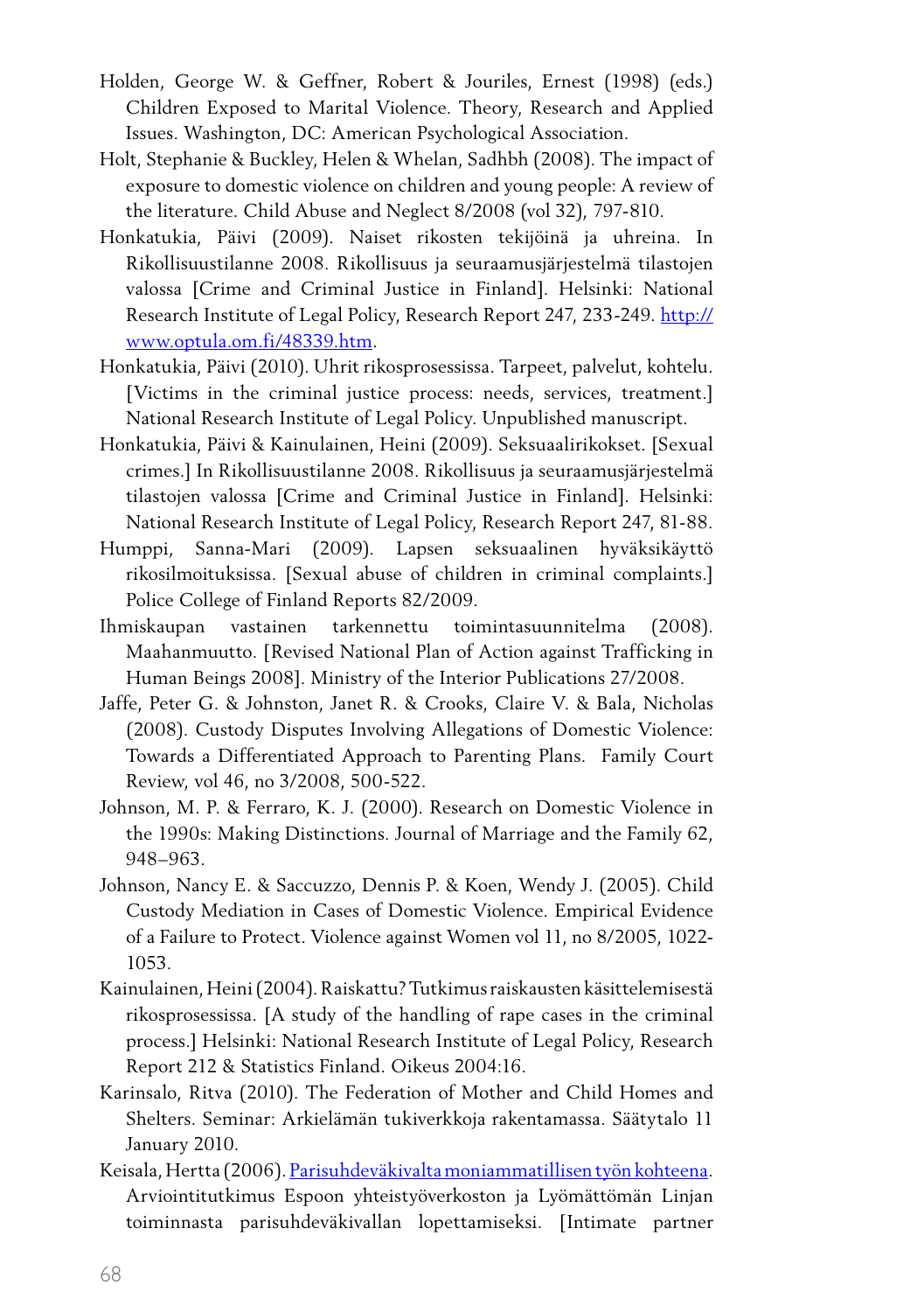Holden, George W. & Geffner, Robert & Jouriles, Ernest (1998) (eds.) Children Exposed to Marital Violence. Theory, Research and Applied Issues. Washington, DC: American Psychological Association.

Holt, Stephanie & Buckley, Helen & Whelan, Sadhbh (2008). The impact of exposure to domestic violence on children and young people: A review of the literature. Child Abuse and Neglect 8/2008 (vol 32), 797-810.

Honkatukia, Päivi (2009). Naiset rikosten tekijöinä ja uhreina. In Rikollisuustilanne 2008. Rikollisuus ja seuraamusjärjestelmä tilastojen valossa [Crime and Criminal Justice in Finland]. Helsinki: National Research Institute of Legal Policy, Research Report 247, 233-249. [http://www.optula.om.fi/48339.htm](http://www.optula.om.fi/48339.htm).

Honkatukia, Päivi (2010). Uhrit rikosprosessissa. Tarpeet, palvelut, kohtelu. [Victims in the criminal justice process: needs, services, treatment.] National Research Institute of Legal Policy. Unpublished manuscript.

Honkatukia, Päivi & Kainulainen, Heini (2009). Seksuaalirikokset. [Sexual crimes.] In Rikollisuustilanne 2008. Rikollisuus ja seuraamusjärjestelmä tilastojen valossa [Crime and Criminal Justice in Finland]. Helsinki: National Research Institute of Legal Policy, Research Report 247, 81-88.

Humppi, Sanna-Mari (2009). Lapsen seksuaalinen hyväksikäyttö rikosilmoituksissa. [Sexual abuse of children in criminal complaints.] Police College of Finland Reports 82/2009.

Ihmiskaupan vastainen tarkennettu toimintasuunnitelma (2008). Maahanmuutto. [Revised National Plan of Action against Trafficking in Human Beings 2008]. Ministry of the Interior Publications 27/2008.

Jaffe, Peter G. & Johnston, Janet R. & Crooks, Claire V. & Bala, Nicholas (2008). Custody Disputes Involving Allegations of Domestic Violence: Towards a Differentiated Approach to Parenting Plans. Family Court Review, vol 46, no 3/2008, 500-522.

Johnson, M. P. & Ferraro, K. J. (2000). Research on Domestic Violence in the 1990s: Making Distinctions. Journal of Marriage and the Family 62, 948–963.

Johnson, Nancy E. & Saccuzzo, Dennis P. & Koen, Wendy J. (2005). Child Custody Mediation in Cases of Domestic Violence. Empirical Evidence of a Failure to Protect. Violence against Women vol 11, no 8/2005, 1022-1053.

Kainulainen, Heini (2004). Raiskattu? Tutkimus raiskausten käsittelemisestä rikosprosessissa. [A study of the handling of rape cases in the criminal process.] Helsinki: National Research Institute of Legal Policy, Research Report 212 & Statistics Finland. Oikeus 2004:16.

Karinsalo, Ritva (2010). The Federation of Mother and Child Homes and Shelters. Seminar: Arkielämän tukiverkkoja rakentamassa. Säätytalo 11 January 2010.

Keisala, Hertta (2006). Parisuhdeväkivalta moniammatillisen työn kohteena. Arviointitutkimus Espoon yhteistyöverkoston ja Lyömättömän Linjan toiminnasta parisuhdeväkivallan lopettamiseksi. [Intimate partner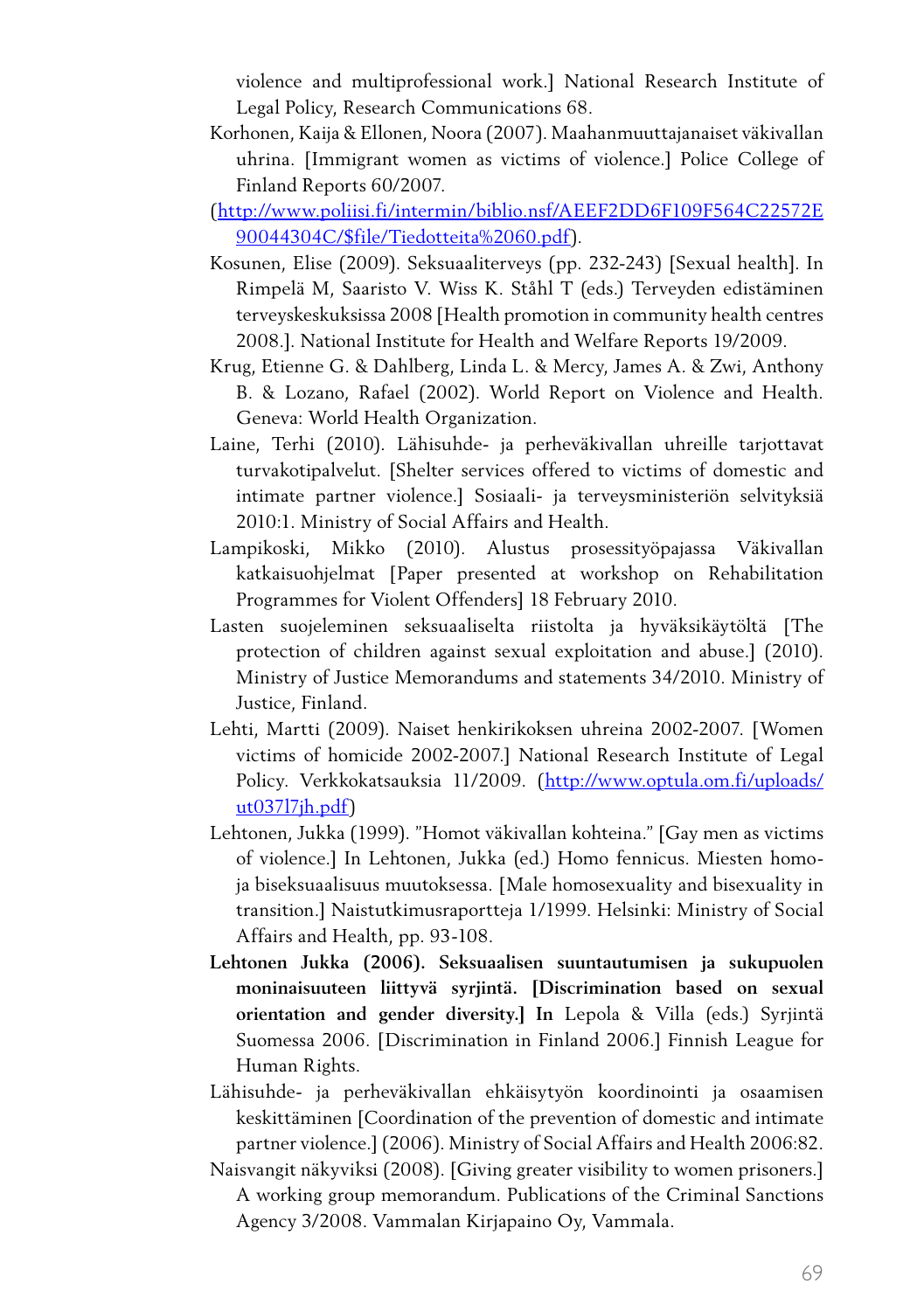violence and multiprofessional work.] National Research Institute of Legal Policy, Research Communications 68.

Korhonen, Kaija & Ellonen, Noora (2007). Maahanmuuttajanaiset väkivallan uhrina. [Immigrant women as victims of violence.] Police College of Finland Reports 60/2007.

(http://www.poliisi.fi/intermin/biblio.nsf/AEEF2DD6F109F564C22572E90044304C/$file/Tiedotteita%2060.pdf).

Kosunen, Elise (2009). Seksuaaliterveys (pp. 232-243) [Sexual health]. In Rimpelä M, Saaristo V. Wiss K. Ståhl T (eds.) Terveyden edistäminen terveyskeskuksissa 2008 [Health promotion in community health centres 2008.]. National Institute for Health and Welfare Reports 19/2009.

Krug, Etienne G. & Dahlberg, Linda L. & Mercy, James A. & Zwi, Anthony B. & Lozano, Rafael (2002). World Report on Violence and Health. Geneva: World Health Organization.

Laine, Terhi (2010). Lähisuhde- ja perheväkivallan uhreille tarjottavat turvakotipalvelut. [Shelter services offered to victims of domestic and intimate partner violence.] Sosiaali- ja terveysministeriön selvityksiä 2010:1. Ministry of Social Affairs and Health.

Lampikoski, Mikko (2010). Alustus prosessityöpajassa Väkivallan katkaisuohjelmat [Paper presented at workshop on Rehabilitation Programmes for Violent Offenders] 18 February 2010.

Lasten suojeleminen seksuaaliselta riistolta ja hyväksikäytöltä [The protection of children against sexual exploitation and abuse.] (2010). Ministry of Justice Memorandums and statements 34/2010. Ministry of Justice, Finland.

Lehti, Martti (2009). Naiset henkirikoksen uhreina 2002-2007. [Women victims of homicide 2002-2007.] National Research Institute of Legal Policy. Verkkokatsauksia 11/2009. (http://www.optula.om.fi/uploads/ut03717jh.pdf)

Lehtonen, Jukka (1999). "Homot väkivallan kohteina." [Gay men as victims of violence.] In Lehtonen, Jukka (ed.) Homo fennicus. Miesten homo- ja biseksuaalisuus muutoksessa. [Male homosexuality and bisexuality in transition.] Naistutkimusraportteja 1/1999. Helsinki: Ministry of Social Affairs and Health, pp. 93-108.

**Lehtonen Jukka (2006). Seksuaalisen suuntautumisen ja sukupuolen moninaisuuteen liittyvä syrjintä. [Discrimination based on sexual orientation and gender diversity.] In** Lepola & Villa (eds.) Syrjintä Suomessa 2006. [Discrimination in Finland 2006.] Finnish League for Human Rights.

Lähisuhde- ja perheväkivallan ehkäisytyön koordinointi ja osaamisen keskittäminen [Coordination of the prevention of domestic and intimate partner violence.] (2006). Ministry of Social Affairs and Health 2006:82.

Naisvangit näkyviksi (2008). [Giving greater visibility to women prisoners.] A working group memorandum. Publications of the Criminal Sanctions Agency 3/2008. Vammalan Kirjapaino Oy, Vammala.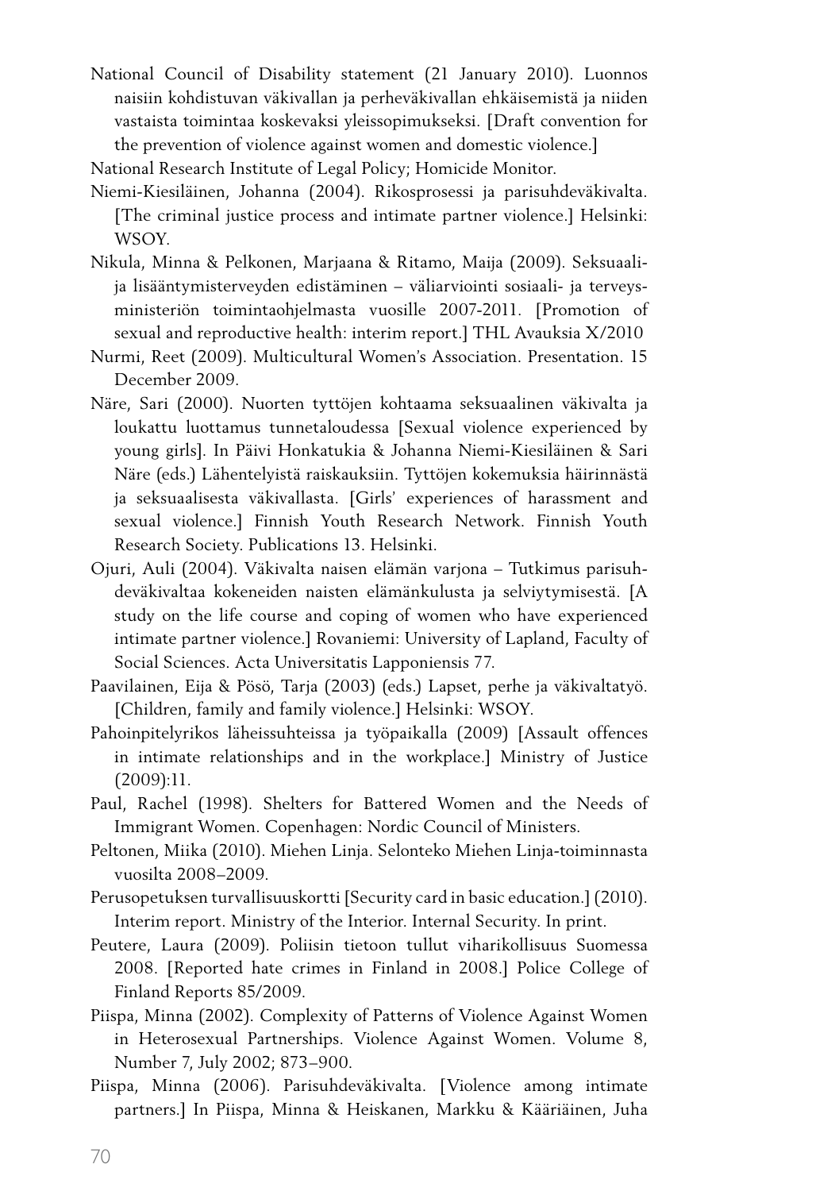National Council of Disability statement (21 January 2010). Luonnos naisiin kohdistuvan väkivallan ja perheväkivallan ehkäisemistä ja niiden vastaista toimintaa koskevaksi yleissopimukseksi. [Draft convention for the prevention of violence against women and domestic violence.]

National Research Institute of Legal Policy; Homicide Monitor.

Niemi-Kiesiläinen, Johanna (2004). Rikosprosessi ja parisuhdeväkivalta. [The criminal justice process and intimate partner violence.] Helsinki: WSOY.

Nikula, Minna & Pelkonen, Marjaana & Ritamo, Maija (2009). Seksuaali- ja lisääntymisterveyden edistäminen – väliarviointi sosiaali- ja terveysministeriön toimintaohjelmasta vuosille 2007-2011. [Promotion of sexual and reproductive health: interim report.] THL Avauksia X/2010

Nurmi, Reet (2009). Multicultural Women's Association. Presentation. 15 December 2009.

Näre, Sari (2000). Nuorten tyttöjen kohtaama seksuaalinen väkivalta ja loukattu luottamus tunnetaloudessa [Sexual violence experienced by young girls]. In Päivi Honkatukia & Johanna Niemi-Kiesiläinen & Sari Näre (eds.) Lähentelyistä raiskauksiin. Tyttöjen kokemuksia häirinnästä ja seksuaalisesta väkivallasta. [Girls' experiences of harassment and sexual violence.] Finnish Youth Research Network. Finnish Youth Research Society. Publications 13. Helsinki.

Ojuri, Auli (2004). Väkivalta naisen elämän varjona – Tutkimus parisuhdeväkivaltaa kokeneiden naisten elämänkulusta ja selviytymisestä. [A study on the life course and coping of women who have experienced intimate partner violence.] Rovaniemi: University of Lapland, Faculty of Social Sciences. Acta Universitatis Lapponiensis 77.

Paavilainen, Eija & Pösö, Tarja (2003) (eds.) Lapset, perhe ja väkivaltatyö. [Children, family and family violence.] Helsinki: WSOY.

Pahoinpitelyrikos läheissuhteissa ja työpaikalla (2009) [Assault offences in intimate relationships and in the workplace.] Ministry of Justice (2009):11.

Paul, Rachel (1998). Shelters for Battered Women and the Needs of Immigrant Women. Copenhagen: Nordic Council of Ministers.

Peltonen, Miika (2010). Miehen Linja. Selonteko Miehen Linja-toiminnasta vuosilta 2008–2009.

Perusopetuksen turvallisuuskortti [Security card in basic education.] (2010). Interim report. Ministry of the Interior. Internal Security. In print.

Peutere, Laura (2009). Poliisin tietoon tullut viharikollisuus Suomessa 2008. [Reported hate crimes in Finland in 2008.] Police College of Finland Reports 85/2009.

Piispa, Minna (2002). Complexity of Patterns of Violence Against Women in Heterosexual Partnerships. Violence Against Women. Volume 8, Number 7, July 2002; 873–900.

Piispa, Minna (2006). Parisuhdeväkivalta. [Violence among intimate partners.] In Piispa, Minna & Heiskanen, Markku & Kääriäinen, Juha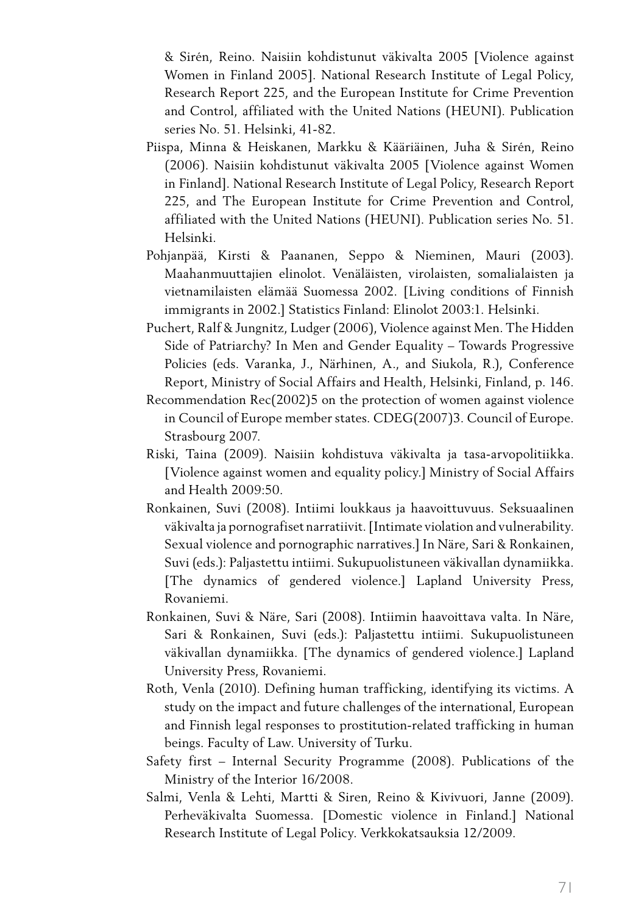& Sirén, Reino. Naisiin kohdistunut väkivalta 2005 [Violence against Women in Finland 2005]. National Research Institute of Legal Policy, Research Report 225, and the European Institute for Crime Prevention and Control, affiliated with the United Nations (HEUNI). Publication series No. 51. Helsinki, 41-82.

Piispa, Minna & Heiskanen, Markku & Kääriäinen, Juha & Sirén, Reino (2006). Naisiin kohdistunut väkivalta 2005 [Violence against Women in Finland]. National Research Institute of Legal Policy, Research Report 225, and The European Institute for Crime Prevention and Control, affiliated with the United Nations (HEUNI). Publication series No. 51. Helsinki.

Pohjanpää, Kirsti & Paananen, Seppo & Nieminen, Mauri (2003). Maahanmuuttajien elinolot. Venäläisten, virolaisten, somalialaisten ja vietnamilaisten elämää Suomessa 2002. [Living conditions of Finnish immigrants in 2002.] Statistics Finland: Elinolot 2003:1. Helsinki.

Puchert, Ralf & Jungnitz, Ludger (2006), Violence against Men. The Hidden Side of Patriarchy? In Men and Gender Equality – Towards Progressive Policies (eds. Varanka, J., Närhinen, A., and Siukola, R.), Conference Report, Ministry of Social Affairs and Health, Helsinki, Finland, p. 146.

Recommendation Rec(2002)5 on the protection of women against violence in Council of Europe member states. CDEG(2007)3. Council of Europe. Strasbourg 2007.

Riski, Taina (2009). Naisiin kohdistuva väkivalta ja tasa-arvopolitiikka. [Violence against women and equality policy.] Ministry of Social Affairs and Health 2009:50.

Ronkainen, Suvi (2008). Intiimi loukkaus ja haavoittuvuus. Seksuaalinen väkivalta ja pornografiset narratiivit. [Intimate violation and vulnerability. Sexual violence and pornographic narratives.] In Näre, Sari & Ronkainen, Suvi (eds.): Paljastettu intiimi. Sukupuolistuneen väkivallan dynamiikka. [The dynamics of gendered violence.] Lapland University Press, Rovaniemi.

Ronkainen, Suvi & Näre, Sari (2008). Intiimin haavoittava valta. In Näre, Sari & Ronkainen, Suvi (eds.): Paljastettu intiimi. Sukupuolistuneen väkivallan dynamiikka. [The dynamics of gendered violence.] Lapland University Press, Rovaniemi.

Roth, Venla (2010). Defining human trafficking, identifying its victims. A study on the impact and future challenges of the international, European and Finnish legal responses to prostitution-related trafficking in human beings. Faculty of Law. University of Turku.

Safety first – Internal Security Programme (2008). Publications of the Ministry of the Interior 16/2008.

Salmi, Venla & Lehti, Martti & Siren, Reino & Kivivuori, Janne (2009). Perheväkivalta Suomessa. [Domestic violence in Finland.] National Research Institute of Legal Policy. Verkkokatsauksia 12/2009.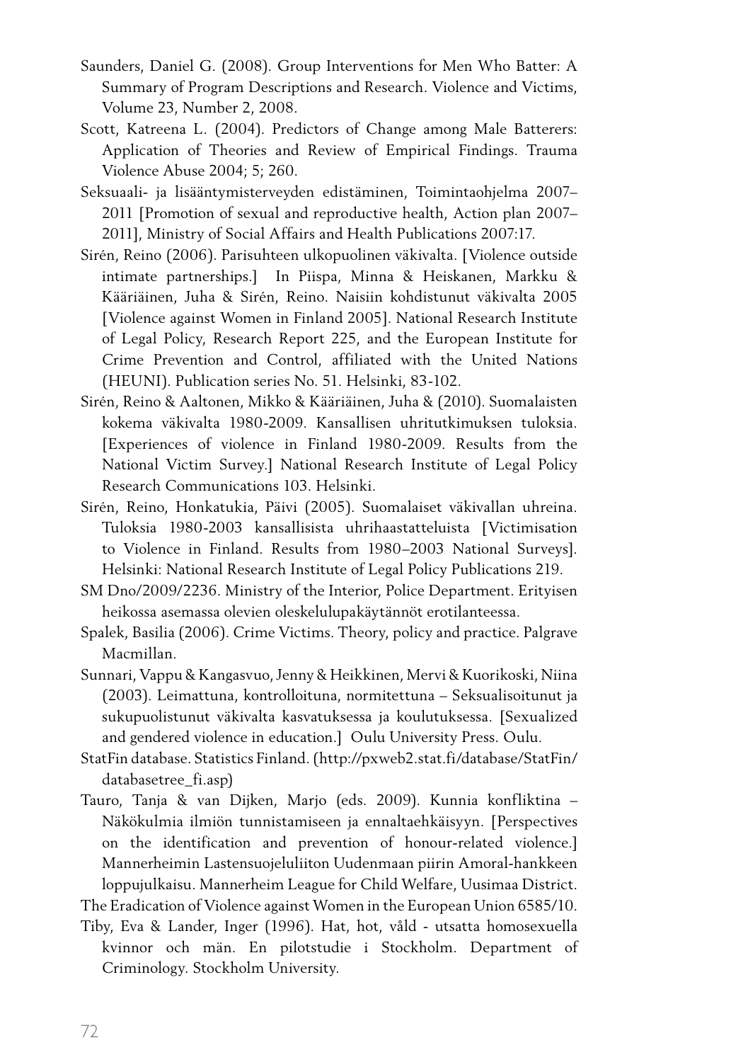Saunders, Daniel G. (2008). Group Interventions for Men Who Batter: A Summary of Program Descriptions and Research. Violence and Victims, Volume 23, Number 2, 2008.

Scott, Katreena L. (2004). Predictors of Change among Male Batterers: Application of Theories and Review of Empirical Findings. Trauma Violence Abuse 2004; 5; 260.

Seksuaali- ja lisääntymisterveyden edistäminen, Toimintaohjelma 2007–2011 [Promotion of sexual and reproductive health, Action plan 2007–2011], Ministry of Social Affairs and Health Publications 2007:17.

Sirén, Reino (2006). Parisuhteen ulkopuolinen väkivalta. [Violence outside intimate partnerships.] In Piispa, Minna & Heiskanen, Markku & Kääriäinen, Juha & Sirén, Reino. Naisiin kohdistunut väkivalta 2005 [Violence against Women in Finland 2005]. National Research Institute of Legal Policy, Research Report 225, and the European Institute for Crime Prevention and Control, affiliated with the United Nations (HEUNI). Publication series No. 51. Helsinki, 83-102.

Sirén, Reino & Aaltonen, Mikko & Kääriäinen, Juha & (2010). Suomalaisten kokema väkivalta 1980-2009. Kansallisen uhritutkimuksen tuloksia. [Experiences of violence in Finland 1980-2009. Results from the National Victim Survey.] National Research Institute of Legal Policy Research Communications 103. Helsinki.

Sirén, Reino, Honkatukia, Päivi (2005). Suomalaiset väkivallan uhreina. Tuloksia 1980-2003 kansallisista uhrihaastatteluista [Victimisation to Violence in Finland. Results from 1980–2003 National Surveys]. Helsinki: National Research Institute of Legal Policy Publications 219.

SM Dno/2009/2236. Ministry of the Interior, Police Department. Erityisen heikossa asemassa olevien oleskelulupakäytännöt erotilanteessa.

Spalek, Basilia (2006). Crime Victims. Theory, policy and practice. Palgrave Macmillan.

Sunnari, Vappu & Kangasvuo, Jenny & Heikkinen, Mervi & Kuorikoski, Niina (2003). Leimattuna, kontrolloituna, normitettuna – Seksualisoitunut ja sukupuolistunut väkivalta kasvatuksessa ja koulutuksessa. [Sexualized and gendered violence in education.] Oulu University Press. Oulu.

StatFin database. Statistics Finland. (http://pxweb2.stat.fi/database/StatFin/databasetree_fi.asp)

Tauro, Tanja & van Dijken, Marjo (eds. 2009). Kunnia konfliktina – Näkökulmia ilmiön tunnistamiseen ja ennaltaehkäisyyn. [Perspectives on the identification and prevention of honour-related violence.] Mannerheimin Lastensuojeluliiton Uudenmaan piirin Amoral-hankkeen loppujulkaisu. Mannerheim League for Child Welfare, Uusimaa District.

The Eradication of Violence against Women in the European Union 6585/10.

Tiby, Eva & Lander, Inger (1996). Hat, hot, våld - utsatta homosexuella kvinnor och män. En pilotstudie i Stockholm. Department of Criminology. Stockholm University.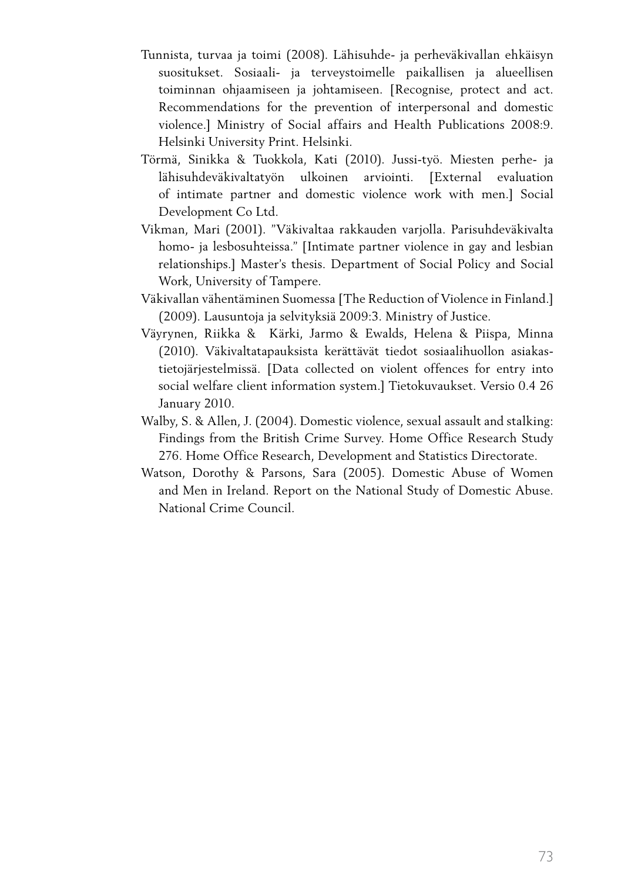Tunnista, turvaa ja toimi (2008). Lähisuhde- ja perheväkivallan ehkäisyn suositukset. Sosiaali- ja terveystoimelle paikallisen ja alueellisen toiminnan ohjaamiseen ja johtamiseen. [Recognise, protect and act. Recommendations for the prevention of interpersonal and domestic violence.] Ministry of Social affairs and Health Publications 2008:9. Helsinki University Print. Helsinki.

Törmä, Sinikka & Tuokkola, Kati (2010). Jussi-työ. Miesten perhe- ja lähisuhdeväkivaltatyön ulkoinen arviointi. [External evaluation of intimate partner and domestic violence work with men.] Social Development Co Ltd.

Vikman, Mari (2001). "Väkivaltaa rakkauden varjolla. Parisuhdeväkivalta homo- ja lesbosuhteissa." [Intimate partner violence in gay and lesbian relationships.] Master's thesis. Department of Social Policy and Social Work, University of Tampere.

Väkivallan vähentäminen Suomessa [The Reduction of Violence in Finland.] (2009). Lausuntoja ja selvityksiä 2009:3. Ministry of Justice.

Väyrynen, Riikka & Kärki, Jarmo & Ewalds, Helena & Piispa, Minna (2010). Väkivaltatapauksista kerättävät tiedot sosiaalihuollon asiakastietojärjestelmissä. [Data collected on violent offences for entry into social welfare client information system.] Tietokuvaukset. Versio 0.4 26 January 2010.

Walby, S. & Allen, J. (2004). Domestic violence, sexual assault and stalking: Findings from the British Crime Survey. Home Office Research Study 276. Home Office Research, Development and Statistics Directorate.

Watson, Dorothy & Parsons, Sara (2005). Domestic Abuse of Women and Men in Ireland. Report on the National Study of Domestic Abuse. National Crime Council.